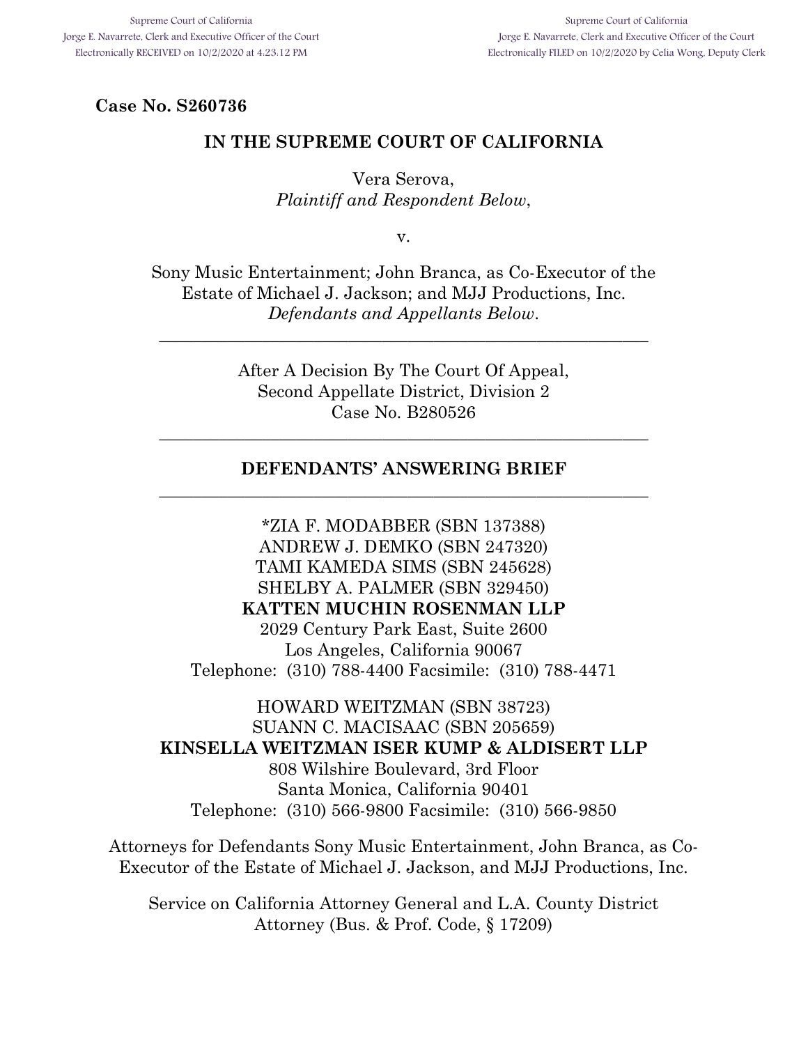Supreme Court of California
Jorge E. Navarrete, Clerk and Executive Officer of the Court
Electronically RECEIVED on 10/2/2020 at 4:23:12 PM

Supreme Court of California
Jorge E. Navarrete, Clerk and Executive Officer of the Court
Electronically FILED on 10/2/2020 by Celia Wong, Deputy Clerk

**Case No. S260736**

**IN THE SUPREME COURT OF CALIFORNIA**

Vera Serova,
*Plaintiff and Respondent Below*,

v.

Sony Music Entertainment; John Branca, as Co-Executor of the Estate of Michael J. Jackson; and MJJ Productions, Inc.
*Defendants and Appellants Below*.

---

After A Decision By The Court Of Appeal,
Second Appellate District, Division 2
Case No. B280526

---

**DEFENDANTS' ANSWERING BRIEF**

---

*ZIA F. MODABBER (SBN 137388)
ANDREW J. DEMKO (SBN 247320)
TAMI KAMEDA SIMS (SBN 245628)
SHELBY A. PALMER (SBN 329450)
**KATTEN MUCHIN ROSENMAN LLP**
2029 Century Park East, Suite 2600
Los Angeles, California 90067
Telephone: (310) 788-4400 Facsimile: (310) 788-4471

HOWARD WEITZMAN (SBN 38723)
SUANN C. MACISAAC (SBN 205659)
**KINSELLA WEITZMAN ISER KUMP & ALDISERT LLP**
808 Wilshire Boulevard, 3rd Floor
Santa Monica, California 90401
Telephone: (310) 566-9800 Facsimile: (310) 566-9850

Attorneys for Defendants Sony Music Entertainment, John Branca, as Co-Executor of the Estate of Michael J. Jackson, and MJJ Productions, Inc.

Service on California Attorney General and L.A. County District Attorney (Bus. & Prof. Code, § 17209)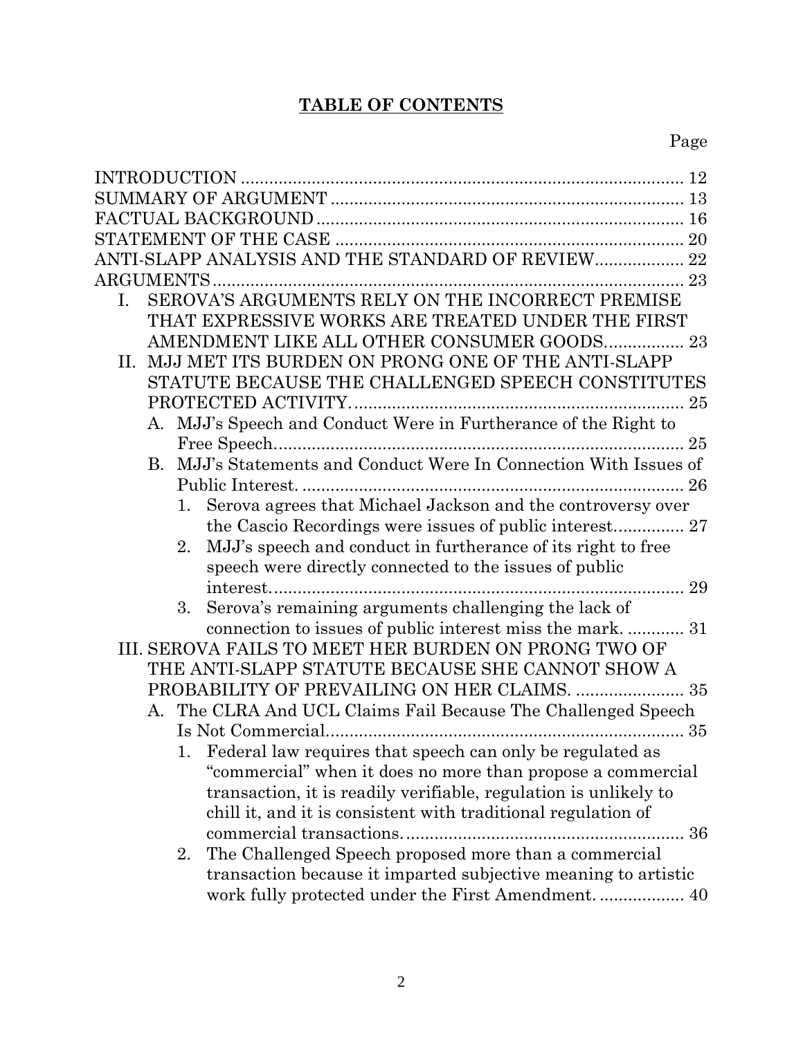# TABLE OF CONTENTS

Page

INTRODUCTION .......... 12

SUMMARY OF ARGUMENT .......... 13

FACTUAL BACKGROUND .......... 16

STATEMENT OF THE CASE .......... 20

ANTI-SLAPP ANALYSIS AND THE STANDARD OF REVIEW .......... 22

ARGUMENTS .......... 23

- I. SEROVA'S ARGUMENTS RELY ON THE INCORRECT PREMISE THAT EXPRESSIVE WORKS ARE TREATED UNDER THE FIRST AMENDMENT LIKE ALL OTHER CONSUMER GOODS .......... 23
- II. MJJ MET ITS BURDEN ON PRONG ONE OF THE ANTI-SLAPP STATUTE BECAUSE THE CHALLENGED SPEECH CONSTITUTES PROTECTED ACTIVITY .......... 25
  - A. MJJ's Speech and Conduct Were in Furtherance of the Right to Free Speech .......... 25
  - B. MJJ's Statements and Conduct Were In Connection With Issues of Public Interest .......... 26
    - 1. Serova agrees that Michael Jackson and the controversy over the Cascio Recordings were issues of public interest .......... 27
    - 2. MJJ's speech and conduct in furtherance of its right to free speech were directly connected to the issues of public interest .......... 29
    - 3. Serova's remaining arguments challenging the lack of connection to issues of public interest miss the mark .......... 31
- III. SEROVA FAILS TO MEET HER BURDEN ON PRONG TWO OF THE ANTI-SLAPP STATUTE BECAUSE SHE CANNOT SHOW A PROBABILITY OF PREVAILING ON HER CLAIMS .......... 35
  - A. The CLRA And UCL Claims Fail Because The Challenged Speech Is Not Commercial .......... 35
    - 1. Federal law requires that speech can only be regulated as "commercial" when it does no more than propose a commercial transaction, it is readily verifiable, regulation is unlikely to chill it, and it is consistent with traditional regulation of commercial transactions .......... 36
    - 2. The Challenged Speech proposed more than a commercial transaction because it imparted subjective meaning to artistic work fully protected under the First Amendment .......... 40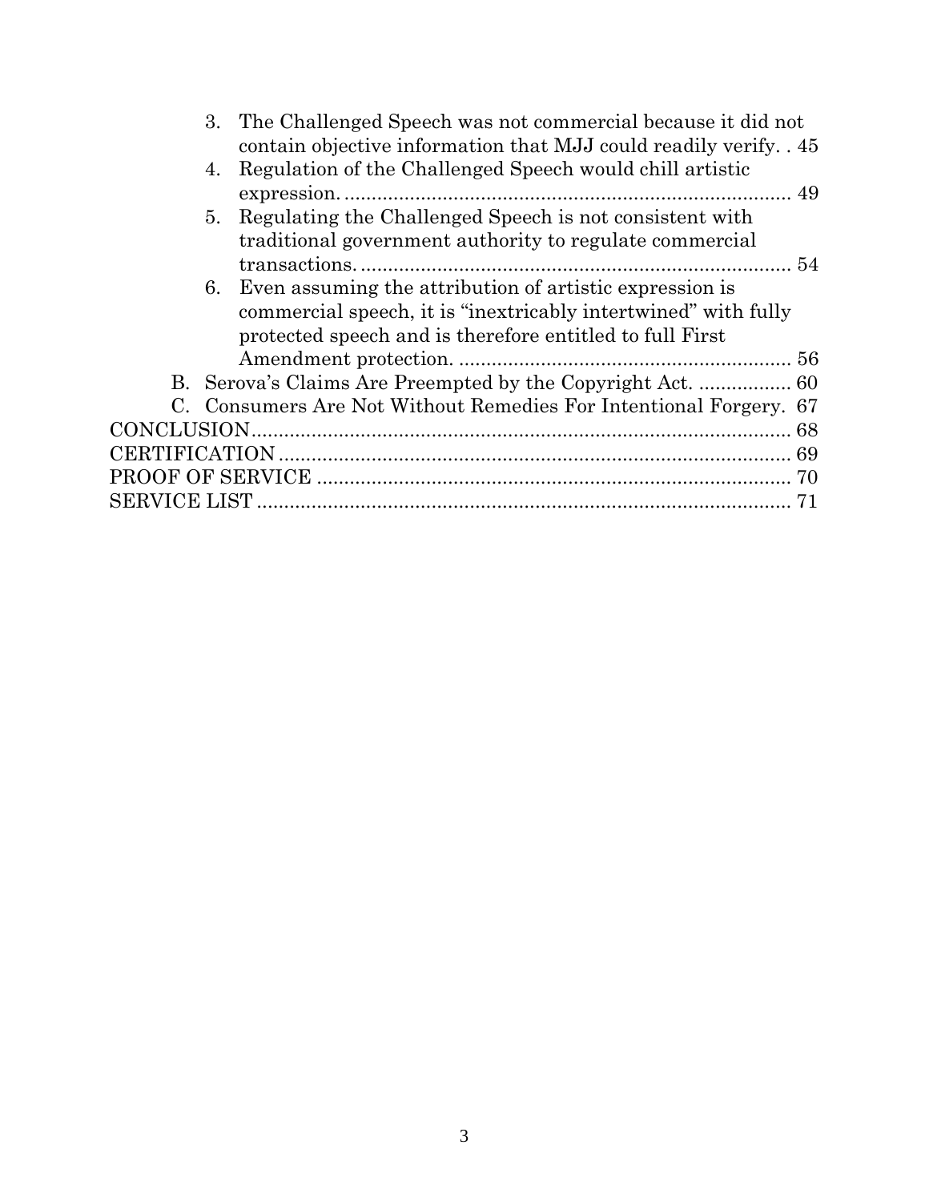3. The Challenged Speech was not commercial because it did not contain objective information that MJJ could readily verify. . 45
4. Regulation of the Challenged Speech would chill artistic expression. .................................................................................. 49
5. Regulating the Challenged Speech is not consistent with traditional government authority to regulate commercial transactions. .............................................................................. 54
6. Even assuming the attribution of artistic expression is commercial speech, it is "inextricably intertwined" with fully protected speech and is therefore entitled to full First Amendment protection. ............................................................ 56

B. Serova's Claims Are Preempted by the Copyright Act. ................. 60

C. Consumers Are Not Without Remedies For Intentional Forgery. 67

CONCLUSION.................................................................................................. 68

CERTIFICATION ............................................................................................ 69

PROOF OF SERVICE ..................................................................................... 70

SERVICE LIST ................................................................................................ 71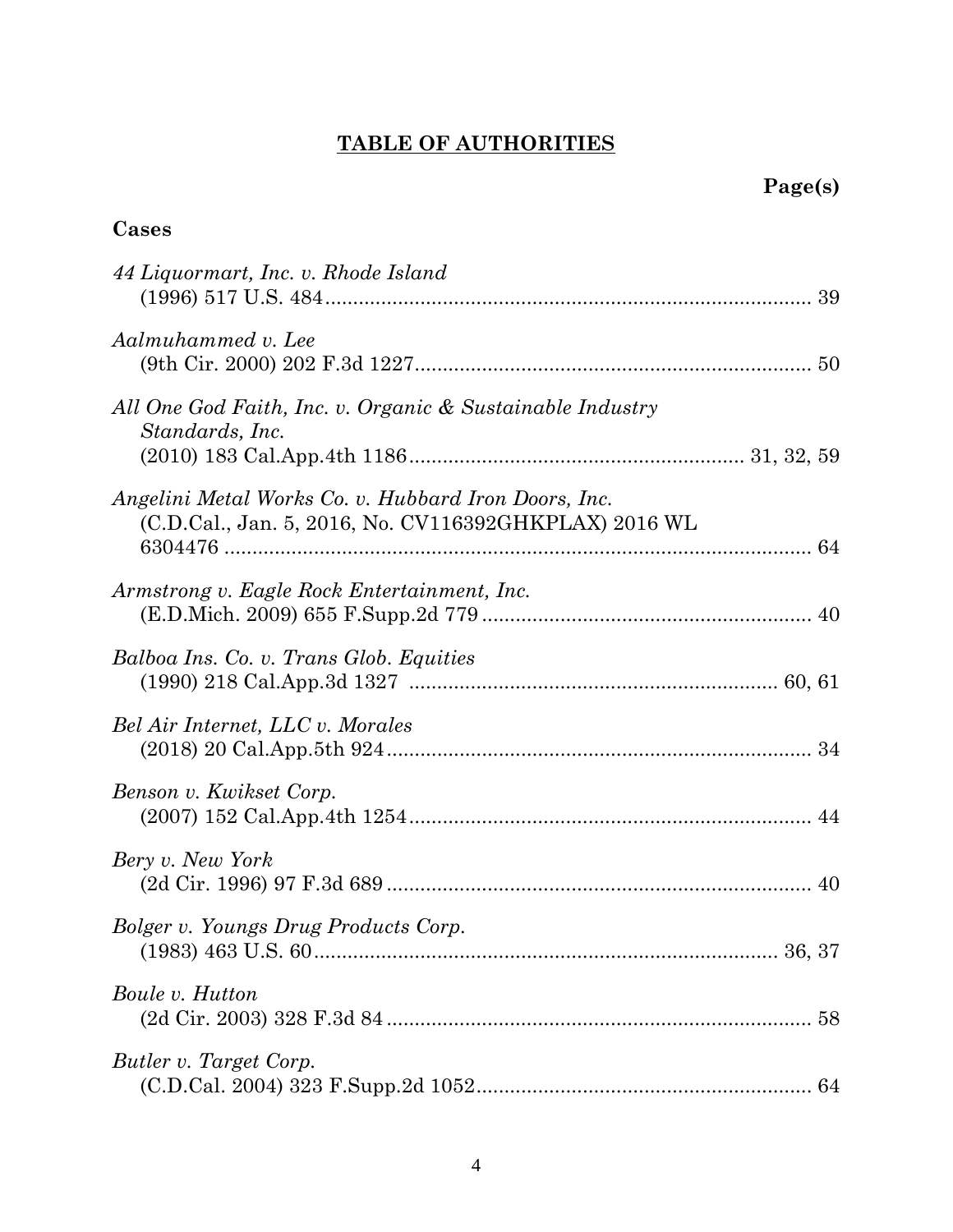# TABLE OF AUTHORITIES

**Page(s)**

## Cases

*44 Liquormart, Inc. v. Rhode Island*
(1996) 517 U.S. 484 ........................................................................................ 39

*Aalmuhammed v. Lee*
(9th Cir. 2000) 202 F.3d 1227 ........................................................................ 50

*All One God Faith, Inc. v. Organic & Sustainable Industry Standards, Inc.*
(2010) 183 Cal.App.4th 1186 ........................................................... 31, 32, 59

*Angelini Metal Works Co. v. Hubbard Iron Doors, Inc.*
(C.D.Cal., Jan. 5, 2016, No. CV116392GHKPLAX) 2016 WL 6304476 ........................................................................................................ 64

*Armstrong v. Eagle Rock Entertainment, Inc.*
(E.D.Mich. 2009) 655 F.Supp.2d 779 ........................................................... 40

*Balboa Ins. Co. v. Trans Glob. Equities*
(1990) 218 Cal.App.3d 1327 ................................................................... 60, 61

*Bel Air Internet, LLC v. Morales*
(2018) 20 Cal.App.5th 924 ............................................................................ 34

*Benson v. Kwikset Corp.*
(2007) 152 Cal.App.4th 1254 ........................................................................ 44

*Bery v. New York*
(2d Cir. 1996) 97 F.3d 689 ............................................................................. 40

*Bolger v. Youngs Drug Products Corp.*
(1983) 463 U.S. 60 .................................................................................... 36, 37

*Boule v. Hutton*
(2d Cir. 2003) 328 F.3d 84 ............................................................................. 58

*Butler v. Target Corp.*
(C.D.Cal. 2004) 323 F.Supp.2d 1052 ............................................................ 64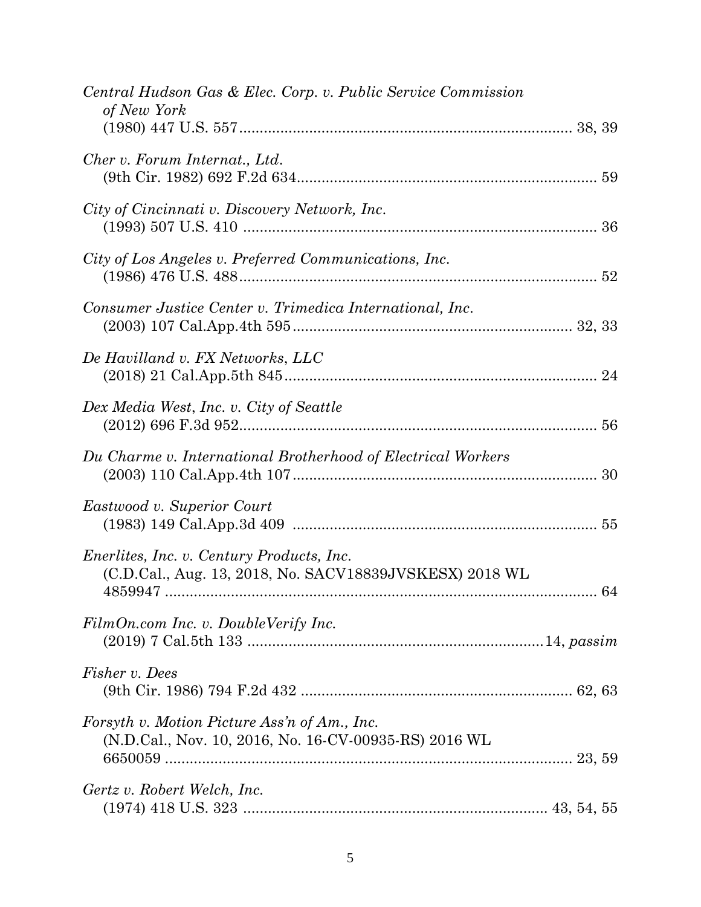*Central Hudson Gas & Elec. Corp. v. Public Service Commission of New York*
(1980) 447 U.S. 557 .................................................................................. 38, 39

*Cher v. Forum Internat., Ltd.*
(9th Cir. 1982) 692 F.2d 634 .......................................................................... 59

*City of Cincinnati v. Discovery Network, Inc.*
(1993) 507 U.S. 410 ...................................................................................... 36

*City of Los Angeles v. Preferred Communications, Inc.*
(1986) 476 U.S. 488 ...................................................................................... 52

*Consumer Justice Center v. Trimedica International, Inc.*
(2003) 107 Cal.App.4th 595 .................................................................... 32, 33

*De Havilland v. FX Networks, LLC*
(2018) 21 Cal.App.5th 845 ............................................................................ 24

*Dex Media West, Inc. v. City of Seattle*
(2012) 696 F.3d 952 ...................................................................................... 56

*Du Charme v. International Brotherhood of Electrical Workers*
(2003) 110 Cal.App.4th 107 .......................................................................... 30

*Eastwood v. Superior Court*
(1983) 149 Cal.App.3d 409 ........................................................................... 55

*Enerlites, Inc. v. Century Products, Inc.*
(C.D.Cal., Aug. 13, 2018, No. SACV18839JVSKESX) 2018 WL 4859947 ..................................................................................................... 64

*FilmOn.com Inc. v. DoubleVerify Inc.*
(2019) 7 Cal.5th 133 ........................................................................ 14, *passim*

*Fisher v. Dees*
(9th Cir. 1986) 794 F.2d 432 .................................................................... 62, 63

*Forsyth v. Motion Picture Ass'n of Am., Inc.*
(N.D.Cal., Nov. 10, 2016, No. 16-CV-00935-RS) 2016 WL 6650059 ............................................................................................... 23, 59

*Gertz v. Robert Welch, Inc.*
(1974) 418 U.S. 323 ........................................................................... 43, 54, 55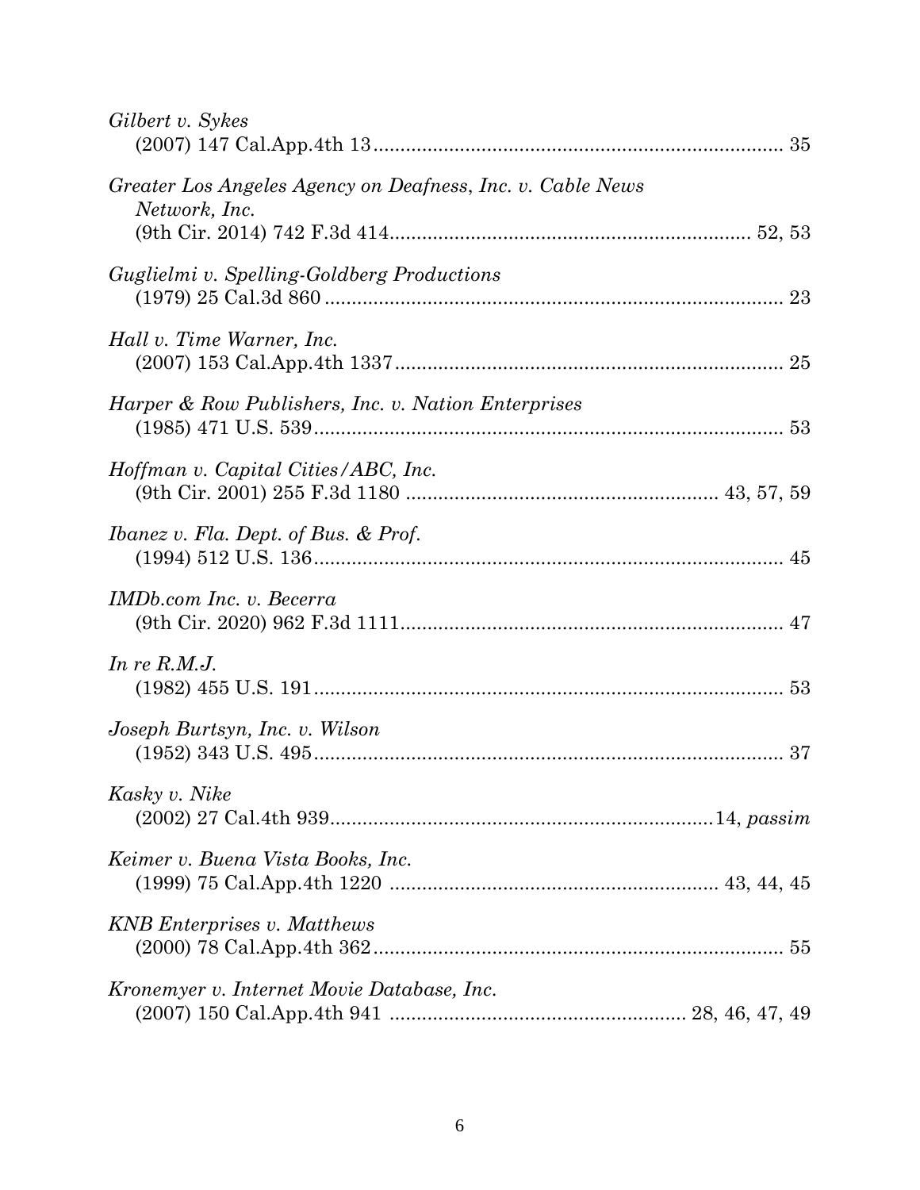*Gilbert v. Sykes*
(2007) 147 Cal.App.4th 13 .......................................................................... 35

*Greater Los Angeles Agency on Deafness, Inc. v. Cable News Network, Inc.*
(9th Cir. 2014) 742 F.3d 414.................................................................. 52, 53

*Guglielmi v. Spelling-Goldberg Productions*
(1979) 25 Cal.3d 860 .................................................................................. 23

*Hall v. Time Warner, Inc.*
(2007) 153 Cal.App.4th 1337...................................................................... 25

*Harper & Row Publishers, Inc. v. Nation Enterprises*
(1985) 471 U.S. 539...................................................................................... 53

*Hoffman v. Capital Cities/ABC, Inc.*
(9th Cir. 2001) 255 F.3d 1180 ........................................................ 43, 57, 59

*Ibanez v. Fla. Dept. of Bus. & Prof.*
(1994) 512 U.S. 136...................................................................................... 45

*IMDb.com Inc. v. Becerra*
(9th Cir. 2020) 962 F.3d 1111...................................................................... 47

*In re R.M.J.*
(1982) 455 U.S. 191...................................................................................... 53

*Joseph Burtsyn, Inc. v. Wilson*
(1952) 343 U.S. 495...................................................................................... 37

*Kasky v. Nike*
(2002) 27 Cal.4th 939......................................................................14, *passim*

*Keimer v. Buena Vista Books, Inc.*
(1999) 75 Cal.App.4th 1220 ........................................................... 43, 44, 45

*KNB Enterprises v. Matthews*
(2000) 78 Cal.App.4th 362........................................................................... 55

*Kronemyer v. Internet Movie Database, Inc.*
(2007) 150 Cal.App.4th 941 ...................................................... 28, 46, 47, 49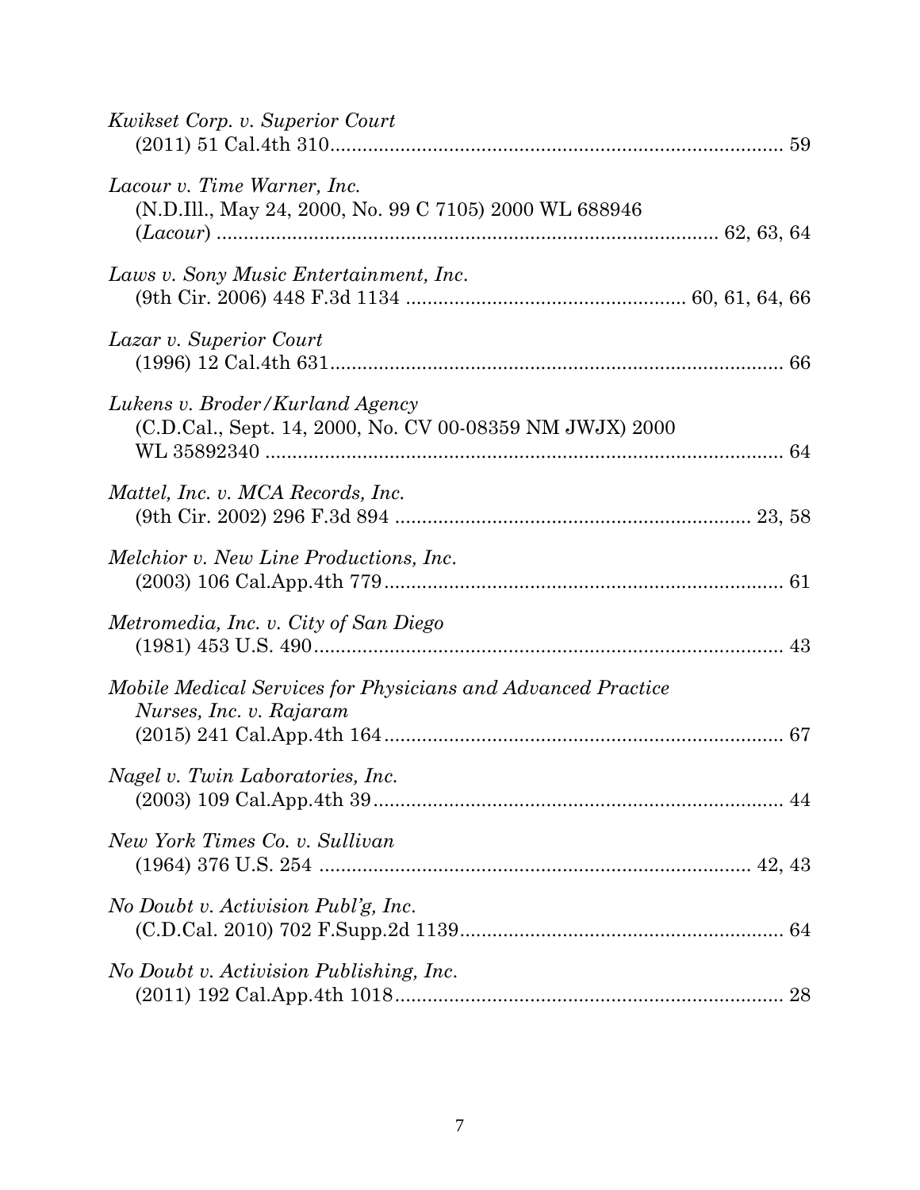*Kwikset Corp. v. Superior Court*
(2011) 51 Cal.4th 310 .................................................................................... 59

*Lacour v. Time Warner, Inc.*
(N.D.Ill., May 24, 2000, No. 99 C 7105) 2000 WL 688946
(*Lacour*) ........................................................................................... 62, 63, 64

*Laws v. Sony Music Entertainment, Inc.*
(9th Cir. 2006) 448 F.3d 1134 .................................................... 60, 61, 64, 66

*Lazar v. Superior Court*
(1996) 12 Cal.4th 631 .................................................................................... 66

*Lukens v. Broder/Kurland Agency*
(C.D.Cal., Sept. 14, 2000, No. CV 00-08359 NM JWJX) 2000
WL 35892340 ................................................................................................ 64

*Mattel, Inc. v. MCA Records, Inc.*
(9th Cir. 2002) 296 F.3d 894 ................................................................... 23, 58

*Melchior v. New Line Productions, Inc.*
(2003) 106 Cal.App.4th 779 .......................................................................... 61

*Metromedia, Inc. v. City of San Diego*
(1981) 453 U.S. 490 ....................................................................................... 43

*Mobile Medical Services for Physicians and Advanced Practice Nurses, Inc. v. Rajaram*
(2015) 241 Cal.App.4th 164 .......................................................................... 67

*Nagel v. Twin Laboratories, Inc.*
(2003) 109 Cal.App.4th 39 ............................................................................ 44

*New York Times Co. v. Sullivan*
(1964) 376 U.S. 254 ................................................................................. 42, 43

*No Doubt v. Activision Publ'g, Inc.*
(C.D.Cal. 2010) 702 F.Supp.2d 1139 ............................................................ 64

*No Doubt v. Activision Publishing, Inc.*
(2011) 192 Cal.App.4th 1018 ........................................................................ 28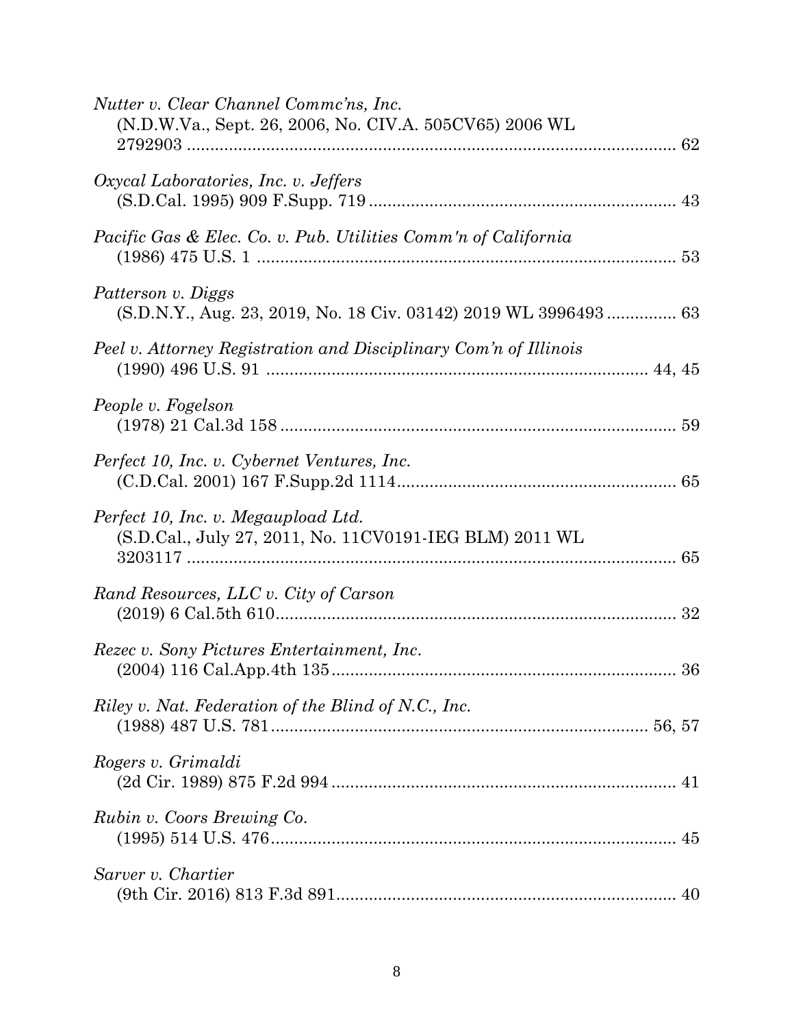*Nutter v. Clear Channel Commc'ns, Inc.*
(N.D.W.Va., Sept. 26, 2006, No. CIV.A. 505CV65) 2006 WL 2792903 ........................................................................................ 62

*Oxycal Laboratories, Inc. v. Jeffers*
(S.D.Cal. 1995) 909 F.Supp. 719 .................................................................. 43

*Pacific Gas & Elec. Co. v. Pub. Utilities Comm'n of California*
(1986) 475 U.S. 1 ......................................................................................... 53

*Patterson v. Diggs*
(S.D.N.Y., Aug. 23, 2019, No. 18 Civ. 03142) 2019 WL 3996493 ............... 63

*Peel v. Attorney Registration and Disciplinary Com'n of Illinois*
(1990) 496 U.S. 91 ................................................................................. 44, 45

*People v. Fogelson*
(1978) 21 Cal.3d 158 .................................................................................... 59

*Perfect 10, Inc. v. Cybernet Ventures, Inc.*
(C.D.Cal. 2001) 167 F.Supp.2d 1114............................................................ 65

*Perfect 10, Inc. v. Megaupload Ltd.*
(S.D.Cal., July 27, 2011, No. 11CV0191-IEG BLM) 2011 WL 3203117 ........................................................................................ 65

*Rand Resources, LLC v. City of Carson*
(2019) 6 Cal.5th 610...................................................................................... 32

*Rezec v. Sony Pictures Entertainment, Inc.*
(2004) 116 Cal.App.4th 135 .......................................................................... 36

*Riley v. Nat. Federation of the Blind of N.C., Inc.*
(1988) 487 U.S. 781................................................................................. 56, 57

*Rogers v. Grimaldi*
(2d Cir. 1989) 875 F.2d 994 .......................................................................... 41

*Rubin v. Coors Brewing Co.*
(1995) 514 U.S. 476....................................................................................... 45

*Sarver v. Chartier*
(9th Cir. 2016) 813 F.3d 891.......................................................................... 40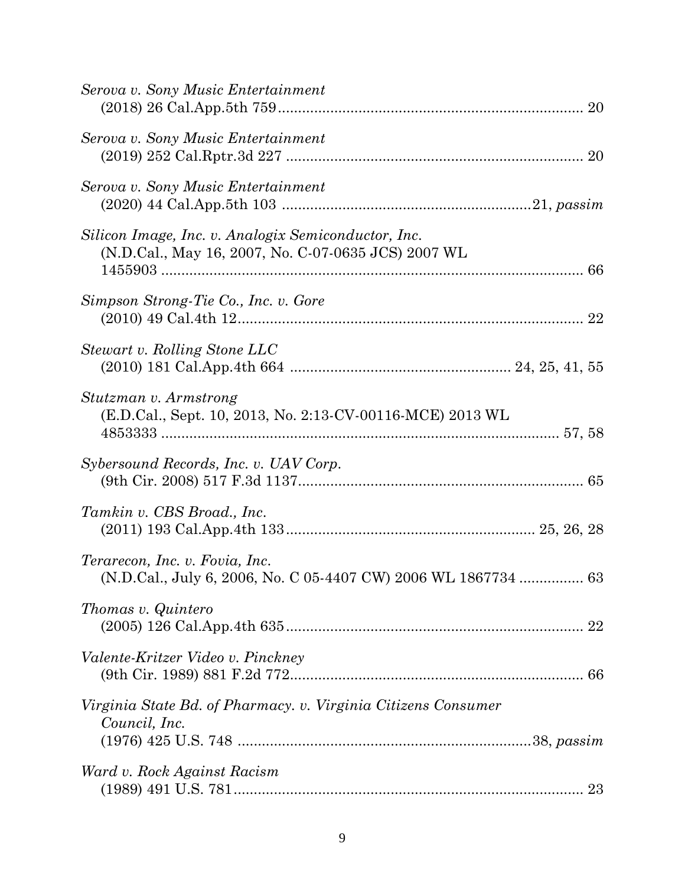*Serova v. Sony Music Entertainment*
(2018) 26 Cal.App.5th 759 ........................................................................... 20

*Serova v. Sony Music Entertainment*
(2019) 252 Cal.Rptr.3d 227 .......................................................................... 20

*Serova v. Sony Music Entertainment*
(2020) 44 Cal.App.5th 103 ............................................................21, *passim*

*Silicon Image, Inc. v. Analogix Semiconductor, Inc.*
(N.D.Cal., May 16, 2007, No. C-07-0635 JCS) 2007 WL 1455903 ........................................................................................ 66

*Simpson Strong-Tie Co., Inc. v. Gore*
(2010) 49 Cal.4th 12...................................................................................... 22

*Stewart v. Rolling Stone LLC*
(2010) 181 Cal.App.4th 664 ...................................................... 24, 25, 41, 55

*Stutzman v. Armstrong*
(E.D.Cal., Sept. 10, 2013, No. 2:13-CV-00116-MCE) 2013 WL 4853333 .................................................................................... 57, 58

*Sybersound Records, Inc. v. UAV Corp.*
(9th Cir. 2008) 517 F.3d 1137...................................................................... 65

*Tamkin v. CBS Broad., Inc.*
(2011) 193 Cal.App.4th 133........................................................... 25, 26, 28

*Terarecon, Inc. v. Fovia, Inc.*
(N.D.Cal., July 6, 2006, No. C 05-4407 CW) 2006 WL 1867734 ................ 63

*Thomas v. Quintero*
(2005) 126 Cal.App.4th 635.......................................................................... 22

*Valente-Kritzer Video v. Pinckney*
(9th Cir. 1989) 881 F.2d 772......................................................................... 66

*Virginia State Bd. of Pharmacy. v. Virginia Citizens Consumer Council, Inc.*
(1976) 425 U.S. 748 ........................................................................38, *passim*

*Ward v. Rock Against Racism*
(1989) 491 U.S. 781....................................................................................... 23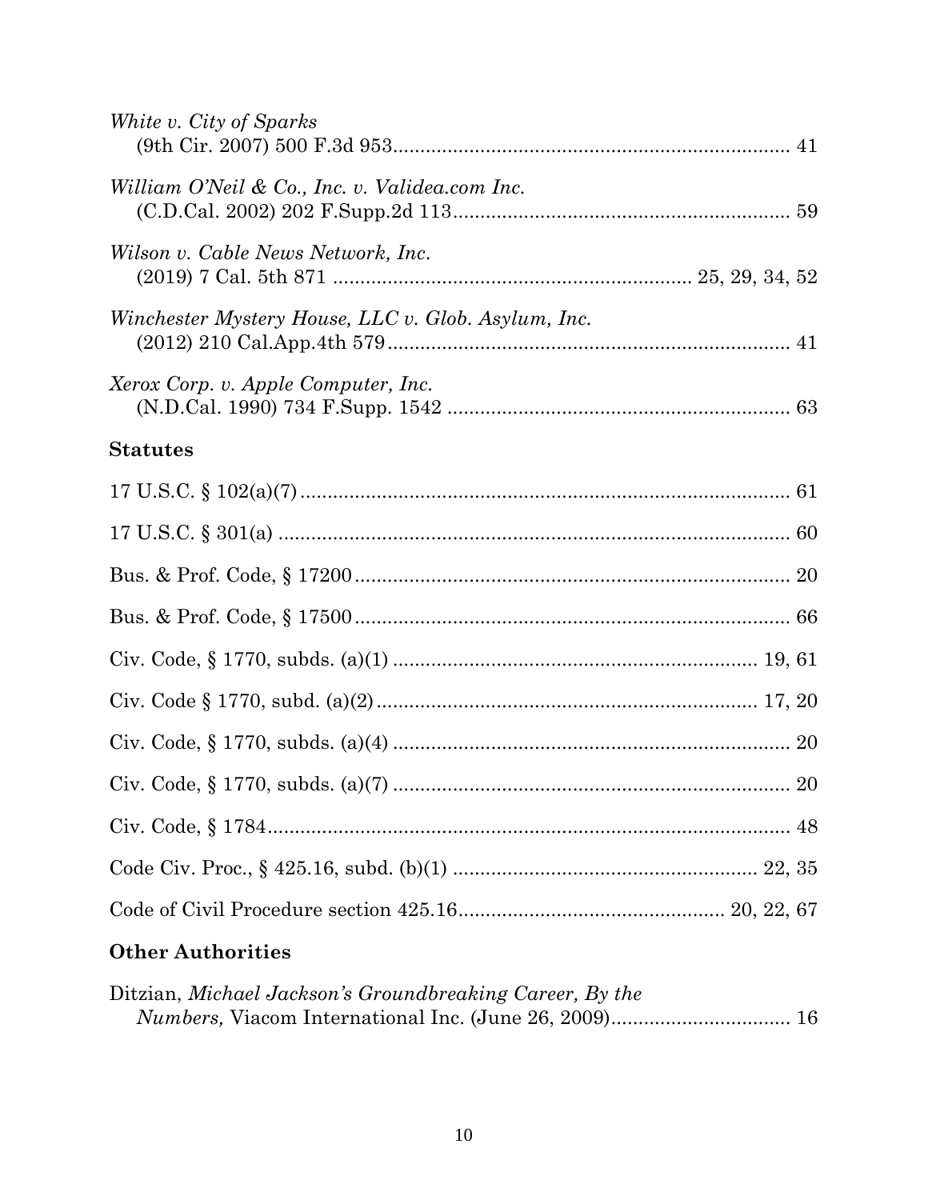*White v. City of Sparks*
(9th Cir. 2007) 500 F.3d 953........................................................................ 41

*William O'Neil & Co., Inc. v. Validea.com Inc.*
(C.D.Cal. 2002) 202 F.Supp.2d 113.............................................................. 59

*Wilson v. Cable News Network, Inc.*
(2019) 7 Cal. 5th 871 ................................................................. 25, 29, 34, 52

*Winchester Mystery House, LLC v. Glob. Asylum, Inc.*
(2012) 210 Cal.App.4th 579.......................................................................... 41

*Xerox Corp. v. Apple Computer, Inc.*
(N.D.Cal. 1990) 734 F.Supp. 1542 ............................................................... 63

**Statutes**

17 U.S.C. § 102(a)(7)......................................................................................... 61

17 U.S.C. § 301(a) ............................................................................................. 60

Bus. & Prof. Code, § 17200................................................................................ 20

Bus. & Prof. Code, § 17500................................................................................ 66

Civ. Code, § 1770, subds. (a)(1) .................................................................... 19, 61

Civ. Code § 1770, subd. (a)(2)....................................................................... 17, 20

Civ. Code, § 1770, subds. (a)(4) ........................................................................ 20

Civ. Code, § 1770, subds. (a)(7) ........................................................................ 20

Civ. Code, § 1784................................................................................................ 48

Code Civ. Proc., § 425.16, subd. (b)(1) ........................................................ 22, 35

Code of Civil Procedure section 425.16................................................ 20, 22, 67

**Other Authorities**

Ditzian, *Michael Jackson's Groundbreaking Career, By the Numbers,* Viacom International Inc. (June 26, 2009)................................ 16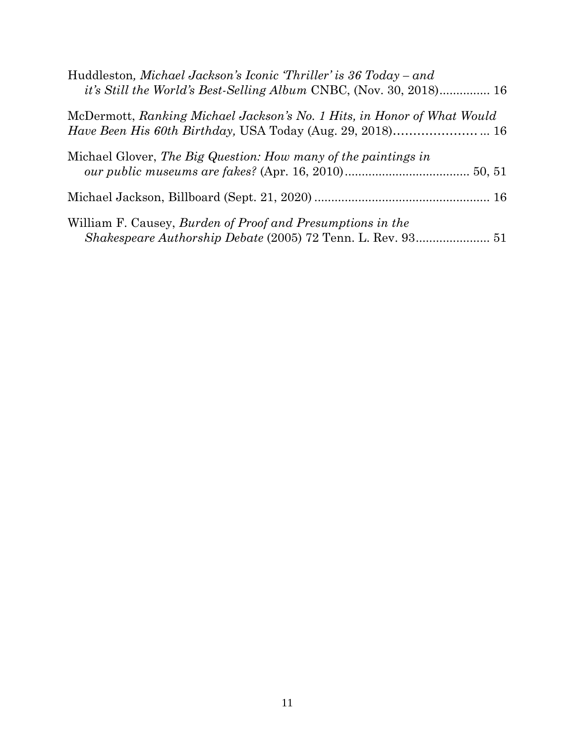Huddleston, *Michael Jackson's Iconic 'Thriller' is 36 Today – and it's Still the World's Best-Selling Album* CNBC, (Nov. 30, 2018)............... 16

McDermott, *Ranking Michael Jackson's No. 1 Hits, in Honor of What Would Have Been His 60th Birthday,* USA Today (Aug. 29, 2018)…………………... 16

Michael Glover, *The Big Question: How many of the paintings in our public museums are fakes?* (Apr. 16, 2010)..................................... 50, 51

Michael Jackson, Billboard (Sept. 21, 2020) .................................................... 16

William F. Causey, *Burden of Proof and Presumptions in the Shakespeare Authorship Debate* (2005) 72 Tenn. L. Rev. 93...................... 51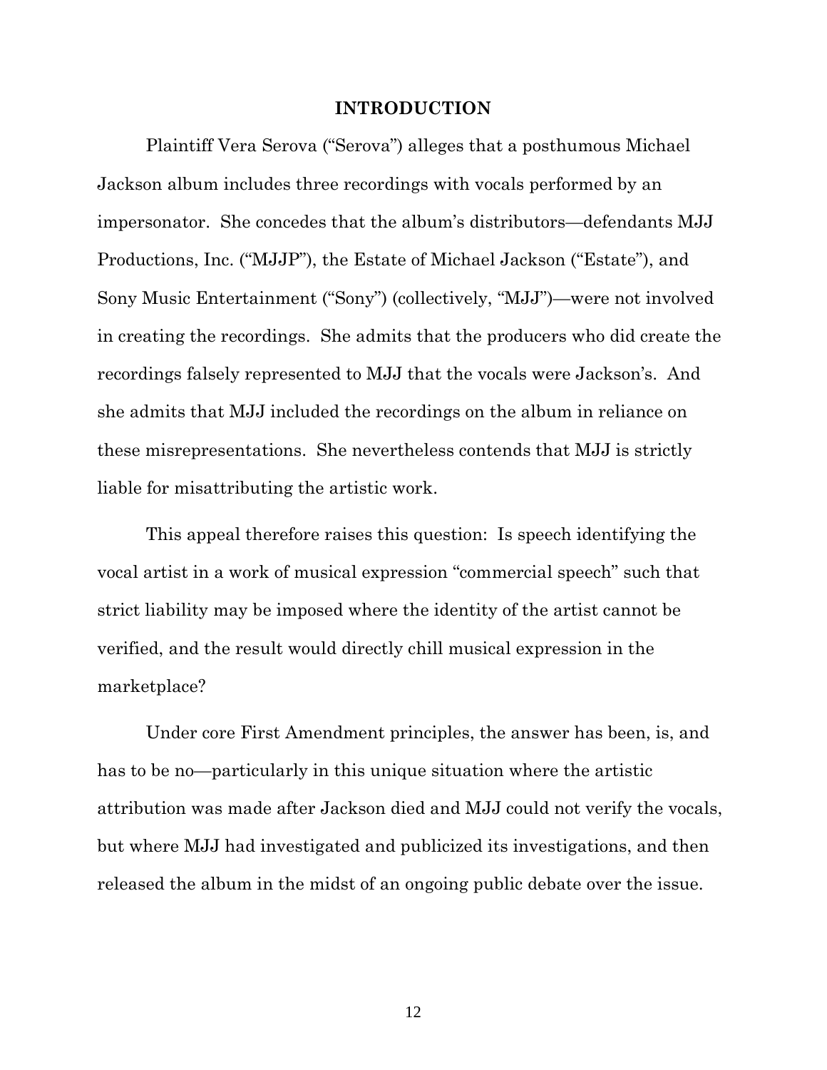# INTRODUCTION

Plaintiff Vera Serova ("Serova") alleges that a posthumous Michael Jackson album includes three recordings with vocals performed by an impersonator. She concedes that the album's distributors—defendants MJJ Productions, Inc. ("MJJP"), the Estate of Michael Jackson ("Estate"), and Sony Music Entertainment ("Sony") (collectively, "MJJ")—were not involved in creating the recordings. She admits that the producers who did create the recordings falsely represented to MJJ that the vocals were Jackson's. And she admits that MJJ included the recordings on the album in reliance on these misrepresentations. She nevertheless contends that MJJ is strictly liable for misattributing the artistic work.

This appeal therefore raises this question: Is speech identifying the vocal artist in a work of musical expression "commercial speech" such that strict liability may be imposed where the identity of the artist cannot be verified, and the result would directly chill musical expression in the marketplace?

Under core First Amendment principles, the answer has been, is, and has to be no—particularly in this unique situation where the artistic attribution was made after Jackson died and MJJ could not verify the vocals, but where MJJ had investigated and publicized its investigations, and then released the album in the midst of an ongoing public debate over the issue.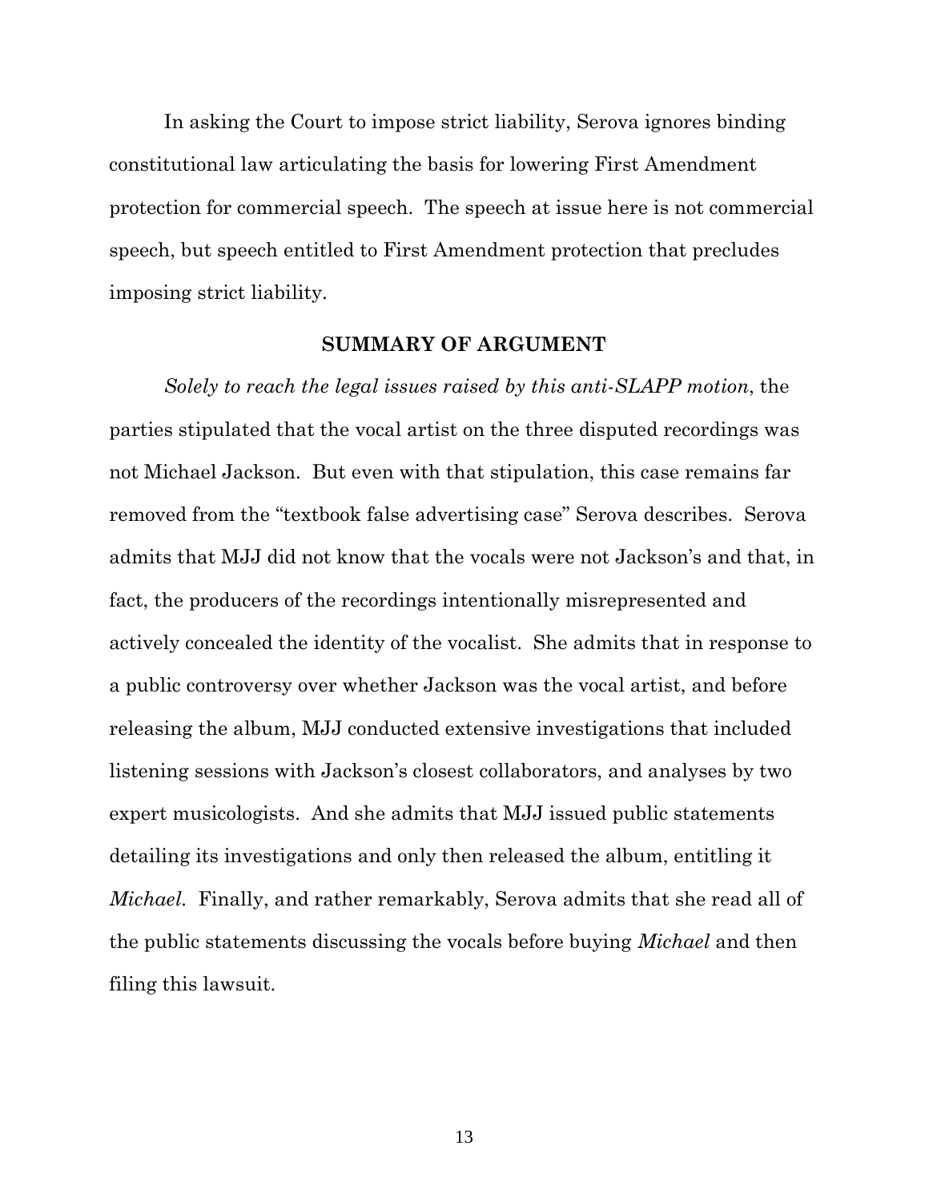In asking the Court to impose strict liability, Serova ignores binding constitutional law articulating the basis for lowering First Amendment protection for commercial speech. The speech at issue here is not commercial speech, but speech entitled to First Amendment protection that precludes imposing strict liability.

## SUMMARY OF ARGUMENT

*Solely to reach the legal issues raised by this anti-SLAPP motion*, the parties stipulated that the vocal artist on the three disputed recordings was not Michael Jackson. But even with that stipulation, this case remains far removed from the "textbook false advertising case" Serova describes. Serova admits that MJJ did not know that the vocals were not Jackson's and that, in fact, the producers of the recordings intentionally misrepresented and actively concealed the identity of the vocalist. She admits that in response to a public controversy over whether Jackson was the vocal artist, and before releasing the album, MJJ conducted extensive investigations that included listening sessions with Jackson's closest collaborators, and analyses by two expert musicologists. And she admits that MJJ issued public statements detailing its investigations and only then released the album, entitling it *Michael*. Finally, and rather remarkably, Serova admits that she read all of the public statements discussing the vocals before buying *Michael* and then filing this lawsuit.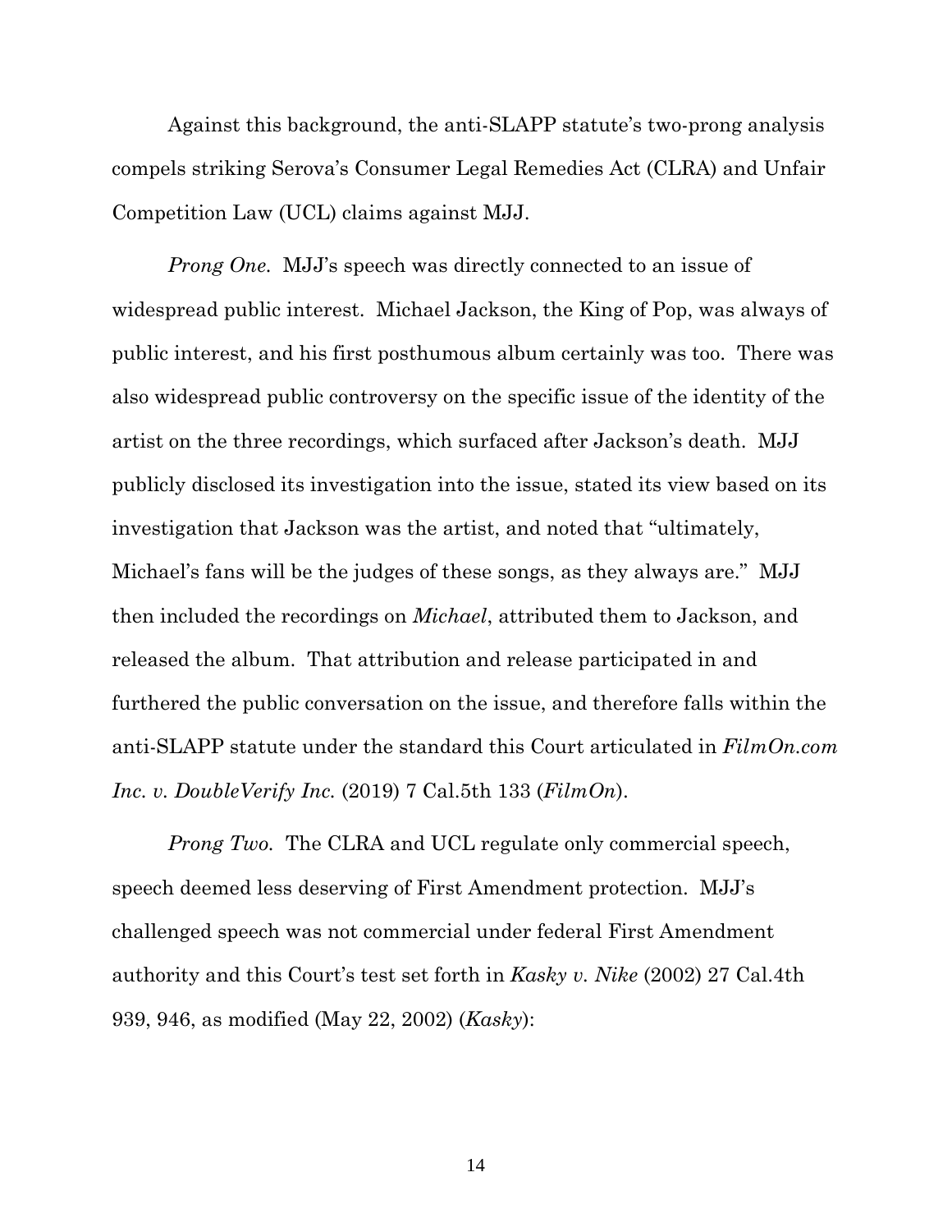Against this background, the anti-SLAPP statute's two-prong analysis compels striking Serova's Consumer Legal Remedies Act (CLRA) and Unfair Competition Law (UCL) claims against MJJ.

*Prong One.* MJJ's speech was directly connected to an issue of widespread public interest. Michael Jackson, the King of Pop, was always of public interest, and his first posthumous album certainly was too. There was also widespread public controversy on the specific issue of the identity of the artist on the three recordings, which surfaced after Jackson's death. MJJ publicly disclosed its investigation into the issue, stated its view based on its investigation that Jackson was the artist, and noted that "ultimately, Michael's fans will be the judges of these songs, as they always are." MJJ then included the recordings on *Michael*, attributed them to Jackson, and released the album. That attribution and release participated in and furthered the public conversation on the issue, and therefore falls within the anti-SLAPP statute under the standard this Court articulated in *FilmOn.com Inc. v. DoubleVerify Inc.* (2019) 7 Cal.5th 133 (*FilmOn*).

*Prong Two.* The CLRA and UCL regulate only commercial speech, speech deemed less deserving of First Amendment protection. MJJ's challenged speech was not commercial under federal First Amendment authority and this Court's test set forth in *Kasky v. Nike* (2002) 27 Cal.4th 939, 946, as modified (May 22, 2002) (*Kasky*):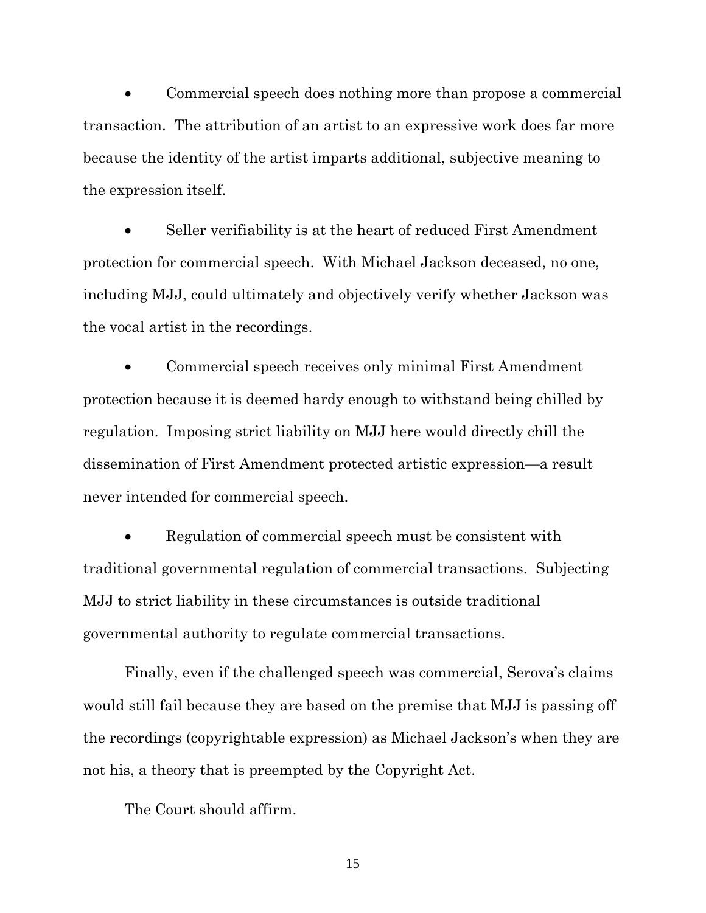- Commercial speech does nothing more than propose a commercial transaction. The attribution of an artist to an expressive work does far more because the identity of the artist imparts additional, subjective meaning to the expression itself.

- Seller verifiability is at the heart of reduced First Amendment protection for commercial speech. With Michael Jackson deceased, no one, including MJJ, could ultimately and objectively verify whether Jackson was the vocal artist in the recordings.

- Commercial speech receives only minimal First Amendment protection because it is deemed hardy enough to withstand being chilled by regulation. Imposing strict liability on MJJ here would directly chill the dissemination of First Amendment protected artistic expression—a result never intended for commercial speech.

- Regulation of commercial speech must be consistent with traditional governmental regulation of commercial transactions. Subjecting MJJ to strict liability in these circumstances is outside traditional governmental authority to regulate commercial transactions.

Finally, even if the challenged speech was commercial, Serova's claims would still fail because they are based on the premise that MJJ is passing off the recordings (copyrightable expression) as Michael Jackson's when they are not his, a theory that is preempted by the Copyright Act.

The Court should affirm.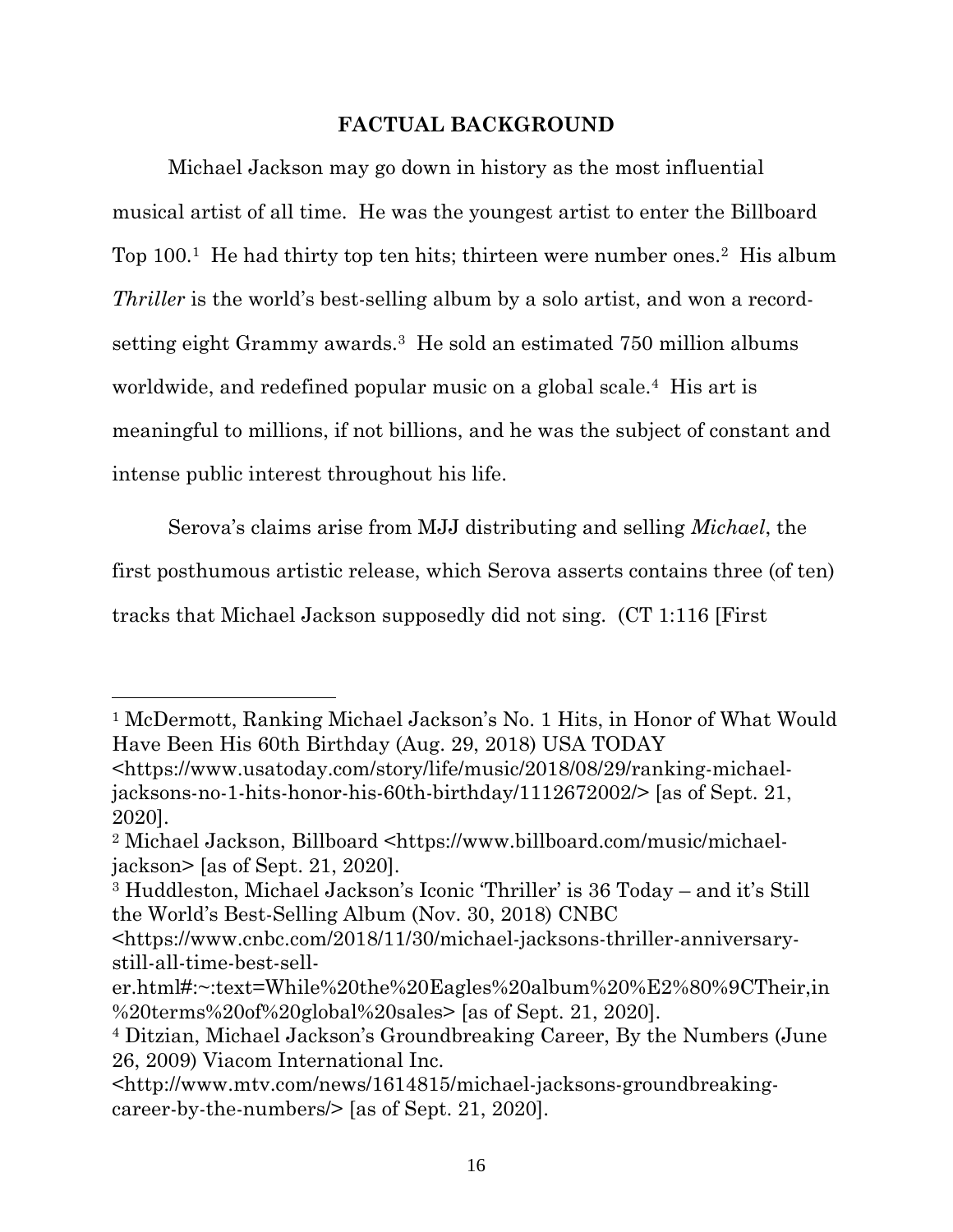## FACTUAL BACKGROUND

Michael Jackson may go down in history as the most influential musical artist of all time. He was the youngest artist to enter the Billboard Top 100.[1] He had thirty top ten hits; thirteen were number ones.[2] His album *Thriller* is the world's best-selling album by a solo artist, and won a record-setting eight Grammy awards.[3] He sold an estimated 750 million albums worldwide, and redefined popular music on a global scale.[4] His art is meaningful to millions, if not billions, and he was the subject of constant and intense public interest throughout his life.

Serova's claims arise from MJJ distributing and selling *Michael*, the first posthumous artistic release, which Serova asserts contains three (of ten) tracks that Michael Jackson supposedly did not sing. (CT 1:116 [First

---

[1] McDermott, Ranking Michael Jackson's No. 1 Hits, in Honor of What Would Have Been His 60th Birthday (Aug. 29, 2018) USA TODAY <https://www.usatoday.com/story/life/music/2018/08/29/ranking-michael-jacksons-no-1-hits-honor-his-60th-birthday/1112672002/> [as of Sept. 21, 2020].

[2] Michael Jackson, Billboard <https://www.billboard.com/music/michael-jackson> [as of Sept. 21, 2020].

[3] Huddleston, Michael Jackson's Iconic 'Thriller' is 36 Today – and it's Still the World's Best-Selling Album (Nov. 30, 2018) CNBC <https://www.cnbc.com/2018/11/30/michael-jacksons-thriller-anniversary-still-all-time-best-seller.html#:~:text=While%20the%20Eagles%20album%20%E2%80%9CTheir,in%20terms%20of%20global%20sales> [as of Sept. 21, 2020].

[4] Ditzian, Michael Jackson's Groundbreaking Career, By the Numbers (June 26, 2009) Viacom International Inc. <http://www.mtv.com/news/1614815/michael-jacksons-groundbreaking-career-by-the-numbers/> [as of Sept. 21, 2020].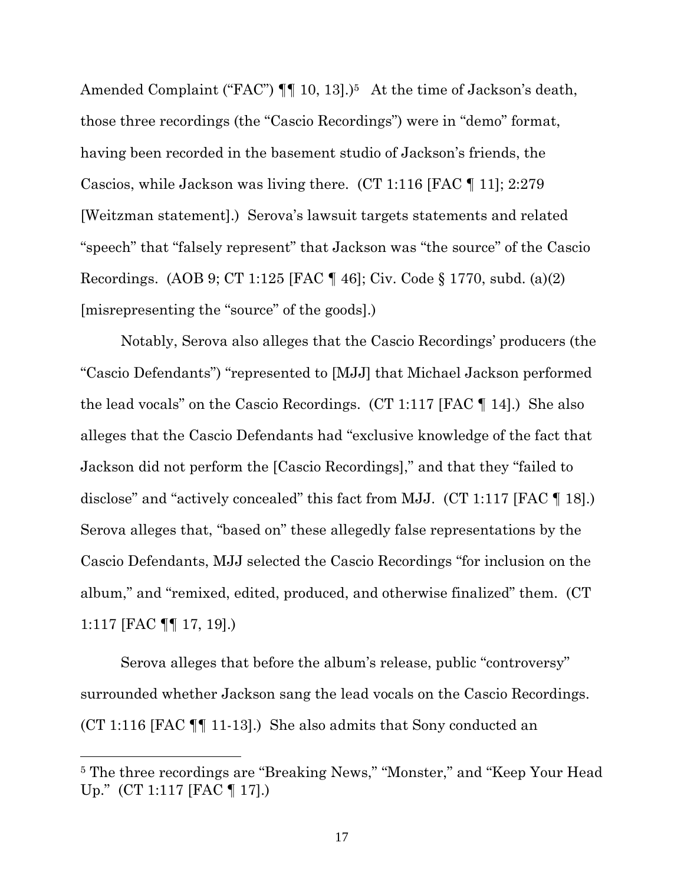Amended Complaint ("FAC") ¶¶ 10, 13].)[5] At the time of Jackson's death, those three recordings (the "Cascio Recordings") were in "demo" format, having been recorded in the basement studio of Jackson's friends, the Cascios, while Jackson was living there. (CT 1:116 [FAC ¶ 11]; 2:279 [Weitzman statement].) Serova's lawsuit targets statements and related "speech" that "falsely represent" that Jackson was "the source" of the Cascio Recordings. (AOB 9; CT 1:125 [FAC ¶ 46]; Civ. Code § 1770, subd. (a)(2) [misrepresenting the "source" of the goods].)

Notably, Serova also alleges that the Cascio Recordings' producers (the "Cascio Defendants") "represented to [MJJ] that Michael Jackson performed the lead vocals" on the Cascio Recordings. (CT 1:117 [FAC ¶ 14].) She also alleges that the Cascio Defendants had "exclusive knowledge of the fact that Jackson did not perform the [Cascio Recordings]," and that they "failed to disclose" and "actively concealed" this fact from MJJ. (CT 1:117 [FAC ¶ 18].) Serova alleges that, "based on" these allegedly false representations by the Cascio Defendants, MJJ selected the Cascio Recordings "for inclusion on the album," and "remixed, edited, produced, and otherwise finalized" them. (CT 1:117 [FAC ¶¶ 17, 19].)

Serova alleges that before the album's release, public "controversy" surrounded whether Jackson sang the lead vocals on the Cascio Recordings. (CT 1:116 [FAC ¶¶ 11-13].) She also admits that Sony conducted an

---

[5] The three recordings are "Breaking News," "Monster," and "Keep Your Head Up." (CT 1:117 [FAC ¶ 17].)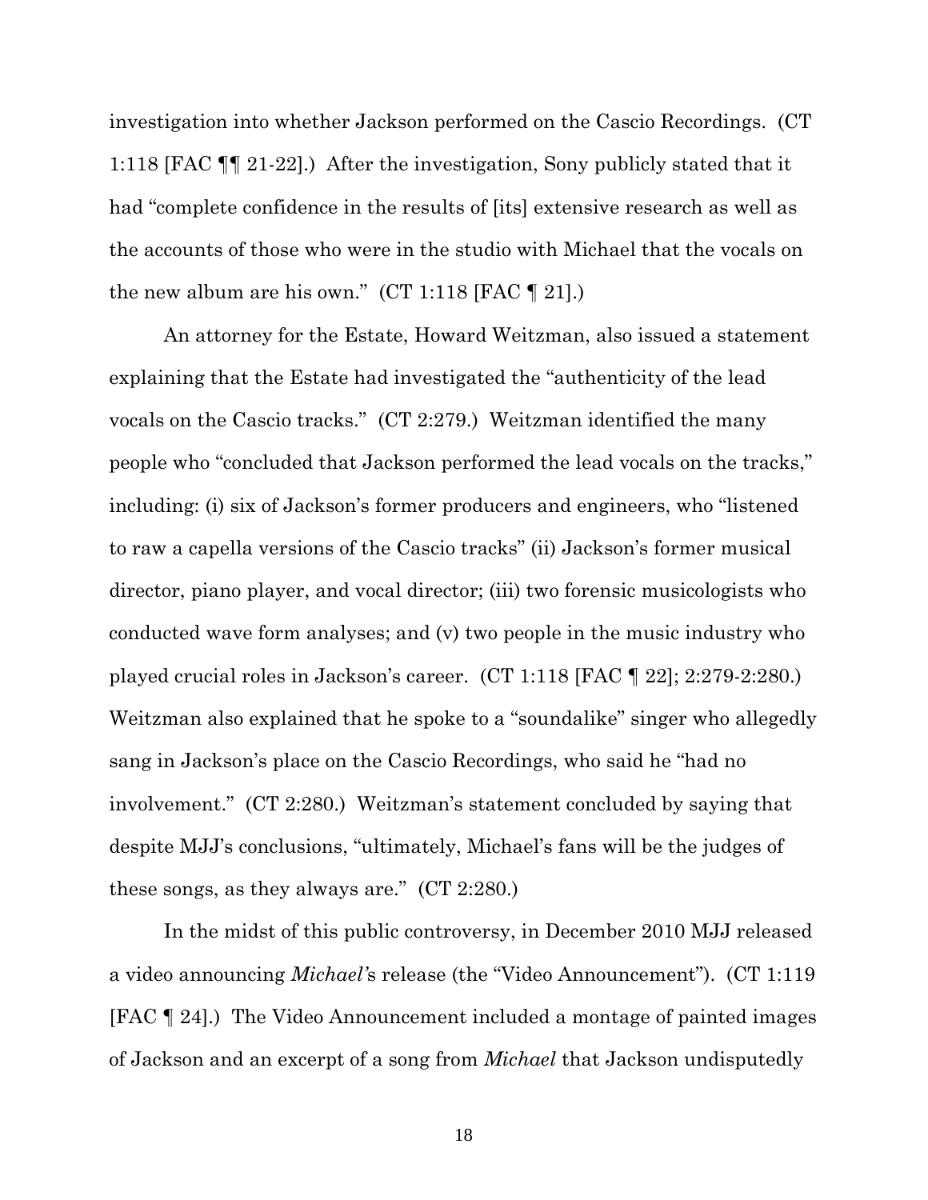investigation into whether Jackson performed on the Cascio Recordings. (CT 1:118 [FAC ¶¶ 21-22].) After the investigation, Sony publicly stated that it had "complete confidence in the results of [its] extensive research as well as the accounts of those who were in the studio with Michael that the vocals on the new album are his own." (CT 1:118 [FAC ¶ 21].)

An attorney for the Estate, Howard Weitzman, also issued a statement explaining that the Estate had investigated the "authenticity of the lead vocals on the Cascio tracks." (CT 2:279.) Weitzman identified the many people who "concluded that Jackson performed the lead vocals on the tracks," including: (i) six of Jackson's former producers and engineers, who "listened to raw a capella versions of the Cascio tracks" (ii) Jackson's former musical director, piano player, and vocal director; (iii) two forensic musicologists who conducted wave form analyses; and (v) two people in the music industry who played crucial roles in Jackson's career. (CT 1:118 [FAC ¶ 22]; 2:279-2:280.) Weitzman also explained that he spoke to a "soundalike" singer who allegedly sang in Jackson's place on the Cascio Recordings, who said he "had no involvement." (CT 2:280.) Weitzman's statement concluded by saying that despite MJJ's conclusions, "ultimately, Michael's fans will be the judges of these songs, as they always are." (CT 2:280.)

In the midst of this public controversy, in December 2010 MJJ released a video announcing *Michael*'s release (the "Video Announcement"). (CT 1:119 [FAC ¶ 24].) The Video Announcement included a montage of painted images of Jackson and an excerpt of a song from *Michael* that Jackson undisputedly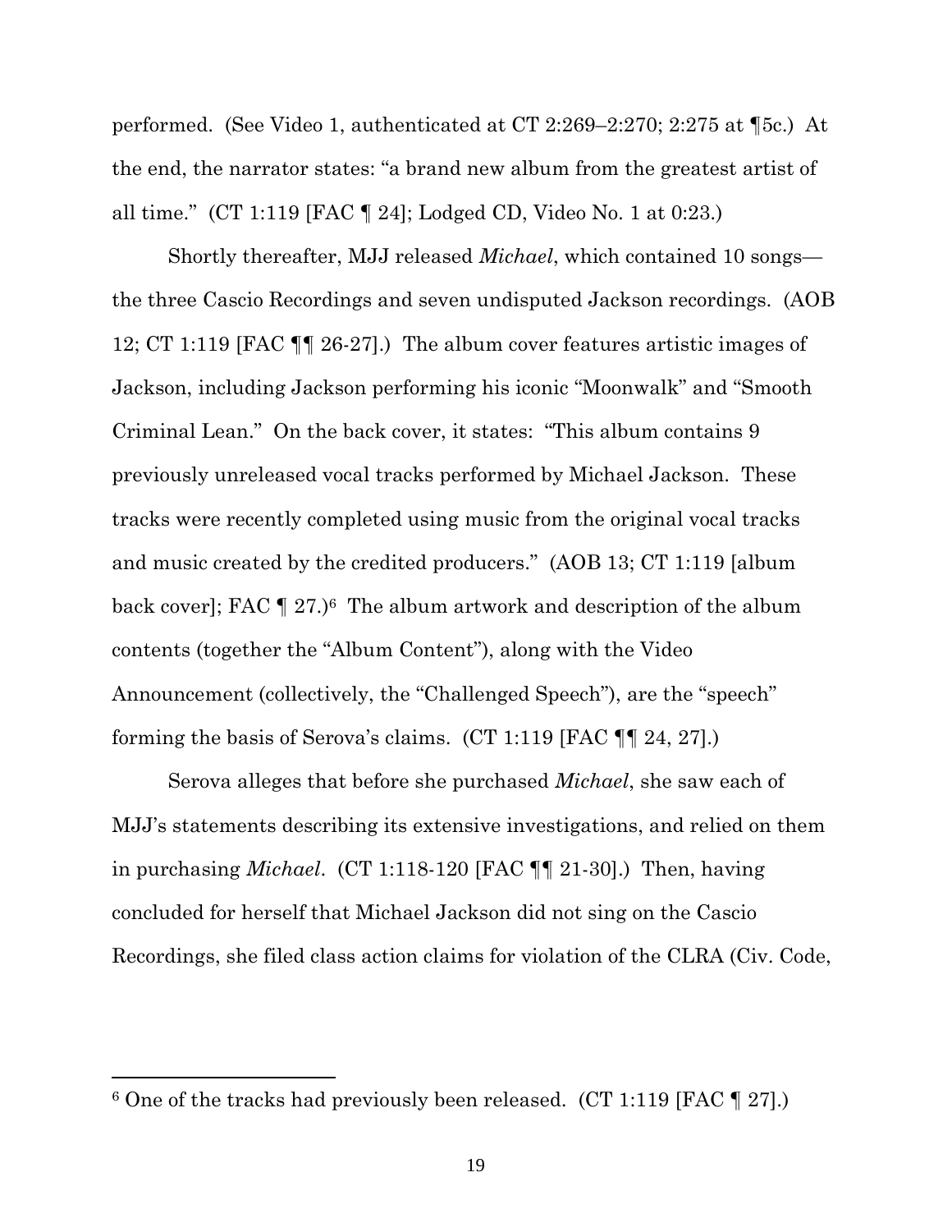performed. (See Video 1, authenticated at CT 2:269–2:270; 2:275 at ¶5c.) At the end, the narrator states: "a brand new album from the greatest artist of all time." (CT 1:119 [FAC ¶ 24]; Lodged CD, Video No. 1 at 0:23.)

Shortly thereafter, MJJ released *Michael*, which contained 10 songs—the three Cascio Recordings and seven undisputed Jackson recordings. (AOB 12; CT 1:119 [FAC ¶¶ 26-27].) The album cover features artistic images of Jackson, including Jackson performing his iconic "Moonwalk" and "Smooth Criminal Lean." On the back cover, it states: "This album contains 9 previously unreleased vocal tracks performed by Michael Jackson. These tracks were recently completed using music from the original vocal tracks and music created by the credited producers." (AOB 13; CT 1:119 [album back cover]; FAC ¶ 27.)[6] The album artwork and description of the album contents (together the "Album Content"), along with the Video Announcement (collectively, the "Challenged Speech"), are the "speech" forming the basis of Serova's claims. (CT 1:119 [FAC ¶¶ 24, 27].)

Serova alleges that before she purchased *Michael*, she saw each of MJJ's statements describing its extensive investigations, and relied on them in purchasing *Michael*. (CT 1:118-120 [FAC ¶¶ 21-30].) Then, having concluded for herself that Michael Jackson did not sing on the Cascio Recordings, she filed class action claims for violation of the CLRA (Civ. Code,

---

[6] One of the tracks had previously been released. (CT 1:119 [FAC ¶ 27].)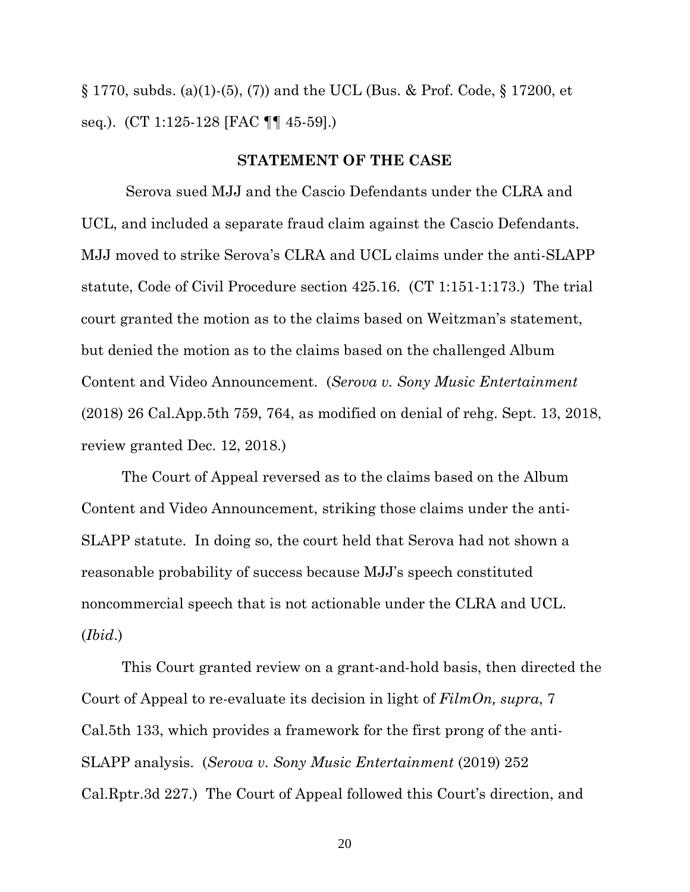§ 1770, subds. (a)(1)-(5), (7)) and the UCL (Bus. & Prof. Code, § 17200, et seq.). (CT 1:125-128 [FAC ¶¶ 45-59].)

**STATEMENT OF THE CASE**

Serova sued MJJ and the Cascio Defendants under the CLRA and UCL, and included a separate fraud claim against the Cascio Defendants. MJJ moved to strike Serova's CLRA and UCL claims under the anti-SLAPP statute, Code of Civil Procedure section 425.16. (CT 1:151-1:173.) The trial court granted the motion as to the claims based on Weitzman's statement, but denied the motion as to the claims based on the challenged Album Content and Video Announcement. (*Serova v. Sony Music Entertainment* (2018) 26 Cal.App.5th 759, 764, as modified on denial of rehg. Sept. 13, 2018, review granted Dec. 12, 2018.)

The Court of Appeal reversed as to the claims based on the Album Content and Video Announcement, striking those claims under the anti-SLAPP statute. In doing so, the court held that Serova had not shown a reasonable probability of success because MJJ's speech constituted noncommercial speech that is not actionable under the CLRA and UCL. (*Ibid*.)

This Court granted review on a grant-and-hold basis, then directed the Court of Appeal to re-evaluate its decision in light of *FilmOn, supra*, 7 Cal.5th 133, which provides a framework for the first prong of the anti-SLAPP analysis. (*Serova v. Sony Music Entertainment* (2019) 252 Cal.Rptr.3d 227.) The Court of Appeal followed this Court's direction, and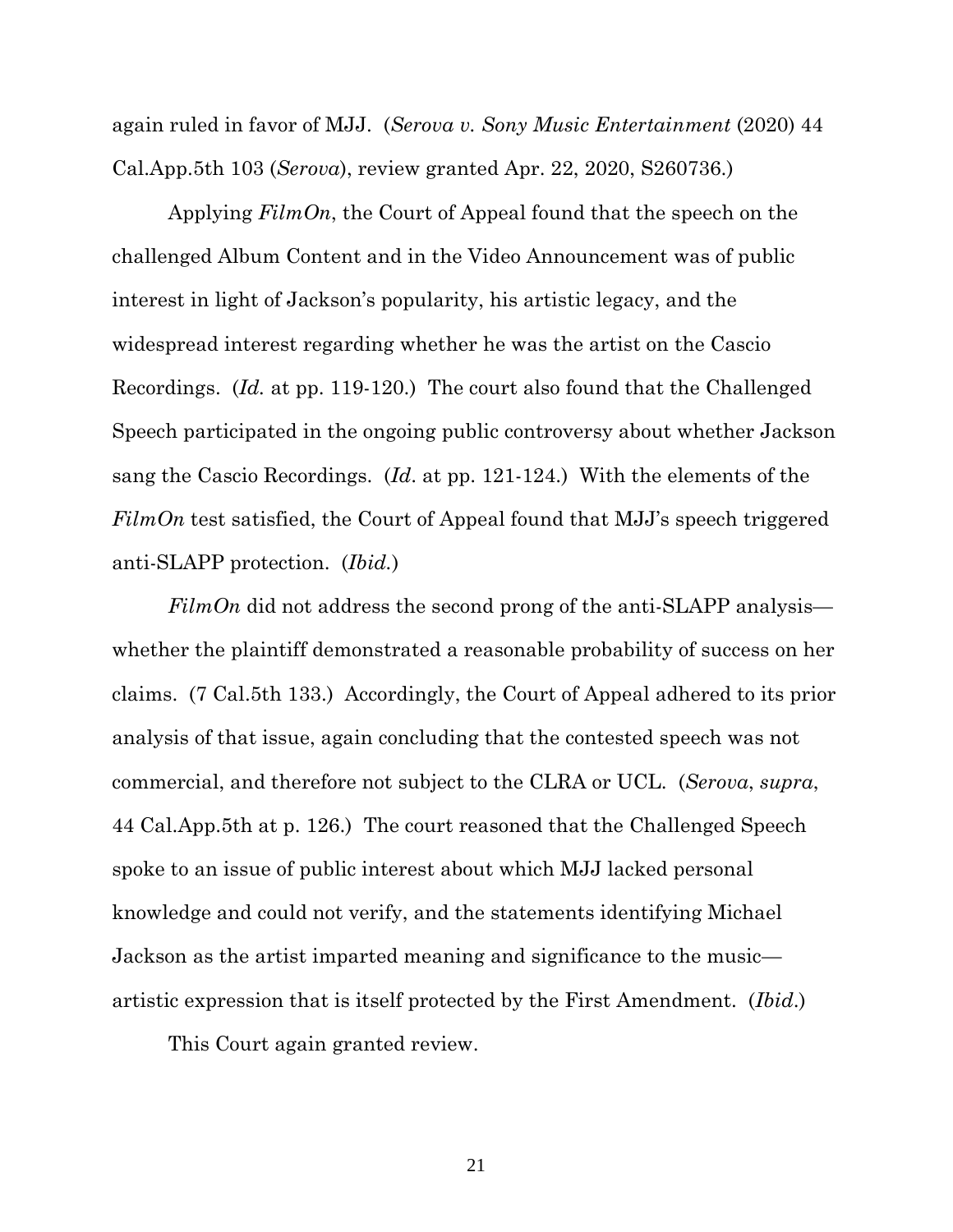again ruled in favor of MJJ. (*Serova v. Sony Music Entertainment* (2020) 44 Cal.App.5th 103 (*Serova*), review granted Apr. 22, 2020, S260736.)

Applying *FilmOn*, the Court of Appeal found that the speech on the challenged Album Content and in the Video Announcement was of public interest in light of Jackson's popularity, his artistic legacy, and the widespread interest regarding whether he was the artist on the Cascio Recordings. (*Id.* at pp. 119-120.) The court also found that the Challenged Speech participated in the ongoing public controversy about whether Jackson sang the Cascio Recordings. (*Id*. at pp. 121-124.) With the elements of the *FilmOn* test satisfied, the Court of Appeal found that MJJ's speech triggered anti-SLAPP protection. (*Ibid.*)

*FilmOn* did not address the second prong of the anti-SLAPP analysis—whether the plaintiff demonstrated a reasonable probability of success on her claims. (7 Cal.5th 133.) Accordingly, the Court of Appeal adhered to its prior analysis of that issue, again concluding that the contested speech was not commercial, and therefore not subject to the CLRA or UCL. (*Serova*, *supra*, 44 Cal.App.5th at p. 126.) The court reasoned that the Challenged Speech spoke to an issue of public interest about which MJJ lacked personal knowledge and could not verify, and the statements identifying Michael Jackson as the artist imparted meaning and significance to the music—artistic expression that is itself protected by the First Amendment. (*Ibid*.)

This Court again granted review.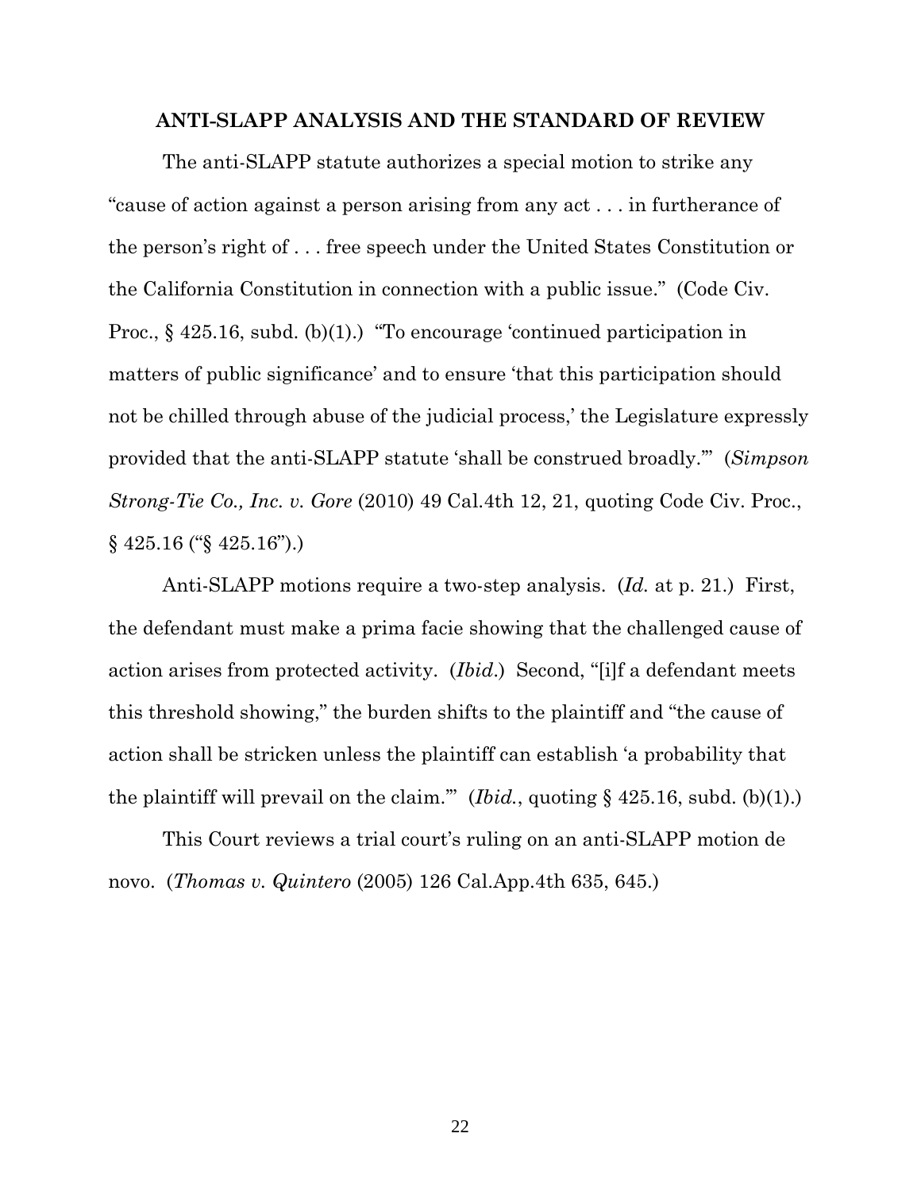## ANTI-SLAPP ANALYSIS AND THE STANDARD OF REVIEW

The anti-SLAPP statute authorizes a special motion to strike any "cause of action against a person arising from any act . . . in furtherance of the person's right of . . . free speech under the United States Constitution or the California Constitution in connection with a public issue." (Code Civ. Proc., § 425.16, subd. (b)(1).) "To encourage 'continued participation in matters of public significance' and to ensure 'that this participation should not be chilled through abuse of the judicial process,' the Legislature expressly provided that the anti-SLAPP statute 'shall be construed broadly.'" (*Simpson Strong-Tie Co., Inc. v. Gore* (2010) 49 Cal.4th 12, 21, quoting Code Civ. Proc., § 425.16 ("§ 425.16").)

Anti-SLAPP motions require a two-step analysis. (*Id.* at p. 21.) First, the defendant must make a prima facie showing that the challenged cause of action arises from protected activity. (*Ibid.*) Second, "[i]f a defendant meets this threshold showing," the burden shifts to the plaintiff and "the cause of action shall be stricken unless the plaintiff can establish 'a probability that the plaintiff will prevail on the claim.'" (*Ibid.*, quoting § 425.16, subd. (b)(1).)

This Court reviews a trial court's ruling on an anti-SLAPP motion de novo. (*Thomas v. Quintero* (2005) 126 Cal.App.4th 635, 645.)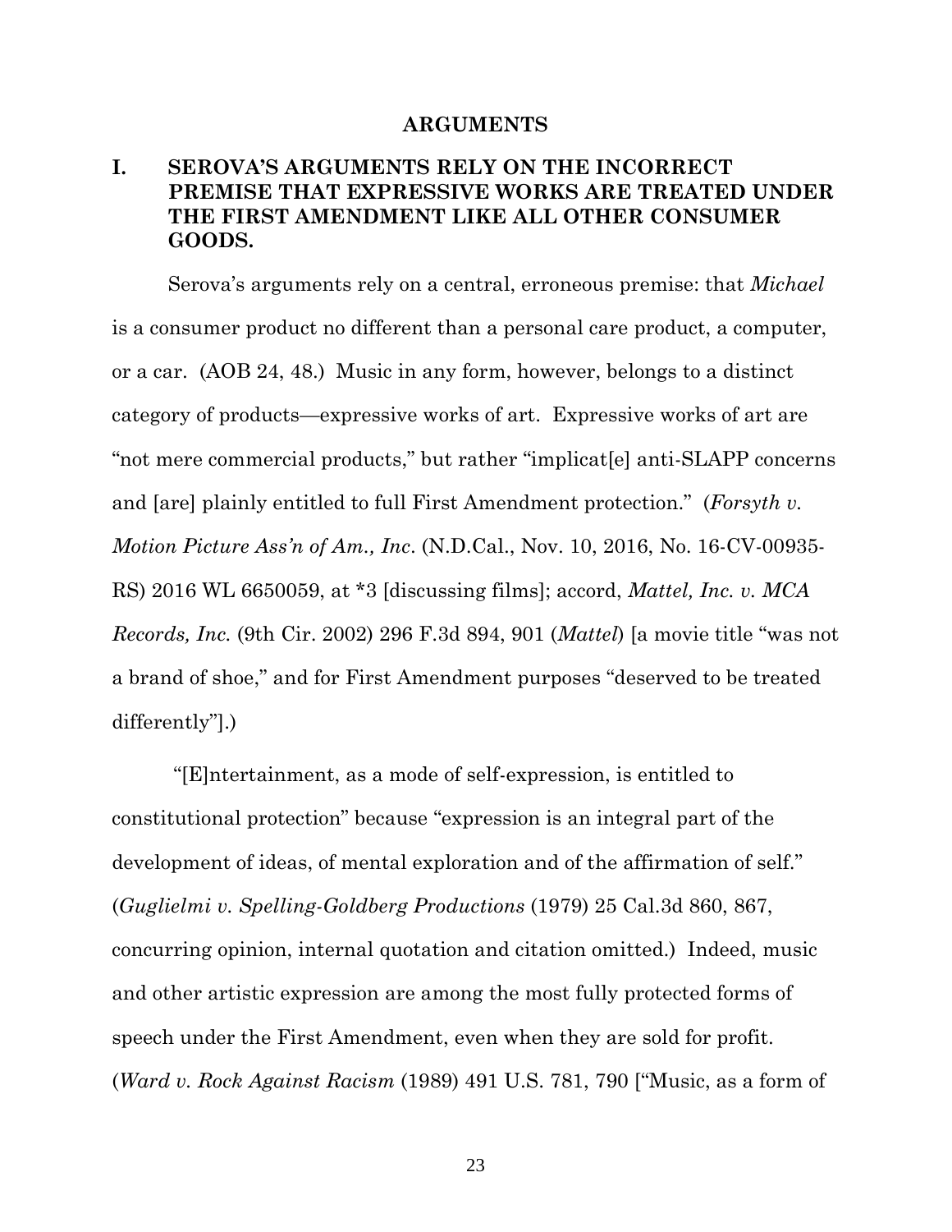# ARGUMENTS

## I. SEROVA'S ARGUMENTS RELY ON THE INCORRECT PREMISE THAT EXPRESSIVE WORKS ARE TREATED UNDER THE FIRST AMENDMENT LIKE ALL OTHER CONSUMER GOODS.

Serova's arguments rely on a central, erroneous premise: that *Michael* is a consumer product no different than a personal care product, a computer, or a car. (AOB 24, 48.) Music in any form, however, belongs to a distinct category of products—expressive works of art. Expressive works of art are "not mere commercial products," but rather "implicat[e] anti-SLAPP concerns and [are] plainly entitled to full First Amendment protection." (*Forsyth v. Motion Picture Ass'n of Am., Inc*. (N.D.Cal., Nov. 10, 2016, No. 16-CV-00935-RS) 2016 WL 6650059, at *3 [discussing films]; accord, *Mattel, Inc. v. MCA Records, Inc.* (9th Cir. 2002) 296 F.3d 894, 901 (*Mattel*) [a movie title "was not a brand of shoe," and for First Amendment purposes "deserved to be treated differently"].)

"[E]ntertainment, as a mode of self-expression, is entitled to constitutional protection" because "expression is an integral part of the development of ideas, of mental exploration and of the affirmation of self." (*Guglielmi v. Spelling-Goldberg Productions* (1979) 25 Cal.3d 860, 867, concurring opinion, internal quotation and citation omitted.) Indeed, music and other artistic expression are among the most fully protected forms of speech under the First Amendment, even when they are sold for profit. (*Ward v. Rock Against Racism* (1989) 491 U.S. 781, 790 ["Music, as a form of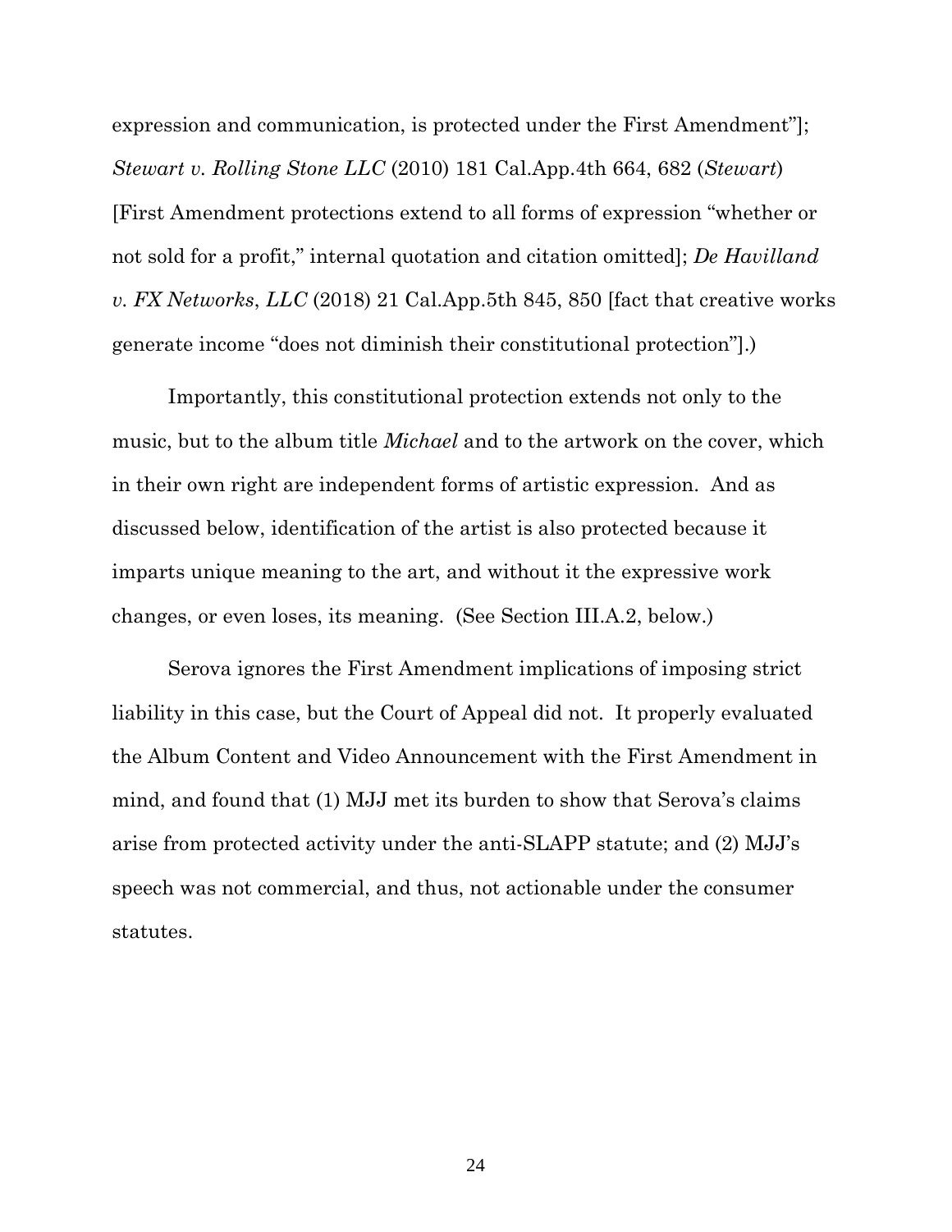expression and communication, is protected under the First Amendment"]; *Stewart v. Rolling Stone LLC* (2010) 181 Cal.App.4th 664, 682 (*Stewart*) [First Amendment protections extend to all forms of expression "whether or not sold for a profit," internal quotation and citation omitted]; *De Havilland v. FX Networks*, *LLC* (2018) 21 Cal.App.5th 845, 850 [fact that creative works generate income "does not diminish their constitutional protection"].)

Importantly, this constitutional protection extends not only to the music, but to the album title *Michael* and to the artwork on the cover, which in their own right are independent forms of artistic expression. And as discussed below, identification of the artist is also protected because it imparts unique meaning to the art, and without it the expressive work changes, or even loses, its meaning. (See Section III.A.2, below.)

Serova ignores the First Amendment implications of imposing strict liability in this case, but the Court of Appeal did not. It properly evaluated the Album Content and Video Announcement with the First Amendment in mind, and found that (1) MJJ met its burden to show that Serova's claims arise from protected activity under the anti-SLAPP statute; and (2) MJJ's speech was not commercial, and thus, not actionable under the consumer statutes.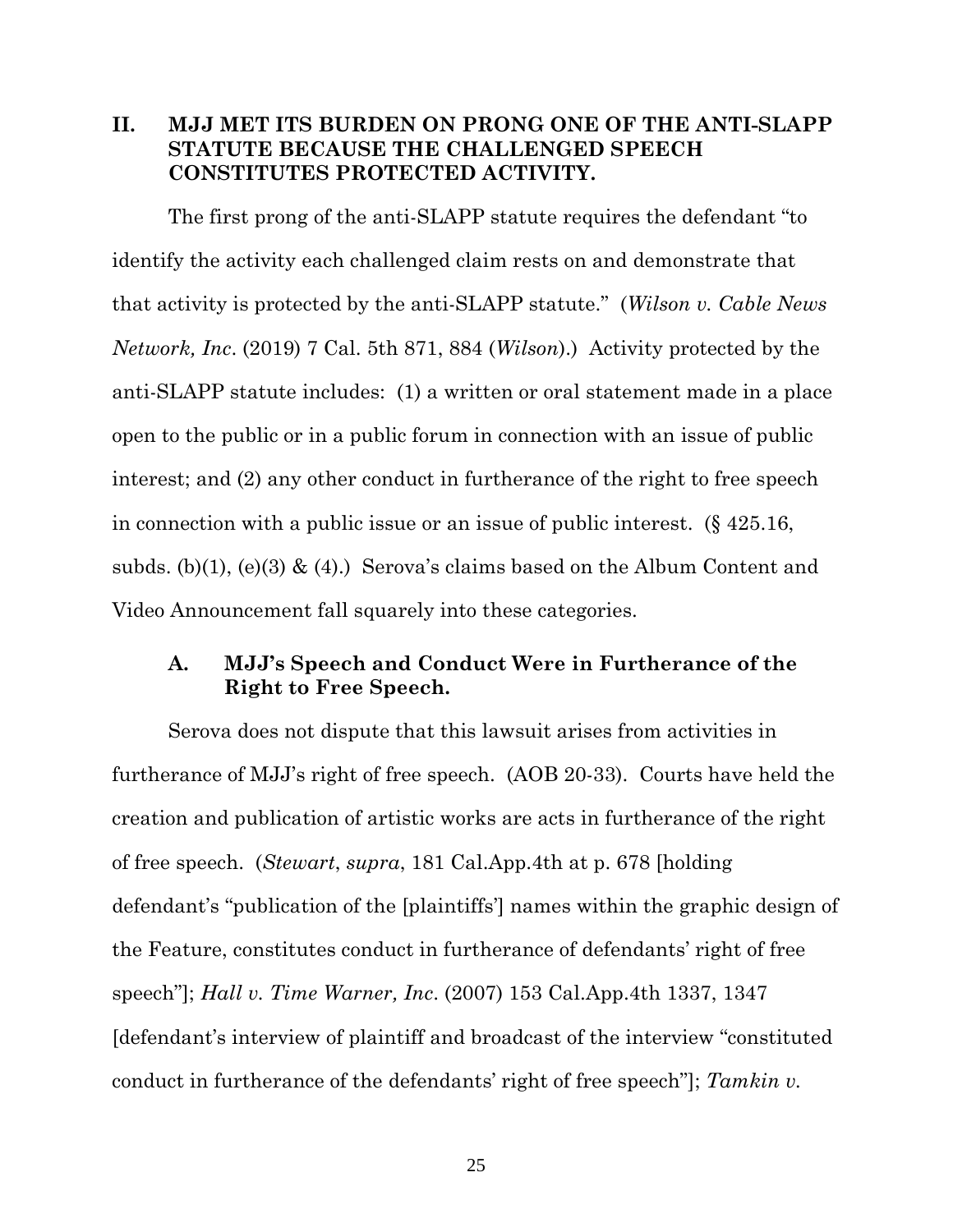## II. MJJ MET ITS BURDEN ON PRONG ONE OF THE ANTI-SLAPP STATUTE BECAUSE THE CHALLENGED SPEECH CONSTITUTES PROTECTED ACTIVITY.

The first prong of the anti-SLAPP statute requires the defendant "to identify the activity each challenged claim rests on and demonstrate that that activity is protected by the anti-SLAPP statute." (*Wilson v. Cable News Network, Inc*. (2019) 7 Cal. 5th 871, 884 (*Wilson*).) Activity protected by the anti-SLAPP statute includes: (1) a written or oral statement made in a place open to the public or in a public forum in connection with an issue of public interest; and (2) any other conduct in furtherance of the right to free speech in connection with a public issue or an issue of public interest. (§ 425.16, subds. (b)(1), (e)(3) & (4).) Serova's claims based on the Album Content and Video Announcement fall squarely into these categories.

### A. MJJ's Speech and Conduct Were in Furtherance of the Right to Free Speech.

Serova does not dispute that this lawsuit arises from activities in furtherance of MJJ's right of free speech. (AOB 20-33). Courts have held the creation and publication of artistic works are acts in furtherance of the right of free speech. (*Stewart*, *supra*, 181 Cal.App.4th at p. 678 [holding defendant's "publication of the [plaintiffs'] names within the graphic design of the Feature, constitutes conduct in furtherance of defendants' right of free speech"]; *Hall v. Time Warner, Inc*. (2007) 153 Cal.App.4th 1337, 1347 [defendant's interview of plaintiff and broadcast of the interview "constituted conduct in furtherance of the defendants' right of free speech"]; *Tamkin v.*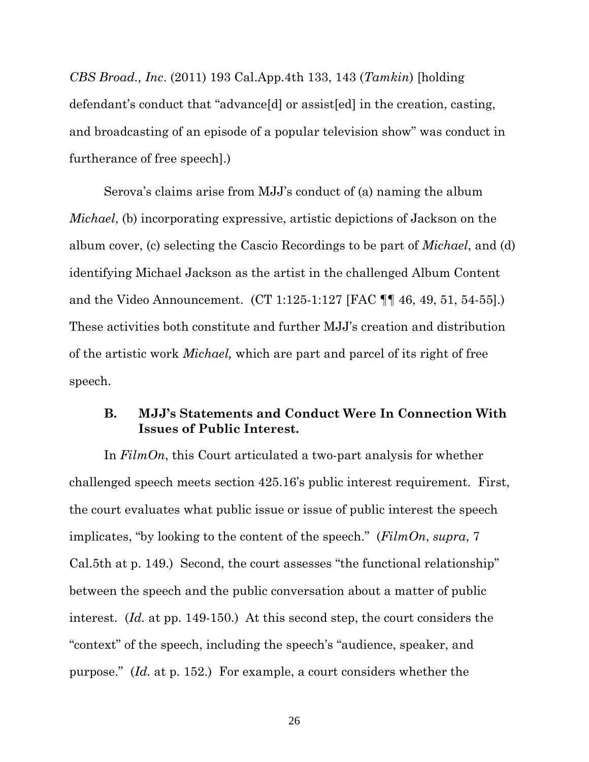*CBS Broad., Inc*. (2011) 193 Cal.App.4th 133, 143 (*Tamkin*) [holding defendant's conduct that "advance[d] or assist[ed] in the creation, casting, and broadcasting of an episode of a popular television show" was conduct in furtherance of free speech].)

Serova's claims arise from MJJ's conduct of (a) naming the album *Michael*, (b) incorporating expressive, artistic depictions of Jackson on the album cover, (c) selecting the Cascio Recordings to be part of *Michael*, and (d) identifying Michael Jackson as the artist in the challenged Album Content and the Video Announcement. (CT 1:125-1:127 [FAC ¶¶ 46, 49, 51, 54-55].) These activities both constitute and further MJJ's creation and distribution of the artistic work *Michael,* which are part and parcel of its right of free speech.

### B. MJJ's Statements and Conduct Were In Connection With Issues of Public Interest.

In *FilmOn*, this Court articulated a two-part analysis for whether challenged speech meets section 425.16's public interest requirement. First, the court evaluates what public issue or issue of public interest the speech implicates, "by looking to the content of the speech." (*FilmOn*, *supra*, 7 Cal.5th at p. 149.) Second, the court assesses "the functional relationship" between the speech and the public conversation about a matter of public interest. (*Id.* at pp. 149-150.) At this second step, the court considers the "context" of the speech, including the speech's "audience, speaker, and purpose." (*Id.* at p. 152.) For example, a court considers whether the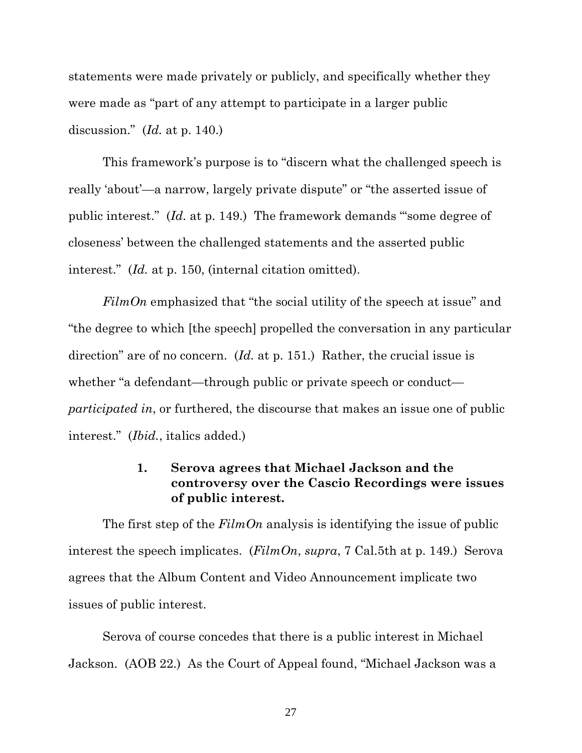statements were made privately or publicly, and specifically whether they were made as "part of any attempt to participate in a larger public discussion." (*Id.* at p. 140.)

This framework's purpose is to "discern what the challenged speech is really 'about'—a narrow, largely private dispute" or "the asserted issue of public interest." (*Id.* at p. 149.) The framework demands "'some degree of closeness' between the challenged statements and the asserted public interest." (*Id.* at p. 150, (internal citation omitted).

*FilmOn* emphasized that "the social utility of the speech at issue" and "the degree to which [the speech] propelled the conversation in any particular direction" are of no concern. (*Id.* at p. 151.) Rather, the crucial issue is whether "a defendant—through public or private speech or conduct—*participated in*, or furthered, the discourse that makes an issue one of public interest." (*Ibid.*, italics added.)

### 1. Serova agrees that Michael Jackson and the controversy over the Cascio Recordings were issues of public interest.

The first step of the *FilmOn* analysis is identifying the issue of public interest the speech implicates. (*FilmOn*, *supra*, 7 Cal.5th at p. 149.) Serova agrees that the Album Content and Video Announcement implicate two issues of public interest.

Serova of course concedes that there is a public interest in Michael Jackson. (AOB 22.) As the Court of Appeal found, "Michael Jackson was a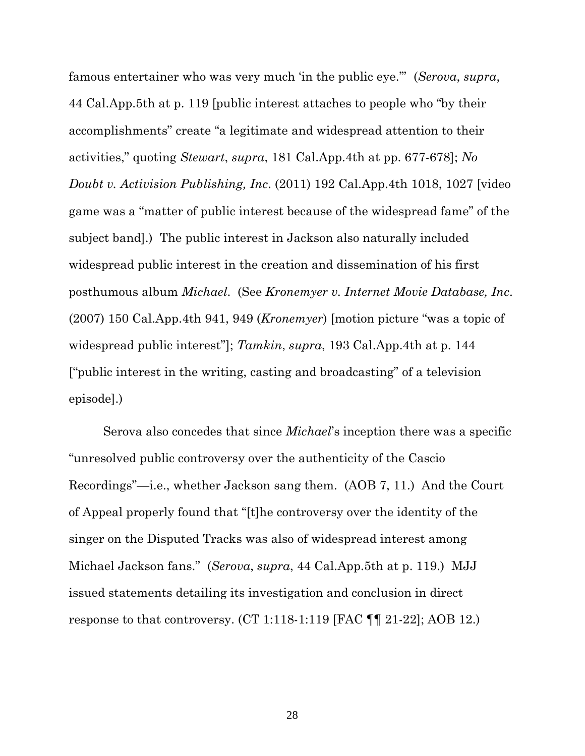famous entertainer who was very much 'in the public eye.'" (*Serova*, *supra*, 44 Cal.App.5th at p. 119 [public interest attaches to people who "by their accomplishments" create "a legitimate and widespread attention to their activities," quoting *Stewart*, *supra*, 181 Cal.App.4th at pp. 677-678]; *No Doubt v. Activision Publishing, Inc*. (2011) 192 Cal.App.4th 1018, 1027 [video game was a "matter of public interest because of the widespread fame" of the subject band].) The public interest in Jackson also naturally included widespread public interest in the creation and dissemination of his first posthumous album *Michael*. (See *Kronemyer v. Internet Movie Database, Inc*. (2007) 150 Cal.App.4th 941, 949 (*Kronemyer*) [motion picture "was a topic of widespread public interest"]; *Tamkin*, *supra*, 193 Cal.App.4th at p. 144 ["public interest in the writing, casting and broadcasting" of a television episode].)

Serova also concedes that since *Michael*'s inception there was a specific "unresolved public controversy over the authenticity of the Cascio Recordings"—i.e., whether Jackson sang them. (AOB 7, 11.) And the Court of Appeal properly found that "[t]he controversy over the identity of the singer on the Disputed Tracks was also of widespread interest among Michael Jackson fans." (*Serova*, *supra*, 44 Cal.App.5th at p. 119.) MJJ issued statements detailing its investigation and conclusion in direct response to that controversy. (CT 1:118-1:119 [FAC ¶¶ 21-22]; AOB 12.)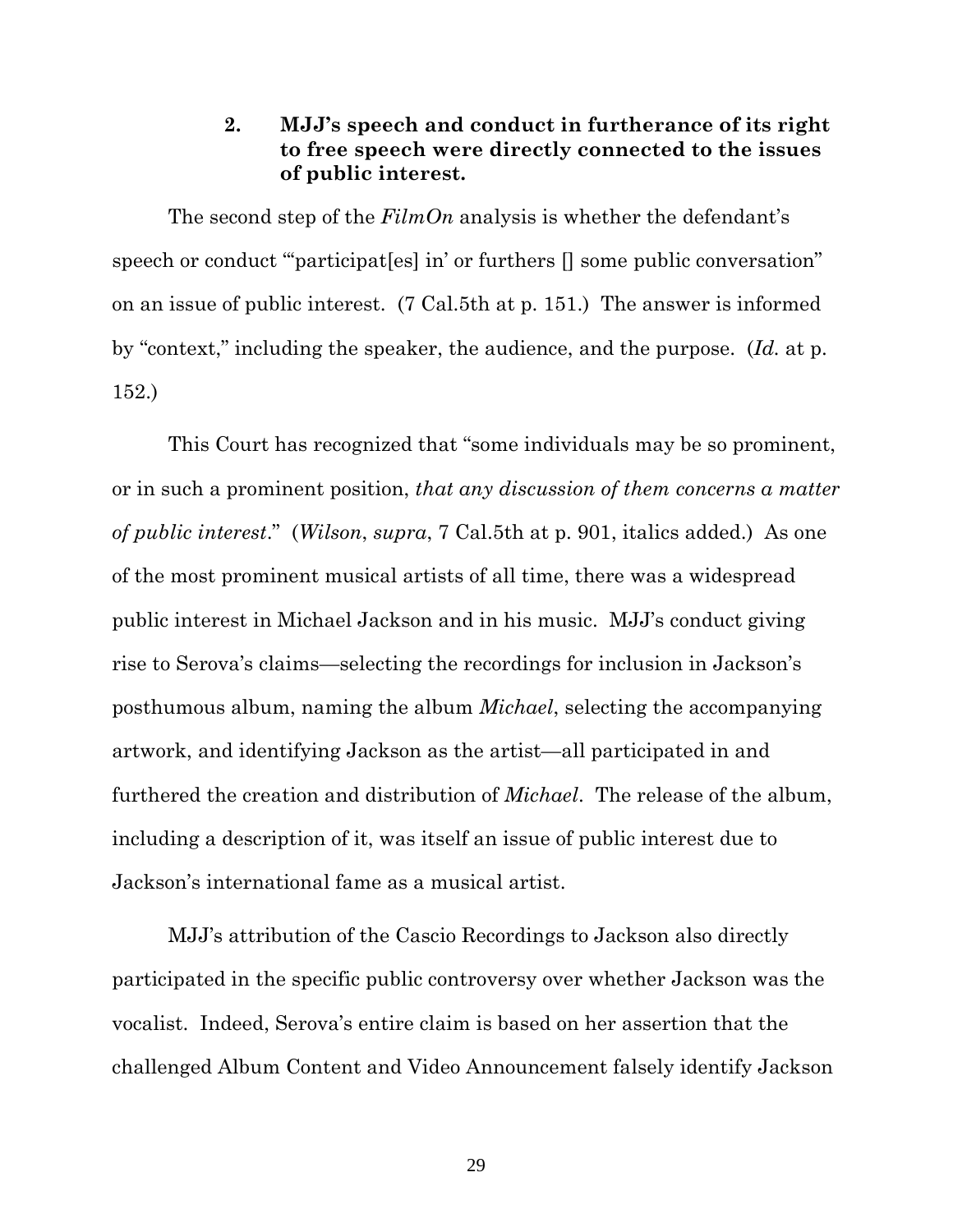### 2. MJJ's speech and conduct in furtherance of its right to free speech were directly connected to the issues of public interest.

The second step of the *FilmOn* analysis is whether the defendant's speech or conduct "'participat[es] in' or furthers [] some public conversation" on an issue of public interest. (7 Cal.5th at p. 151.) The answer is informed by "context," including the speaker, the audience, and the purpose. (*Id.* at p. 152.)

This Court has recognized that "some individuals may be so prominent, or in such a prominent position, *that any discussion of them concerns a matter of public interest*." (*Wilson*, *supra*, 7 Cal.5th at p. 901, italics added.) As one of the most prominent musical artists of all time, there was a widespread public interest in Michael Jackson and in his music. MJJ's conduct giving rise to Serova's claims—selecting the recordings for inclusion in Jackson's posthumous album, naming the album *Michael*, selecting the accompanying artwork, and identifying Jackson as the artist—all participated in and furthered the creation and distribution of *Michael*. The release of the album, including a description of it, was itself an issue of public interest due to Jackson's international fame as a musical artist.

MJJ's attribution of the Cascio Recordings to Jackson also directly participated in the specific public controversy over whether Jackson was the vocalist. Indeed, Serova's entire claim is based on her assertion that the challenged Album Content and Video Announcement falsely identify Jackson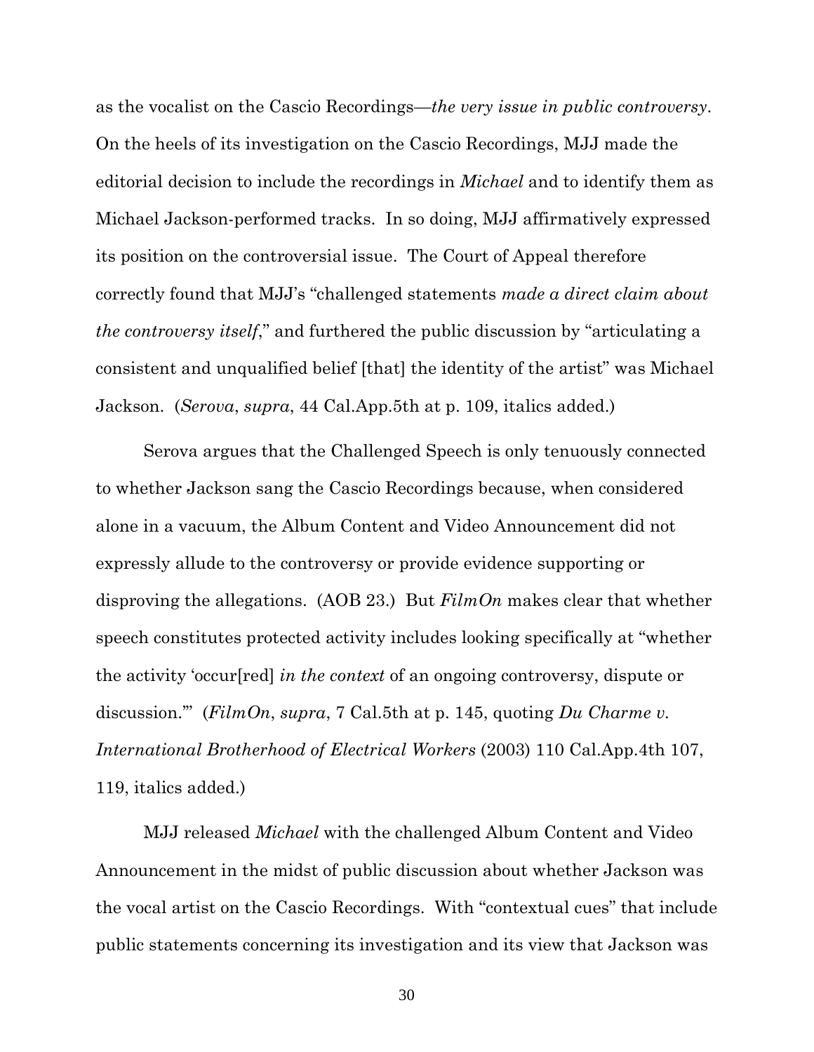as the vocalist on the Cascio Recordings—*the very issue in public controversy*. On the heels of its investigation on the Cascio Recordings, MJJ made the editorial decision to include the recordings in *Michael* and to identify them as Michael Jackson-performed tracks. In so doing, MJJ affirmatively expressed its position on the controversial issue. The Court of Appeal therefore correctly found that MJJ's "challenged statements *made a direct claim about the controversy itself*," and furthered the public discussion by "articulating a consistent and unqualified belief [that] the identity of the artist" was Michael Jackson. (*Serova*, *supra*, 44 Cal.App.5th at p. 109, italics added.)

Serova argues that the Challenged Speech is only tenuously connected to whether Jackson sang the Cascio Recordings because, when considered alone in a vacuum, the Album Content and Video Announcement did not expressly allude to the controversy or provide evidence supporting or disproving the allegations. (AOB 23.) But *FilmOn* makes clear that whether speech constitutes protected activity includes looking specifically at "whether the activity 'occur[red] *in the context* of an ongoing controversy, dispute or discussion.'" (*FilmOn*, *supra*, 7 Cal.5th at p. 145, quoting *Du Charme v. International Brotherhood of Electrical Workers* (2003) 110 Cal.App.4th 107, 119, italics added.)

MJJ released *Michael* with the challenged Album Content and Video Announcement in the midst of public discussion about whether Jackson was the vocal artist on the Cascio Recordings. With "contextual cues" that include public statements concerning its investigation and its view that Jackson was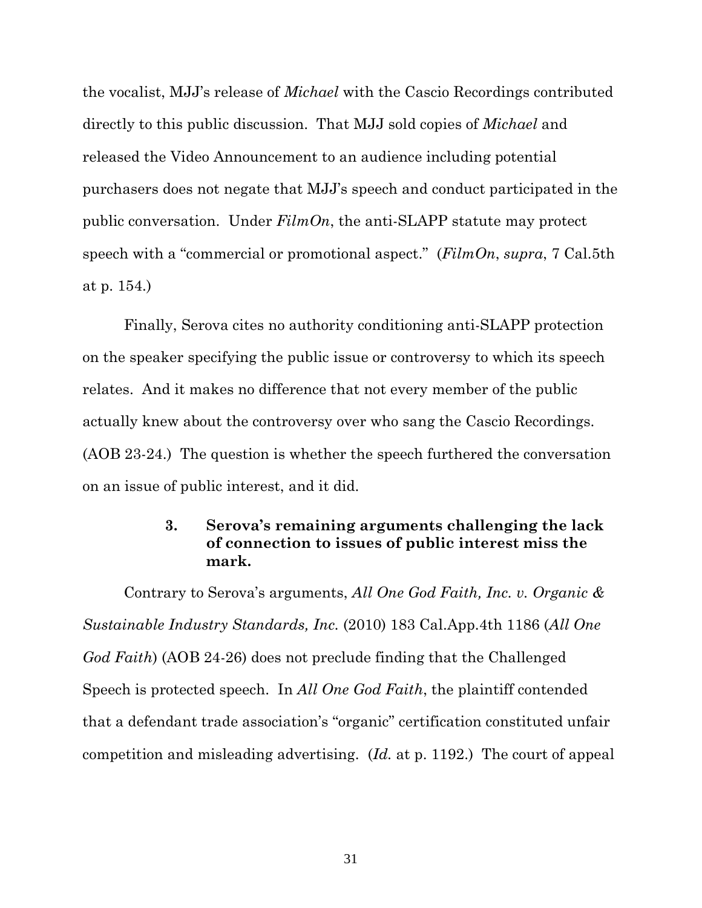the vocalist, MJJ's release of *Michael* with the Cascio Recordings contributed directly to this public discussion. That MJJ sold copies of *Michael* and released the Video Announcement to an audience including potential purchasers does not negate that MJJ's speech and conduct participated in the public conversation. Under *FilmOn*, the anti-SLAPP statute may protect speech with a "commercial or promotional aspect." (*FilmOn*, *supra*, 7 Cal.5th at p. 154.)

Finally, Serova cites no authority conditioning anti-SLAPP protection on the speaker specifying the public issue or controversy to which its speech relates. And it makes no difference that not every member of the public actually knew about the controversy over who sang the Cascio Recordings. (AOB 23-24.) The question is whether the speech furthered the conversation on an issue of public interest, and it did.

#### 3. Serova's remaining arguments challenging the lack of connection to issues of public interest miss the mark.

Contrary to Serova's arguments, *All One God Faith, Inc. v. Organic & Sustainable Industry Standards, Inc.* (2010) 183 Cal.App.4th 1186 (*All One God Faith*) (AOB 24-26) does not preclude finding that the Challenged Speech is protected speech. In *All One God Faith*, the plaintiff contended that a defendant trade association's "organic" certification constituted unfair competition and misleading advertising. (*Id.* at p. 1192.) The court of appeal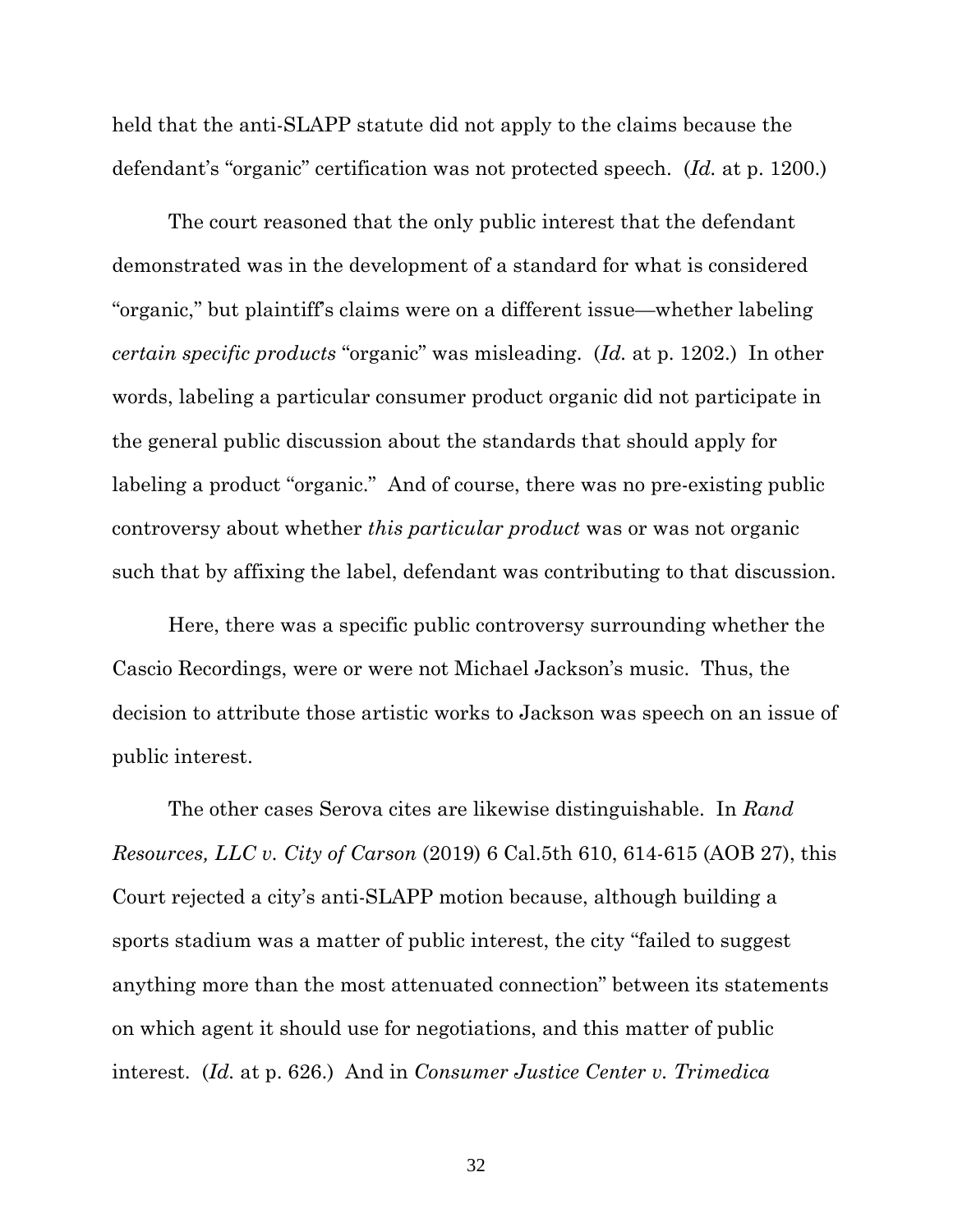held that the anti-SLAPP statute did not apply to the claims because the defendant's "organic" certification was not protected speech. (*Id.* at p. 1200.)

The court reasoned that the only public interest that the defendant demonstrated was in the development of a standard for what is considered "organic," but plaintiff's claims were on a different issue—whether labeling *certain specific products* "organic" was misleading. (*Id.* at p. 1202.) In other words, labeling a particular consumer product organic did not participate in the general public discussion about the standards that should apply for labeling a product "organic." And of course, there was no pre-existing public controversy about whether *this particular product* was or was not organic such that by affixing the label, defendant was contributing to that discussion.

Here, there was a specific public controversy surrounding whether the Cascio Recordings, were or were not Michael Jackson's music. Thus, the decision to attribute those artistic works to Jackson was speech on an issue of public interest.

The other cases Serova cites are likewise distinguishable. In *Rand Resources, LLC v. City of Carson* (2019) 6 Cal.5th 610, 614-615 (AOB 27), this Court rejected a city's anti-SLAPP motion because, although building a sports stadium was a matter of public interest, the city "failed to suggest anything more than the most attenuated connection" between its statements on which agent it should use for negotiations, and this matter of public interest. (*Id.* at p. 626.) And in *Consumer Justice Center v. Trimedica*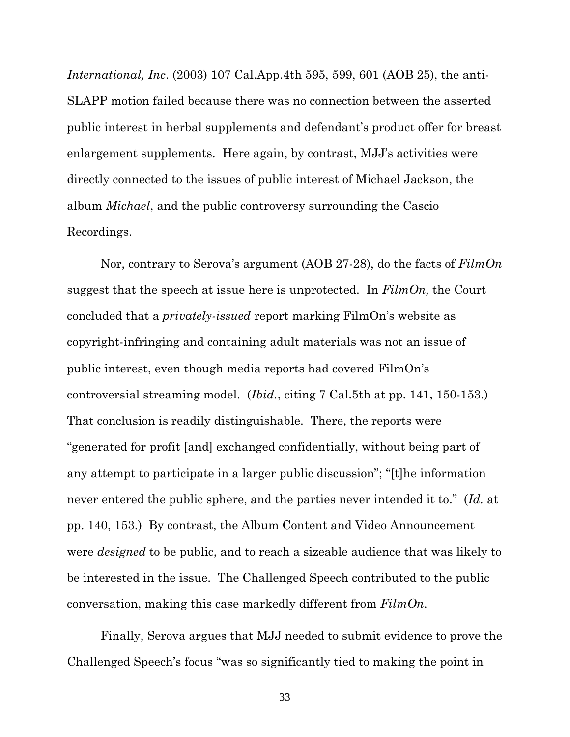*International, Inc*. (2003) 107 Cal.App.4th 595, 599, 601 (AOB 25), the anti-SLAPP motion failed because there was no connection between the asserted public interest in herbal supplements and defendant's product offer for breast enlargement supplements. Here again, by contrast, MJJ's activities were directly connected to the issues of public interest of Michael Jackson, the album *Michael*, and the public controversy surrounding the Cascio Recordings.

Nor, contrary to Serova's argument (AOB 27-28), do the facts of *FilmOn* suggest that the speech at issue here is unprotected. In *FilmOn,* the Court concluded that a *privately-issued* report marking FilmOn's website as copyright-infringing and containing adult materials was not an issue of public interest, even though media reports had covered FilmOn's controversial streaming model. (*Ibid.*, citing 7 Cal.5th at pp. 141, 150-153.) That conclusion is readily distinguishable. There, the reports were "generated for profit [and] exchanged confidentially, without being part of any attempt to participate in a larger public discussion"; "[t]he information never entered the public sphere, and the parties never intended it to." (*Id.* at pp. 140, 153.) By contrast, the Album Content and Video Announcement were *designed* to be public, and to reach a sizeable audience that was likely to be interested in the issue. The Challenged Speech contributed to the public conversation, making this case markedly different from *FilmOn*.

Finally, Serova argues that MJJ needed to submit evidence to prove the Challenged Speech's focus "was so significantly tied to making the point in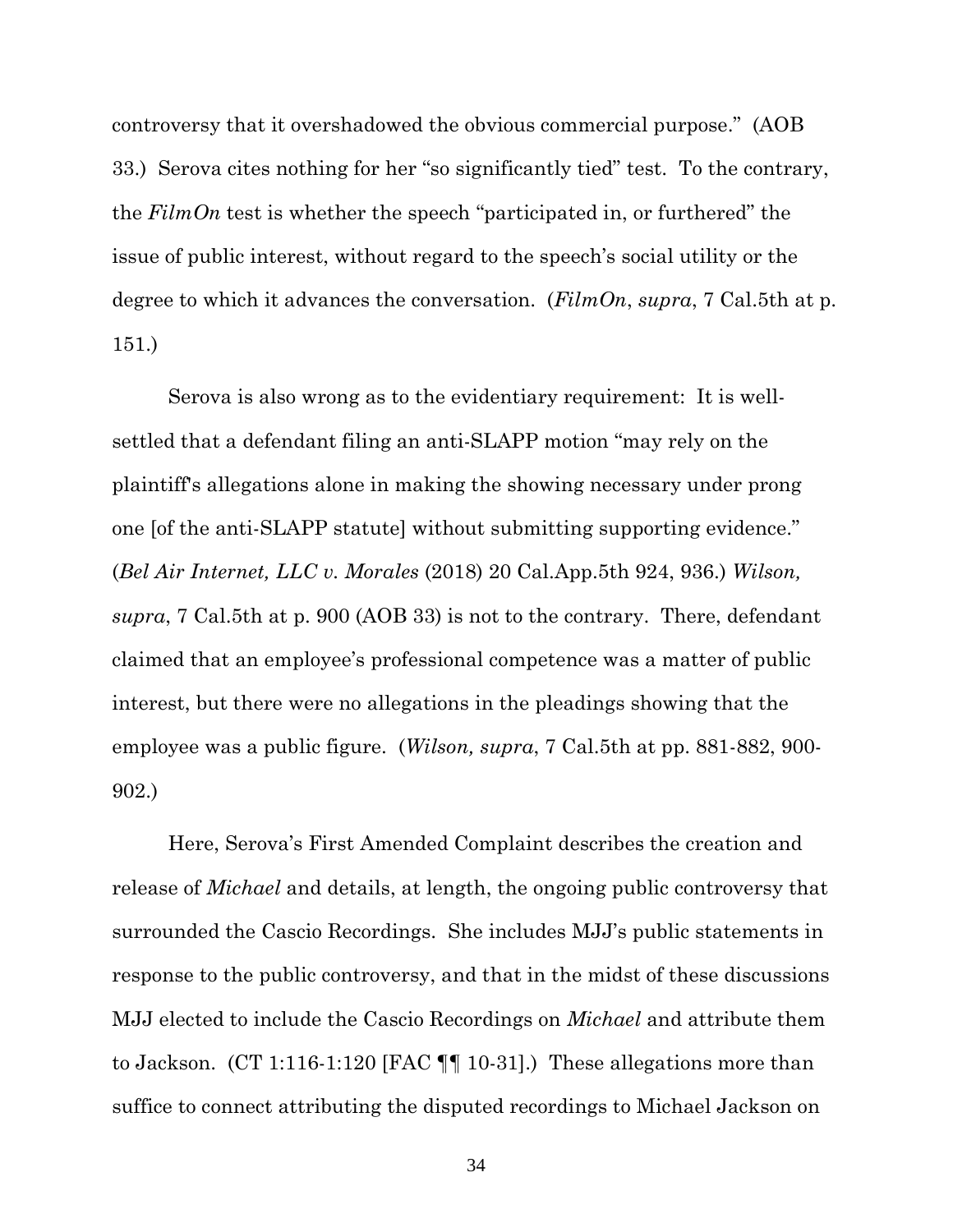controversy that it overshadowed the obvious commercial purpose." (AOB 33.) Serova cites nothing for her "so significantly tied" test. To the contrary, the *FilmOn* test is whether the speech "participated in, or furthered" the issue of public interest, without regard to the speech's social utility or the degree to which it advances the conversation. (*FilmOn*, *supra*, 7 Cal.5th at p. 151.)

Serova is also wrong as to the evidentiary requirement: It is well-settled that a defendant filing an anti-SLAPP motion "may rely on the plaintiff's allegations alone in making the showing necessary under prong one [of the anti-SLAPP statute] without submitting supporting evidence." (*Bel Air Internet, LLC v. Morales* (2018) 20 Cal.App.5th 924, 936.) *Wilson, supra*, 7 Cal.5th at p. 900 (AOB 33) is not to the contrary. There, defendant claimed that an employee's professional competence was a matter of public interest, but there were no allegations in the pleadings showing that the employee was a public figure. (*Wilson, supra*, 7 Cal.5th at pp. 881-882, 900-902.)

Here, Serova's First Amended Complaint describes the creation and release of *Michael* and details, at length, the ongoing public controversy that surrounded the Cascio Recordings. She includes MJJ's public statements in response to the public controversy, and that in the midst of these discussions MJJ elected to include the Cascio Recordings on *Michael* and attribute them to Jackson. (CT 1:116-1:120 [FAC ¶¶ 10-31].) These allegations more than suffice to connect attributing the disputed recordings to Michael Jackson on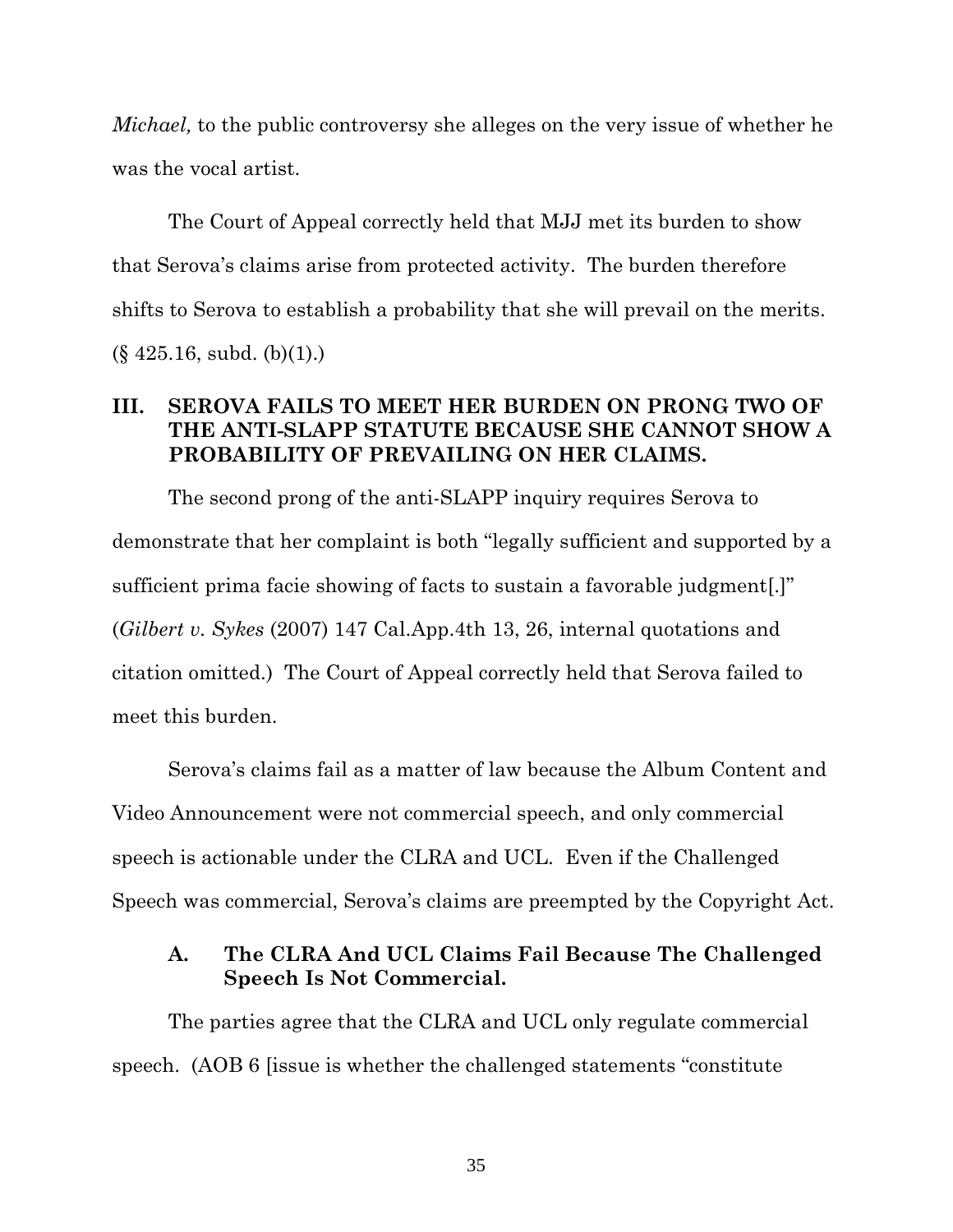*Michael,* to the public controversy she alleges on the very issue of whether he was the vocal artist.

The Court of Appeal correctly held that MJJ met its burden to show that Serova's claims arise from protected activity. The burden therefore shifts to Serova to establish a probability that she will prevail on the merits. (§ 425.16, subd. (b)(1).)

## III. SEROVA FAILS TO MEET HER BURDEN ON PRONG TWO OF THE ANTI-SLAPP STATUTE BECAUSE SHE CANNOT SHOW A PROBABILITY OF PREVAILING ON HER CLAIMS.

The second prong of the anti-SLAPP inquiry requires Serova to demonstrate that her complaint is both "legally sufficient and supported by a sufficient prima facie showing of facts to sustain a favorable judgment[.]" (*Gilbert v. Sykes* (2007) 147 Cal.App.4th 13, 26, internal quotations and citation omitted.) The Court of Appeal correctly held that Serova failed to meet this burden.

Serova's claims fail as a matter of law because the Album Content and Video Announcement were not commercial speech, and only commercial speech is actionable under the CLRA and UCL. Even if the Challenged Speech was commercial, Serova's claims are preempted by the Copyright Act.

### A. The CLRA And UCL Claims Fail Because The Challenged Speech Is Not Commercial.

The parties agree that the CLRA and UCL only regulate commercial speech. (AOB 6 [issue is whether the challenged statements "constitute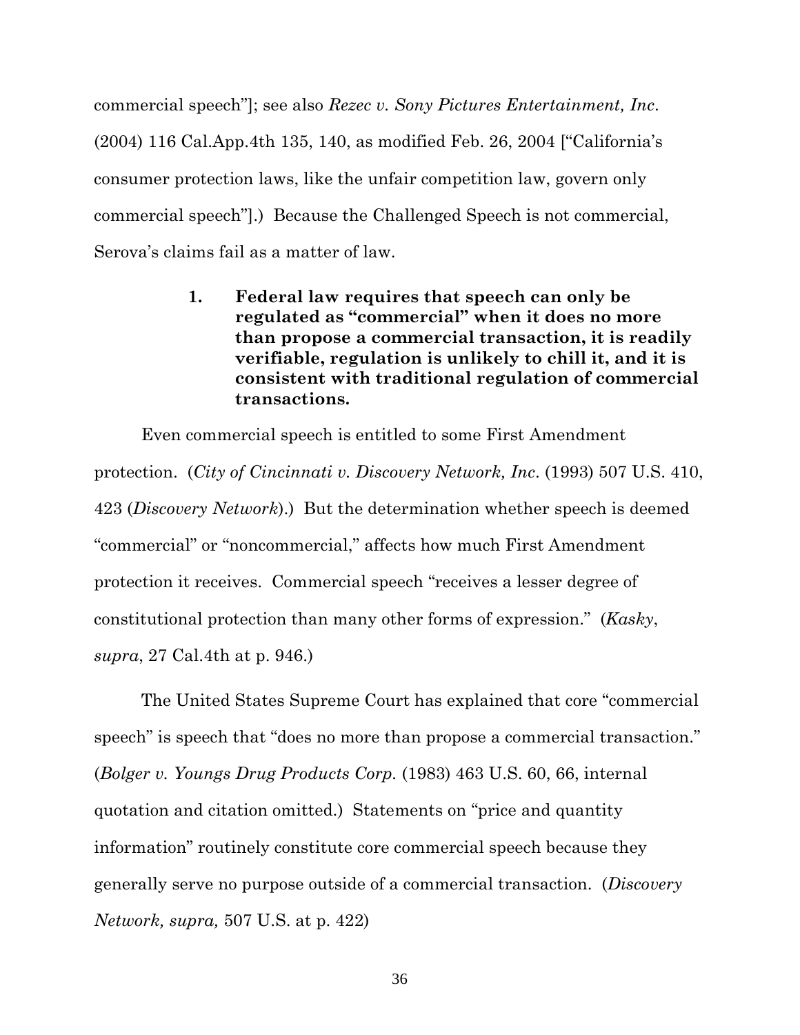commercial speech"]; see also *Rezec v. Sony Pictures Entertainment, Inc*. (2004) 116 Cal.App.4th 135, 140, as modified Feb. 26, 2004 ["California's consumer protection laws, like the unfair competition law, govern only commercial speech"].) Because the Challenged Speech is not commercial, Serova's claims fail as a matter of law.

#### 1. Federal law requires that speech can only be regulated as "commercial" when it does no more than propose a commercial transaction, it is readily verifiable, regulation is unlikely to chill it, and it is consistent with traditional regulation of commercial transactions.

Even commercial speech is entitled to some First Amendment protection. (*City of Cincinnati v. Discovery Network, Inc*. (1993) 507 U.S. 410, 423 (*Discovery Network*).) But the determination whether speech is deemed "commercial" or "noncommercial," affects how much First Amendment protection it receives. Commercial speech "receives a lesser degree of constitutional protection than many other forms of expression." (*Kasky*, *supra*, 27 Cal.4th at p. 946.)

The United States Supreme Court has explained that core "commercial speech" is speech that "does no more than propose a commercial transaction." (*Bolger v. Youngs Drug Products Corp.* (1983) 463 U.S. 60, 66, internal quotation and citation omitted.) Statements on "price and quantity information" routinely constitute core commercial speech because they generally serve no purpose outside of a commercial transaction. (*Discovery Network, supra,* 507 U.S. at p. 422)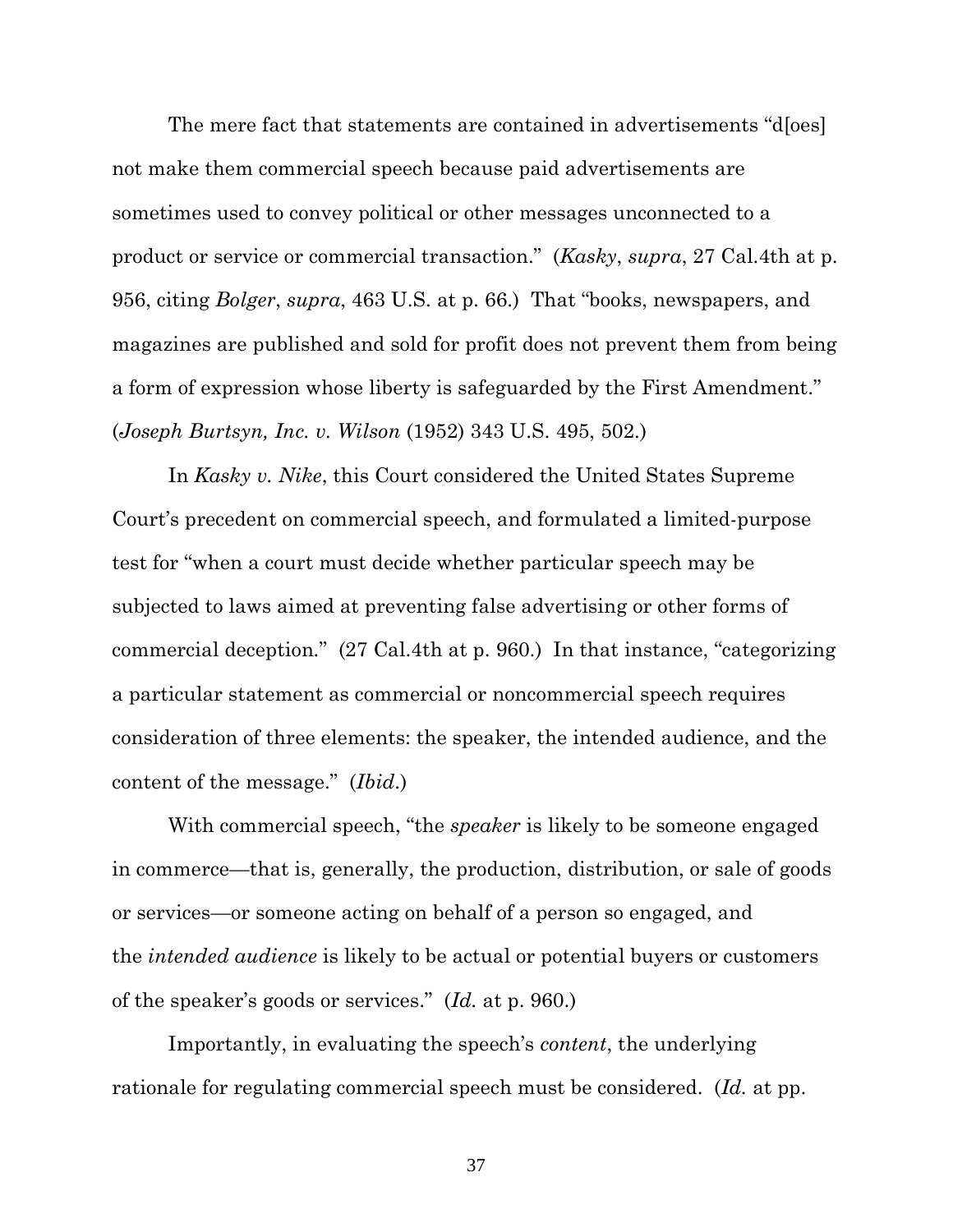The mere fact that statements are contained in advertisements "d[oes] not make them commercial speech because paid advertisements are sometimes used to convey political or other messages unconnected to a product or service or commercial transaction." (*Kasky*, *supra*, 27 Cal.4th at p. 956, citing *Bolger*, *supra*, 463 U.S. at p. 66.) That "books, newspapers, and magazines are published and sold for profit does not prevent them from being a form of expression whose liberty is safeguarded by the First Amendment." (*Joseph Burtsyn, Inc. v. Wilson* (1952) 343 U.S. 495, 502.)

In *Kasky v. Nike*, this Court considered the United States Supreme Court's precedent on commercial speech, and formulated a limited-purpose test for "when a court must decide whether particular speech may be subjected to laws aimed at preventing false advertising or other forms of commercial deception." (27 Cal.4th at p. 960.) In that instance, "categorizing a particular statement as commercial or noncommercial speech requires consideration of three elements: the speaker, the intended audience, and the content of the message." (*Ibid*.)

With commercial speech, "the *speaker* is likely to be someone engaged in commerce—that is, generally, the production, distribution, or sale of goods or services—or someone acting on behalf of a person so engaged, and the *intended audience* is likely to be actual or potential buyers or customers of the speaker's goods or services." (*Id.* at p. 960.)

Importantly, in evaluating the speech's *content*, the underlying rationale for regulating commercial speech must be considered. (*Id.* at pp.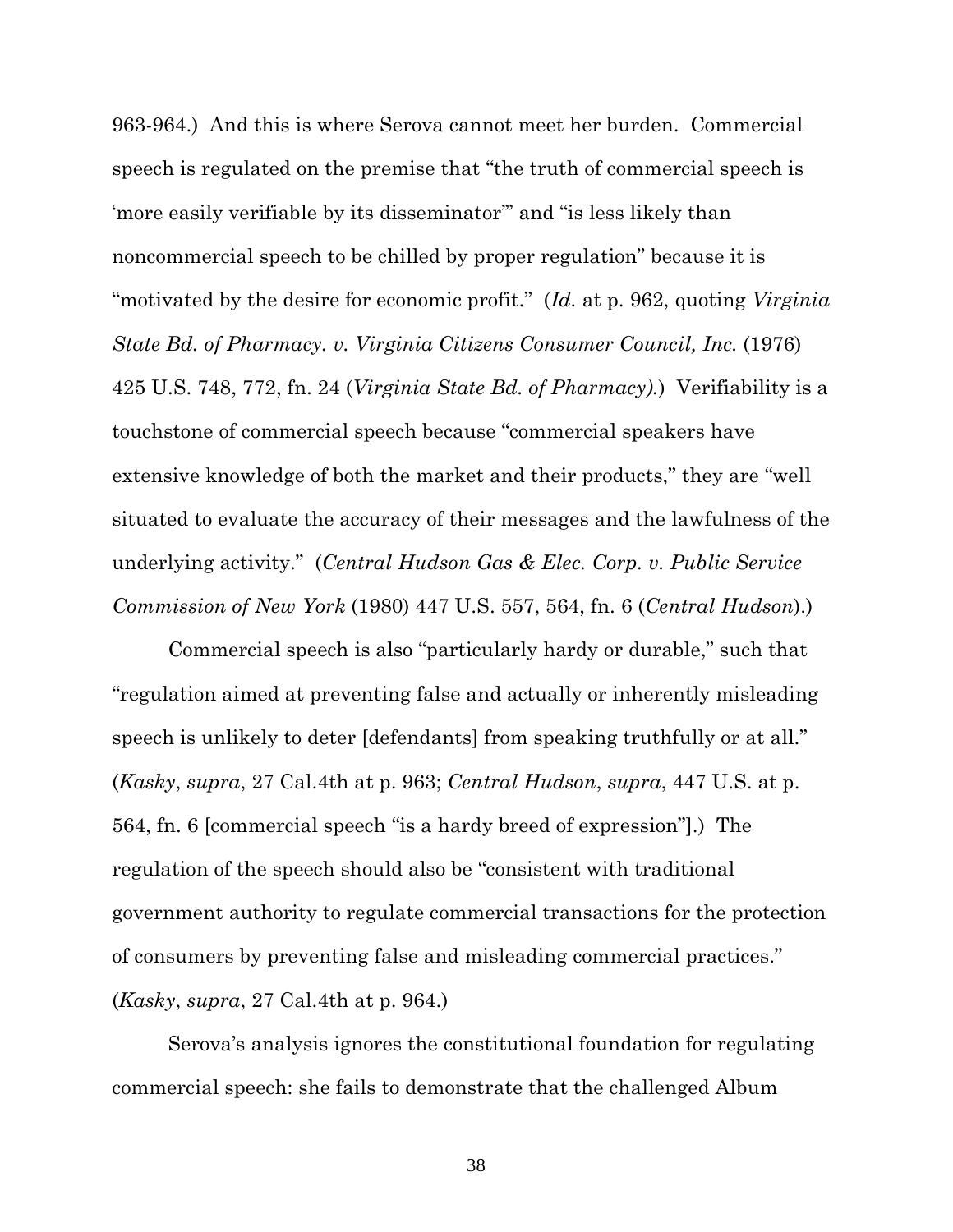963-964.) And this is where Serova cannot meet her burden. Commercial speech is regulated on the premise that "the truth of commercial speech is 'more easily verifiable by its disseminator'" and "is less likely than noncommercial speech to be chilled by proper regulation" because it is "motivated by the desire for economic profit." (*Id.* at p. 962, quoting *Virginia State Bd. of Pharmacy. v. Virginia Citizens Consumer Council, Inc.* (1976) 425 U.S. 748, 772, fn. 24 (*Virginia State Bd. of Pharmacy).*) Verifiability is a touchstone of commercial speech because "commercial speakers have extensive knowledge of both the market and their products," they are "well situated to evaluate the accuracy of their messages and the lawfulness of the underlying activity." (*Central Hudson Gas & Elec. Corp. v. Public Service Commission of New York* (1980) 447 U.S. 557, 564, fn. 6 (*Central Hudson*).)

Commercial speech is also "particularly hardy or durable," such that "regulation aimed at preventing false and actually or inherently misleading speech is unlikely to deter [defendants] from speaking truthfully or at all." (*Kasky*, *supra*, 27 Cal.4th at p. 963; *Central Hudson*, *supra*, 447 U.S. at p. 564, fn. 6 [commercial speech "is a hardy breed of expression"].) The regulation of the speech should also be "consistent with traditional government authority to regulate commercial transactions for the protection of consumers by preventing false and misleading commercial practices." (*Kasky*, *supra*, 27 Cal.4th at p. 964.)

Serova's analysis ignores the constitutional foundation for regulating commercial speech: she fails to demonstrate that the challenged Album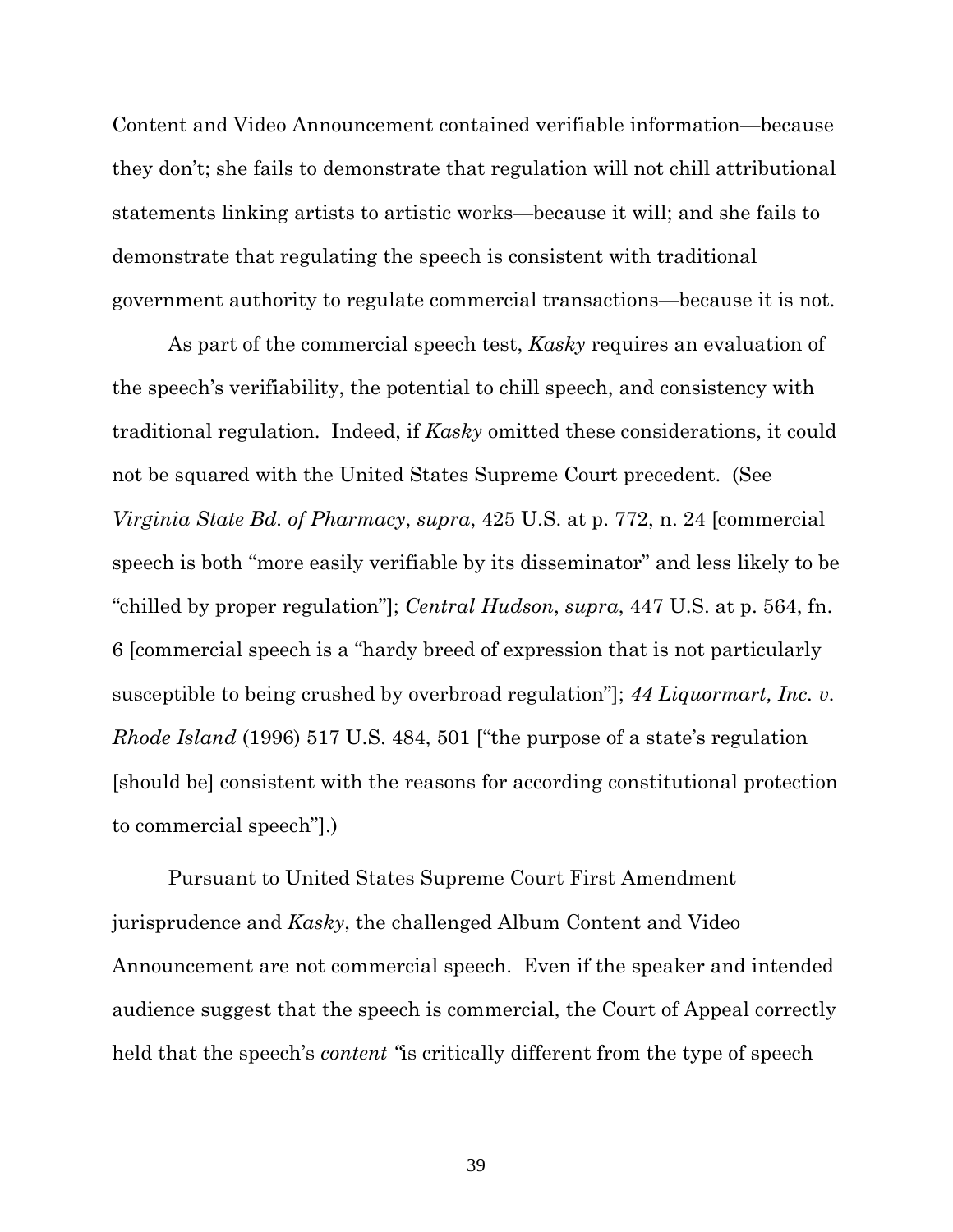Content and Video Announcement contained verifiable information—because they don't; she fails to demonstrate that regulation will not chill attributional statements linking artists to artistic works—because it will; and she fails to demonstrate that regulating the speech is consistent with traditional government authority to regulate commercial transactions—because it is not.

As part of the commercial speech test, *Kasky* requires an evaluation of the speech's verifiability, the potential to chill speech, and consistency with traditional regulation. Indeed, if *Kasky* omitted these considerations, it could not be squared with the United States Supreme Court precedent. (See *Virginia State Bd. of Pharmacy*, *supra*, 425 U.S. at p. 772, n. 24 [commercial speech is both "more easily verifiable by its disseminator" and less likely to be "chilled by proper regulation"]; *Central Hudson*, *supra*, 447 U.S. at p. 564, fn. 6 [commercial speech is a "hardy breed of expression that is not particularly susceptible to being crushed by overbroad regulation"]; *44 Liquormart, Inc. v. Rhode Island* (1996) 517 U.S. 484, 501 ["the purpose of a state's regulation [should be] consistent with the reasons for according constitutional protection to commercial speech"].)

Pursuant to United States Supreme Court First Amendment jurisprudence and *Kasky*, the challenged Album Content and Video Announcement are not commercial speech. Even if the speaker and intended audience suggest that the speech is commercial, the Court of Appeal correctly held that the speech's *content* "is critically different from the type of speech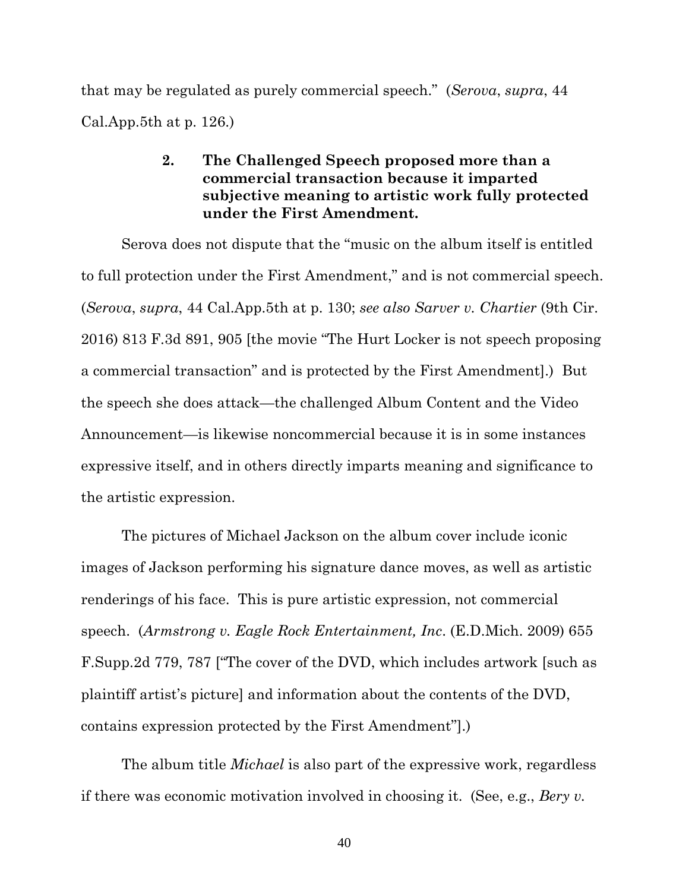that may be regulated as purely commercial speech." (*Serova*, *supra*, 44 Cal.App.5th at p. 126.)

#### 2. The Challenged Speech proposed more than a commercial transaction because it imparted subjective meaning to artistic work fully protected under the First Amendment.

Serova does not dispute that the "music on the album itself is entitled to full protection under the First Amendment," and is not commercial speech. (*Serova*, *supra*, 44 Cal.App.5th at p. 130; *see also Sarver v. Chartier* (9th Cir. 2016) 813 F.3d 891, 905 [the movie "The Hurt Locker is not speech proposing a commercial transaction" and is protected by the First Amendment].) But the speech she does attack—the challenged Album Content and the Video Announcement—is likewise noncommercial because it is in some instances expressive itself, and in others directly imparts meaning and significance to the artistic expression.

The pictures of Michael Jackson on the album cover include iconic images of Jackson performing his signature dance moves, as well as artistic renderings of his face. This is pure artistic expression, not commercial speech. (*Armstrong v. Eagle Rock Entertainment, Inc*. (E.D.Mich. 2009) 655 F.Supp.2d 779, 787 ["The cover of the DVD, which includes artwork [such as plaintiff artist's picture] and information about the contents of the DVD, contains expression protected by the First Amendment"].)

The album title *Michael* is also part of the expressive work, regardless if there was economic motivation involved in choosing it. (See, e.g., *Bery v.*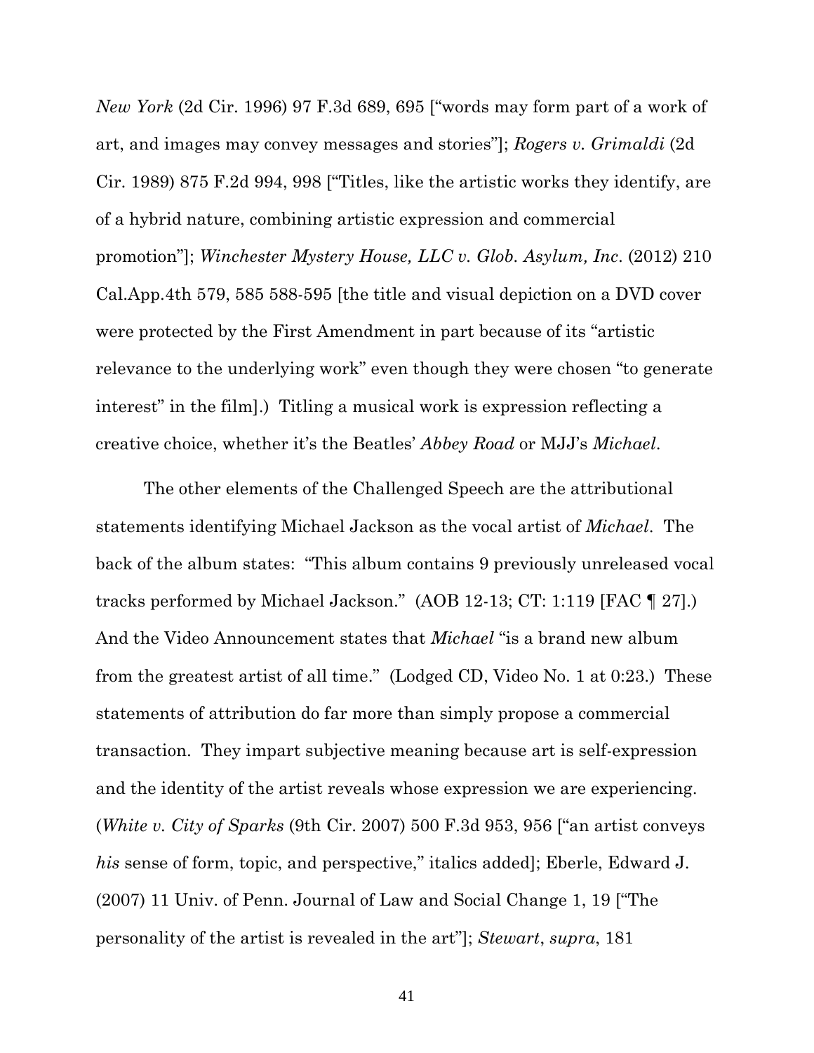*New York* (2d Cir. 1996) 97 F.3d 689, 695 ["words may form part of a work of art, and images may convey messages and stories"]; *Rogers v. Grimaldi* (2d Cir. 1989) 875 F.2d 994, 998 ["Titles, like the artistic works they identify, are of a hybrid nature, combining artistic expression and commercial promotion"]; *Winchester Mystery House, LLC v. Glob. Asylum, Inc*. (2012) 210 Cal.App.4th 579, 585 588-595 [the title and visual depiction on a DVD cover were protected by the First Amendment in part because of its "artistic relevance to the underlying work" even though they were chosen "to generate interest" in the film].) Titling a musical work is expression reflecting a creative choice, whether it's the Beatles' *Abbey Road* or MJJ's *Michael*.

The other elements of the Challenged Speech are the attributional statements identifying Michael Jackson as the vocal artist of *Michael*. The back of the album states: "This album contains 9 previously unreleased vocal tracks performed by Michael Jackson." (AOB 12-13; CT: 1:119 [FAC ¶ 27].) And the Video Announcement states that *Michael* "is a brand new album from the greatest artist of all time." (Lodged CD, Video No. 1 at 0:23.) These statements of attribution do far more than simply propose a commercial transaction. They impart subjective meaning because art is self-expression and the identity of the artist reveals whose expression we are experiencing. (*White v. City of Sparks* (9th Cir. 2007) 500 F.3d 953, 956 ["an artist conveys *his* sense of form, topic, and perspective," italics added]; Eberle, Edward J. (2007) 11 Univ. of Penn. Journal of Law and Social Change 1, 19 ["The personality of the artist is revealed in the art"]; *Stewart*, *supra*, 181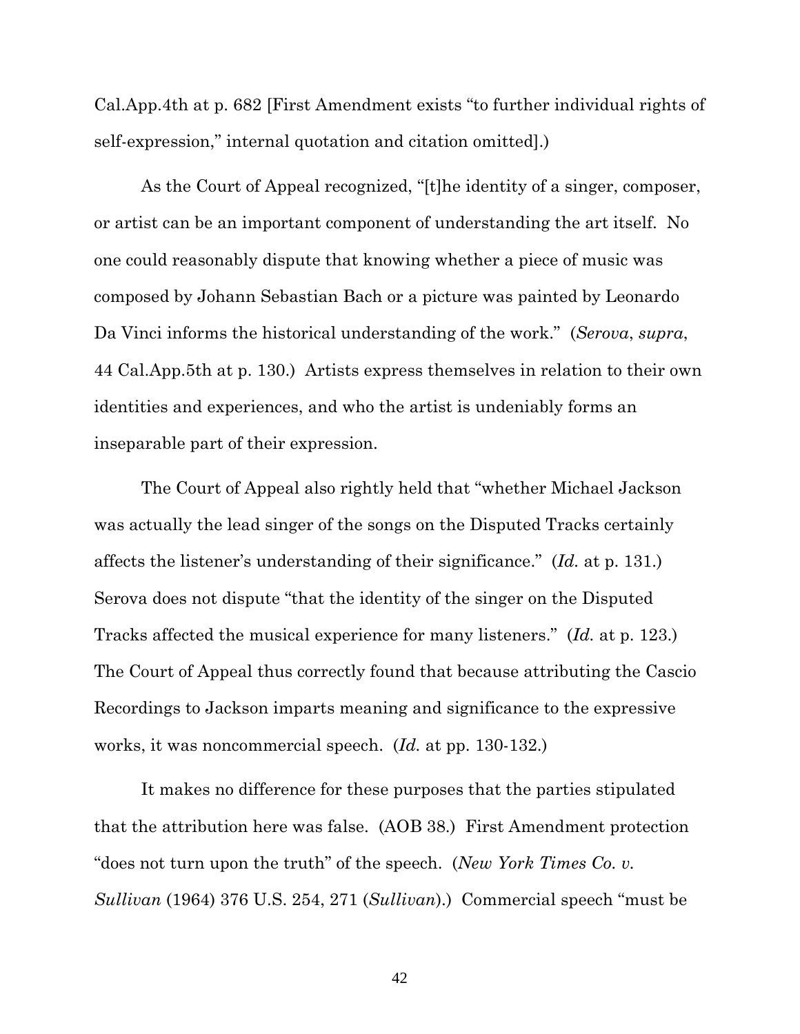Cal.App.4th at p. 682 [First Amendment exists "to further individual rights of self-expression," internal quotation and citation omitted].)

As the Court of Appeal recognized, "[t]he identity of a singer, composer, or artist can be an important component of understanding the art itself. No one could reasonably dispute that knowing whether a piece of music was composed by Johann Sebastian Bach or a picture was painted by Leonardo Da Vinci informs the historical understanding of the work." (*Serova*, *supra*, 44 Cal.App.5th at p. 130.) Artists express themselves in relation to their own identities and experiences, and who the artist is undeniably forms an inseparable part of their expression.

The Court of Appeal also rightly held that "whether Michael Jackson was actually the lead singer of the songs on the Disputed Tracks certainly affects the listener's understanding of their significance." (*Id.* at p. 131.) Serova does not dispute "that the identity of the singer on the Disputed Tracks affected the musical experience for many listeners." (*Id.* at p. 123.) The Court of Appeal thus correctly found that because attributing the Cascio Recordings to Jackson imparts meaning and significance to the expressive works, it was noncommercial speech. (*Id.* at pp. 130-132.)

It makes no difference for these purposes that the parties stipulated that the attribution here was false. (AOB 38.) First Amendment protection "does not turn upon the truth" of the speech. (*New York Times Co. v. Sullivan* (1964) 376 U.S. 254, 271 (*Sullivan*).) Commercial speech "must be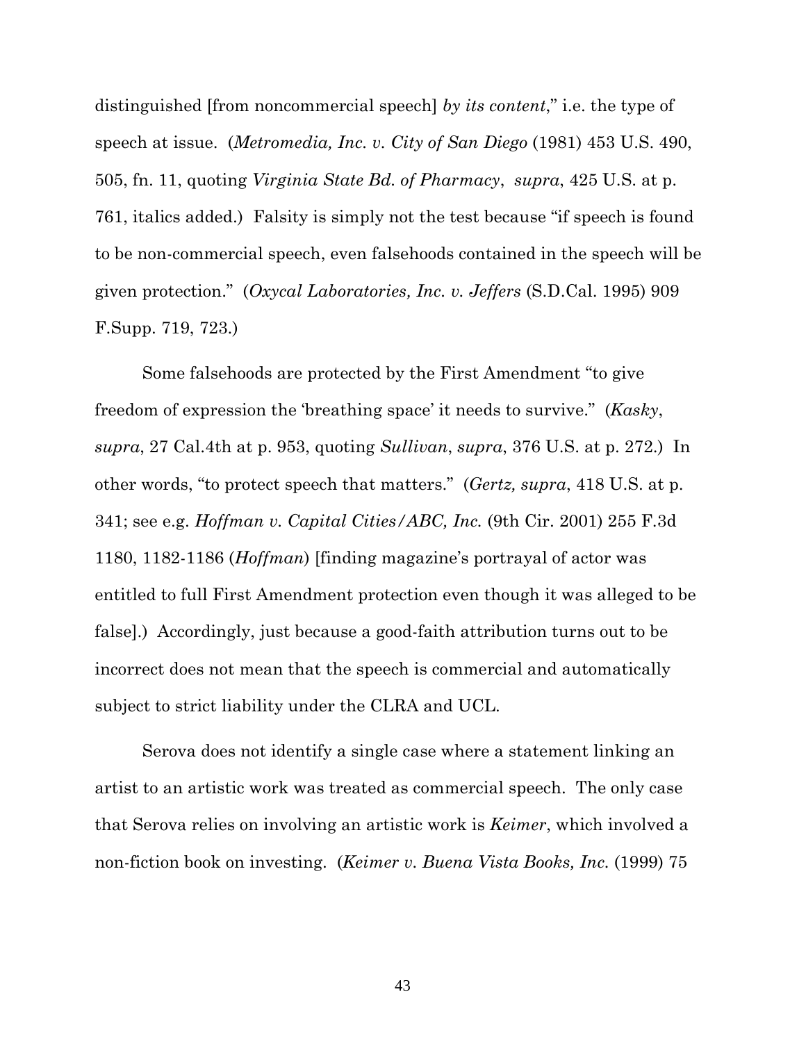distinguished [from noncommercial speech] *by its content*," i.e. the type of speech at issue. (*Metromedia, Inc. v. City of San Diego* (1981) 453 U.S. 490, 505, fn. 11, quoting *Virginia State Bd. of Pharmacy*, *supra*, 425 U.S. at p. 761, italics added.) Falsity is simply not the test because "if speech is found to be non-commercial speech, even falsehoods contained in the speech will be given protection." (*Oxycal Laboratories, Inc. v. Jeffers* (S.D.Cal. 1995) 909 F.Supp. 719, 723.)

Some falsehoods are protected by the First Amendment "to give freedom of expression the 'breathing space' it needs to survive." (*Kasky*, *supra*, 27 Cal.4th at p. 953, quoting *Sullivan*, *supra*, 376 U.S. at p. 272.) In other words, "to protect speech that matters." (*Gertz, supra*, 418 U.S. at p. 341; see e.g. *Hoffman v. Capital Cities/ABC, Inc.* (9th Cir. 2001) 255 F.3d 1180, 1182-1186 (*Hoffman*) [finding magazine's portrayal of actor was entitled to full First Amendment protection even though it was alleged to be false].) Accordingly, just because a good-faith attribution turns out to be incorrect does not mean that the speech is commercial and automatically subject to strict liability under the CLRA and UCL.

Serova does not identify a single case where a statement linking an artist to an artistic work was treated as commercial speech. The only case that Serova relies on involving an artistic work is *Keimer*, which involved a non-fiction book on investing. (*Keimer v. Buena Vista Books, Inc.* (1999) 75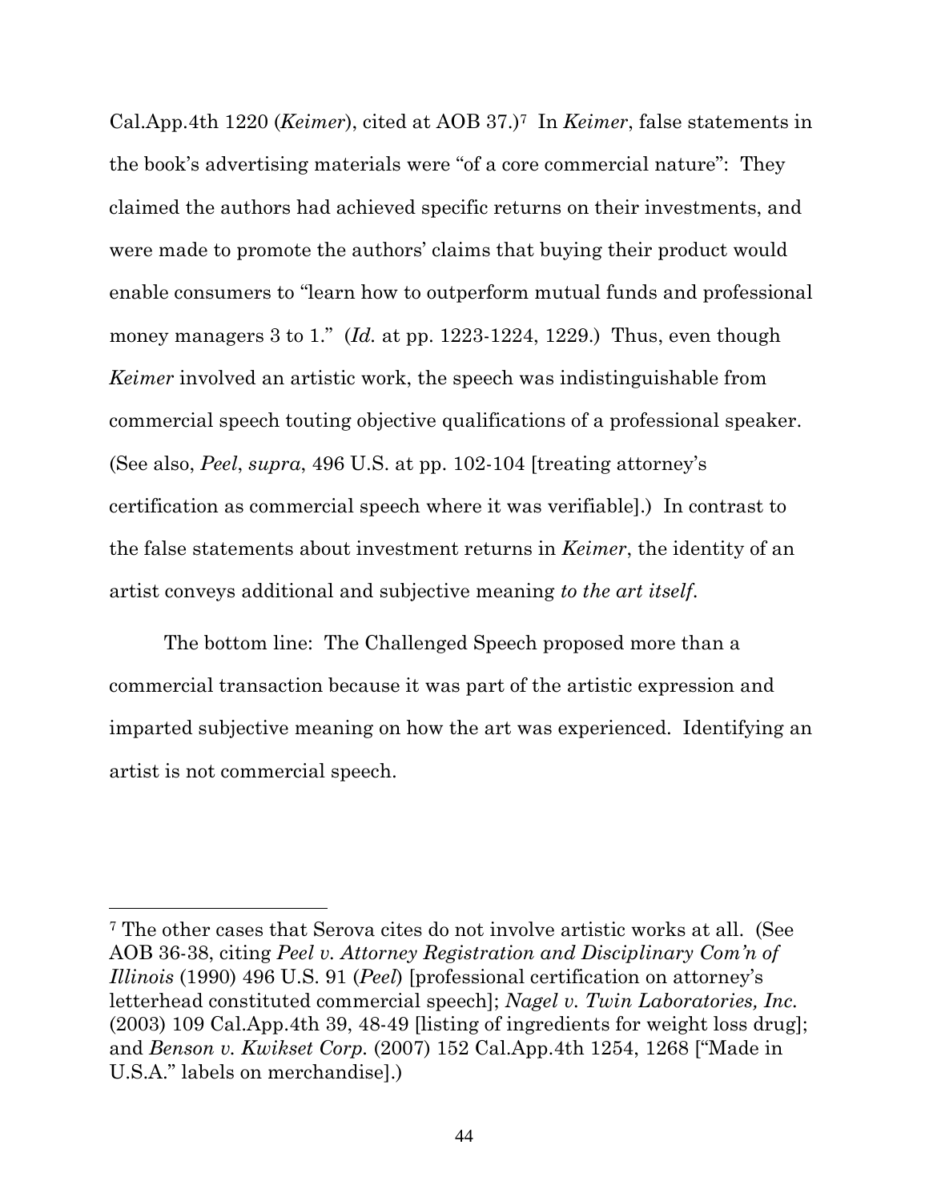Cal.App.4th 1220 (*Keimer*), cited at AOB 37.)[7] In *Keimer*, false statements in the book's advertising materials were "of a core commercial nature": They claimed the authors had achieved specific returns on their investments, and were made to promote the authors' claims that buying their product would enable consumers to "learn how to outperform mutual funds and professional money managers 3 to 1." (*Id.* at pp. 1223-1224, 1229.) Thus, even though *Keimer* involved an artistic work, the speech was indistinguishable from commercial speech touting objective qualifications of a professional speaker. (See also, *Peel*, *supra*, 496 U.S. at pp. 102-104 [treating attorney's certification as commercial speech where it was verifiable].) In contrast to the false statements about investment returns in *Keimer*, the identity of an artist conveys additional and subjective meaning *to the art itself*.

The bottom line: The Challenged Speech proposed more than a commercial transaction because it was part of the artistic expression and imparted subjective meaning on how the art was experienced. Identifying an artist is not commercial speech.

---

[7] The other cases that Serova cites do not involve artistic works at all. (See AOB 36-38, citing *Peel v. Attorney Registration and Disciplinary Com'n of Illinois* (1990) 496 U.S. 91 (*Peel*) [professional certification on attorney's letterhead constituted commercial speech]; *Nagel v. Twin Laboratories, Inc.* (2003) 109 Cal.App.4th 39, 48-49 [listing of ingredients for weight loss drug]; and *Benson v. Kwikset Corp.* (2007) 152 Cal.App.4th 1254, 1268 ["Made in U.S.A." labels on merchandise].)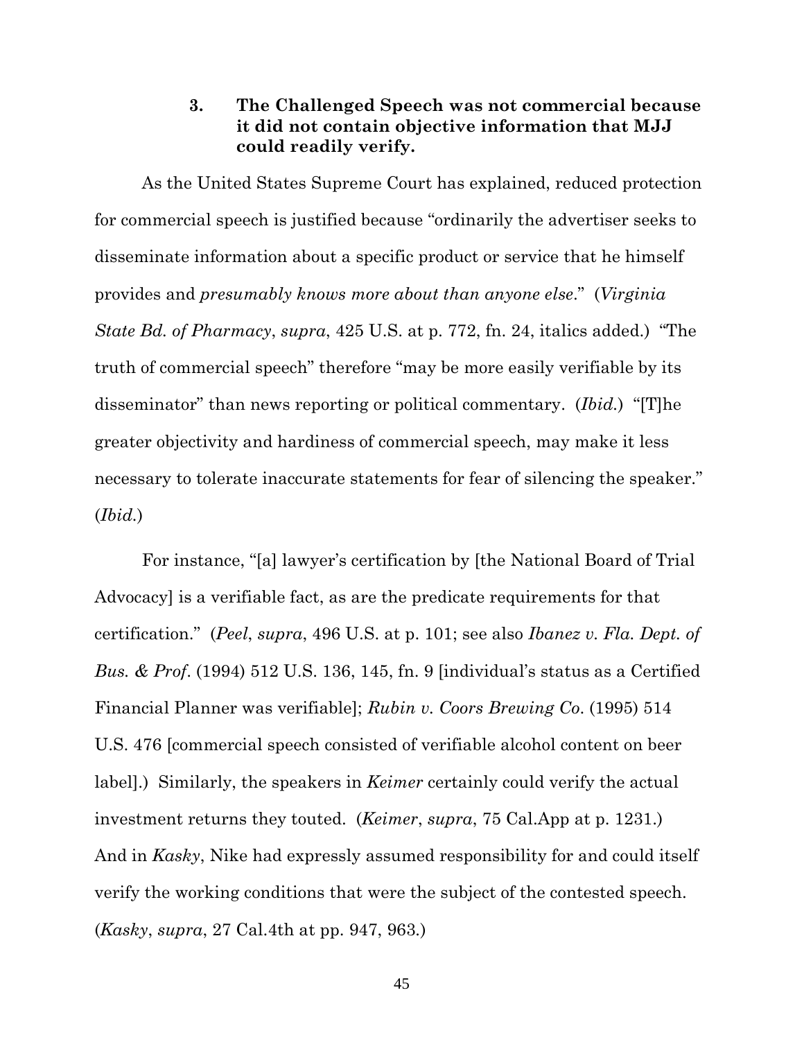### 3. The Challenged Speech was not commercial because it did not contain objective information that MJJ could readily verify.

As the United States Supreme Court has explained, reduced protection for commercial speech is justified because "ordinarily the advertiser seeks to disseminate information about a specific product or service that he himself provides and *presumably knows more about than anyone else*." (*Virginia State Bd. of Pharmacy*, *supra*, 425 U.S. at p. 772, fn. 24, italics added.) "The truth of commercial speech" therefore "may be more easily verifiable by its disseminator" than news reporting or political commentary. (*Ibid.*) "[T]he greater objectivity and hardiness of commercial speech, may make it less necessary to tolerate inaccurate statements for fear of silencing the speaker." (*Ibid.*)

For instance, "[a] lawyer's certification by [the National Board of Trial Advocacy] is a verifiable fact, as are the predicate requirements for that certification." (*Peel*, *supra*, 496 U.S. at p. 101; see also *Ibanez v. Fla. Dept. of Bus. & Prof*. (1994) 512 U.S. 136, 145, fn. 9 [individual's status as a Certified Financial Planner was verifiable]; *Rubin v. Coors Brewing Co*. (1995) 514 U.S. 476 [commercial speech consisted of verifiable alcohol content on beer label].) Similarly, the speakers in *Keimer* certainly could verify the actual investment returns they touted. (*Keimer*, *supra*, 75 Cal.App at p. 1231.) And in *Kasky*, Nike had expressly assumed responsibility for and could itself verify the working conditions that were the subject of the contested speech. (*Kasky*, *supra*, 27 Cal.4th at pp. 947, 963.)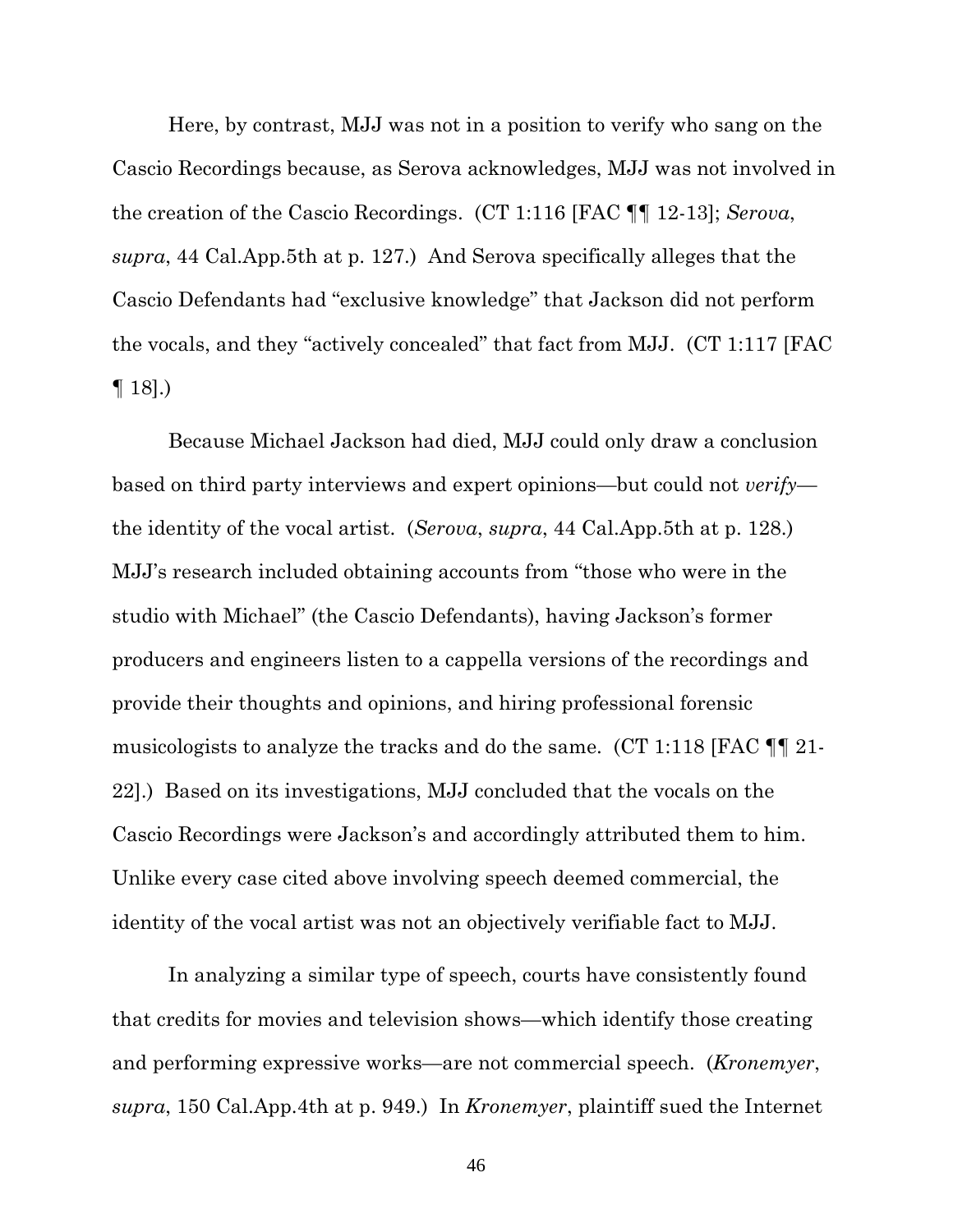Here, by contrast, MJJ was not in a position to verify who sang on the Cascio Recordings because, as Serova acknowledges, MJJ was not involved in the creation of the Cascio Recordings. (CT 1:116 [FAC ¶¶ 12-13]; *Serova*, *supra*, 44 Cal.App.5th at p. 127.) And Serova specifically alleges that the Cascio Defendants had "exclusive knowledge" that Jackson did not perform the vocals, and they "actively concealed" that fact from MJJ. (CT 1:117 [FAC ¶ 18].)

Because Michael Jackson had died, MJJ could only draw a conclusion based on third party interviews and expert opinions—but could not *verify*—the identity of the vocal artist. (*Serova*, *supra*, 44 Cal.App.5th at p. 128.) MJJ's research included obtaining accounts from "those who were in the studio with Michael" (the Cascio Defendants), having Jackson's former producers and engineers listen to a cappella versions of the recordings and provide their thoughts and opinions, and hiring professional forensic musicologists to analyze the tracks and do the same. (CT 1:118 [FAC ¶¶ 21-22].) Based on its investigations, MJJ concluded that the vocals on the Cascio Recordings were Jackson's and accordingly attributed them to him. Unlike every case cited above involving speech deemed commercial, the identity of the vocal artist was not an objectively verifiable fact to MJJ.

In analyzing a similar type of speech, courts have consistently found that credits for movies and television shows—which identify those creating and performing expressive works—are not commercial speech. (*Kronemyer*, *supra*, 150 Cal.App.4th at p. 949.) In *Kronemyer*, plaintiff sued the Internet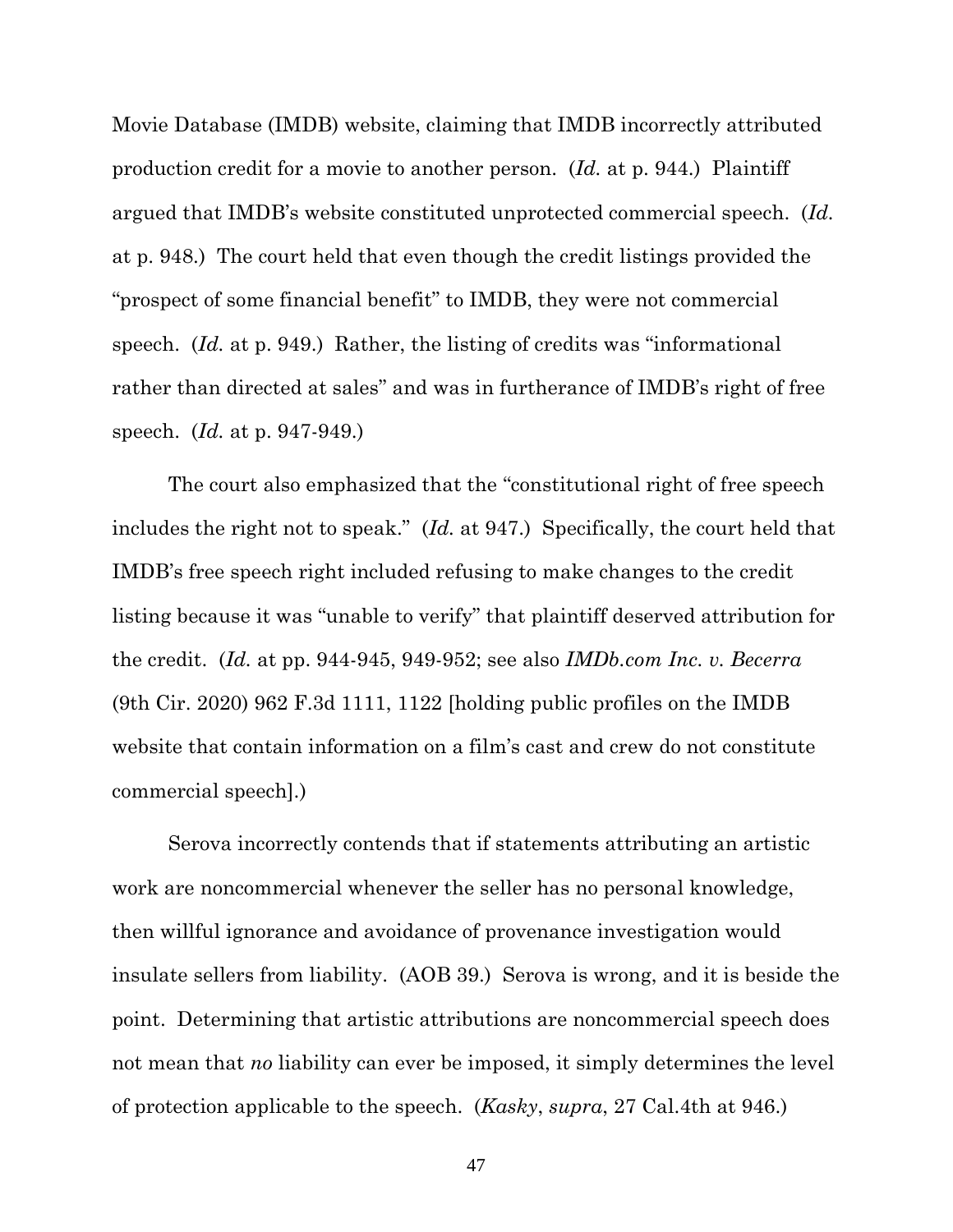Movie Database (IMDB) website, claiming that IMDB incorrectly attributed production credit for a movie to another person. (*Id.* at p. 944.) Plaintiff argued that IMDB's website constituted unprotected commercial speech. (*Id.* at p. 948.) The court held that even though the credit listings provided the "prospect of some financial benefit" to IMDB, they were not commercial speech. (*Id.* at p. 949.) Rather, the listing of credits was "informational rather than directed at sales" and was in furtherance of IMDB's right of free speech. (*Id.* at p. 947-949.)

The court also emphasized that the "constitutional right of free speech includes the right not to speak." (*Id.* at 947.) Specifically, the court held that IMDB's free speech right included refusing to make changes to the credit listing because it was "unable to verify" that plaintiff deserved attribution for the credit. (*Id.* at pp. 944-945, 949-952; see also *IMDb.com Inc. v. Becerra* (9th Cir. 2020) 962 F.3d 1111, 1122 [holding public profiles on the IMDB website that contain information on a film's cast and crew do not constitute commercial speech].)

Serova incorrectly contends that if statements attributing an artistic work are noncommercial whenever the seller has no personal knowledge, then willful ignorance and avoidance of provenance investigation would insulate sellers from liability. (AOB 39.) Serova is wrong, and it is beside the point. Determining that artistic attributions are noncommercial speech does not mean that *no* liability can ever be imposed, it simply determines the level of protection applicable to the speech. (*Kasky*, *supra*, 27 Cal.4th at 946.)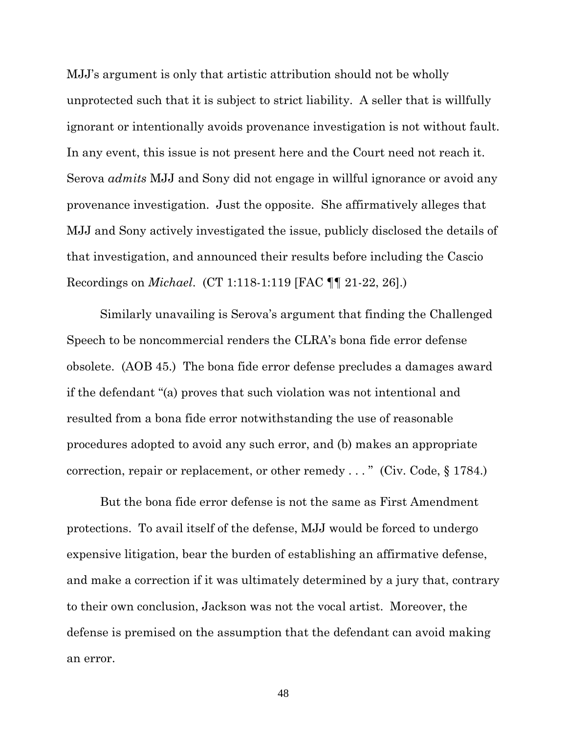MJJ's argument is only that artistic attribution should not be wholly unprotected such that it is subject to strict liability. A seller that is willfully ignorant or intentionally avoids provenance investigation is not without fault. In any event, this issue is not present here and the Court need not reach it. Serova *admits* MJJ and Sony did not engage in willful ignorance or avoid any provenance investigation. Just the opposite. She affirmatively alleges that MJJ and Sony actively investigated the issue, publicly disclosed the details of that investigation, and announced their results before including the Cascio Recordings on *Michael*. (CT 1:118-1:119 [FAC ¶¶ 21-22, 26].)

Similarly unavailing is Serova's argument that finding the Challenged Speech to be noncommercial renders the CLRA's bona fide error defense obsolete. (AOB 45.) The bona fide error defense precludes a damages award if the defendant "(a) proves that such violation was not intentional and resulted from a bona fide error notwithstanding the use of reasonable procedures adopted to avoid any such error, and (b) makes an appropriate correction, repair or replacement, or other remedy . . . " (Civ. Code, § 1784.)

But the bona fide error defense is not the same as First Amendment protections. To avail itself of the defense, MJJ would be forced to undergo expensive litigation, bear the burden of establishing an affirmative defense, and make a correction if it was ultimately determined by a jury that, contrary to their own conclusion, Jackson was not the vocal artist. Moreover, the defense is premised on the assumption that the defendant can avoid making an error.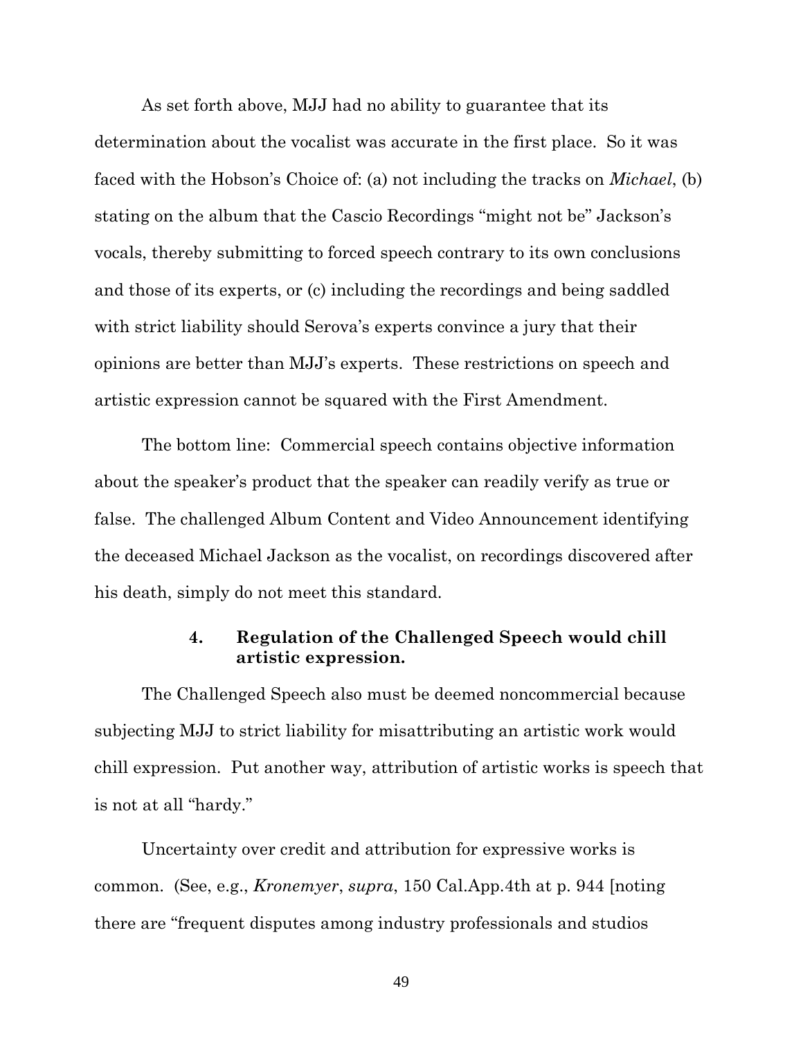As set forth above, MJJ had no ability to guarantee that its determination about the vocalist was accurate in the first place. So it was faced with the Hobson's Choice of: (a) not including the tracks on *Michael*, (b) stating on the album that the Cascio Recordings "might not be" Jackson's vocals, thereby submitting to forced speech contrary to its own conclusions and those of its experts, or (c) including the recordings and being saddled with strict liability should Serova's experts convince a jury that their opinions are better than MJJ's experts. These restrictions on speech and artistic expression cannot be squared with the First Amendment.

The bottom line: Commercial speech contains objective information about the speaker's product that the speaker can readily verify as true or false. The challenged Album Content and Video Announcement identifying the deceased Michael Jackson as the vocalist, on recordings discovered after his death, simply do not meet this standard.

#### 4. Regulation of the Challenged Speech would chill artistic expression.

The Challenged Speech also must be deemed noncommercial because subjecting MJJ to strict liability for misattributing an artistic work would chill expression. Put another way, attribution of artistic works is speech that is not at all "hardy."

Uncertainty over credit and attribution for expressive works is common. (See, e.g., *Kronemyer*, *supra*, 150 Cal.App.4th at p. 944 [noting there are "frequent disputes among industry professionals and studios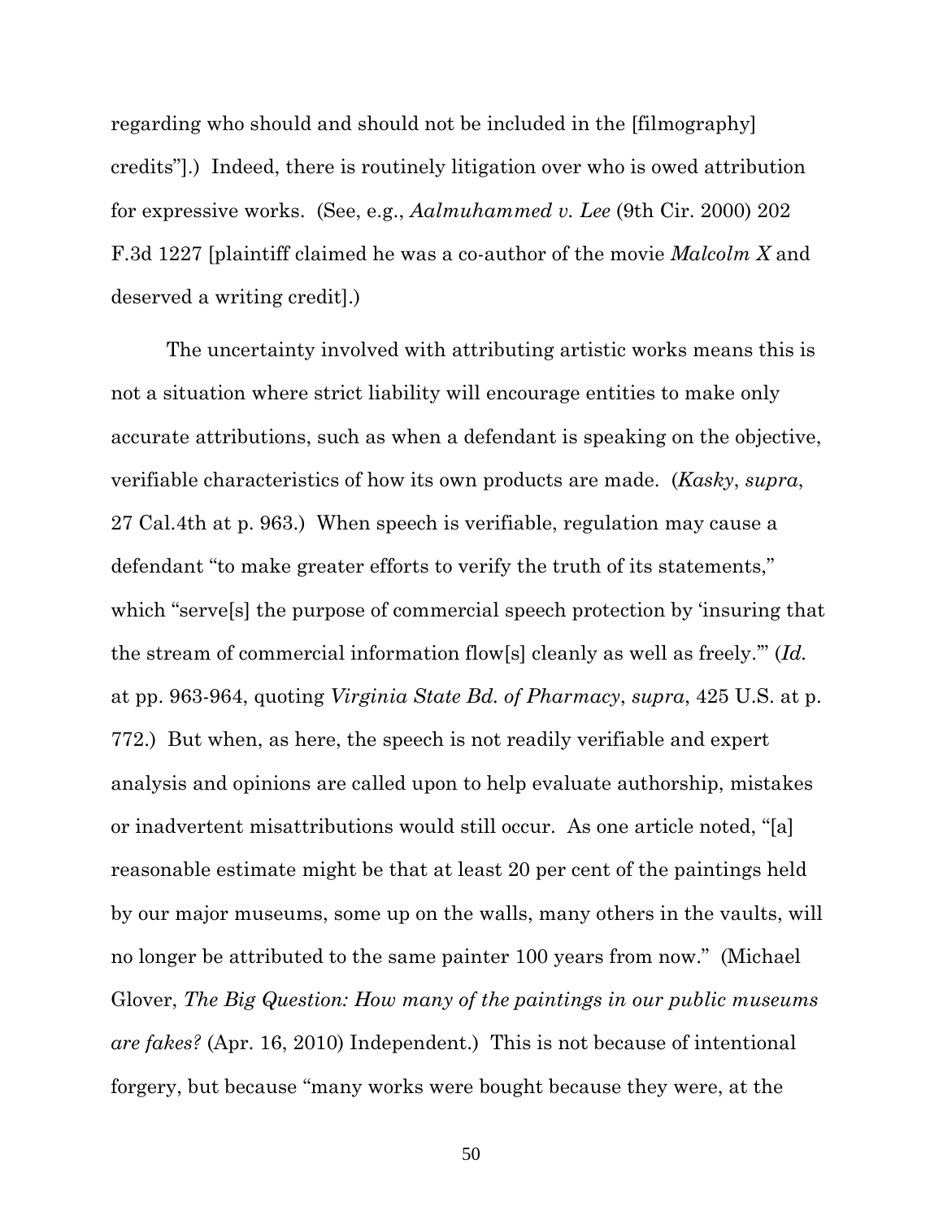regarding who should and should not be included in the [filmography] credits"].) Indeed, there is routinely litigation over who is owed attribution for expressive works. (See, e.g., *Aalmuhammed v. Lee* (9th Cir. 2000) 202 F.3d 1227 [plaintiff claimed he was a co-author of the movie *Malcolm X* and deserved a writing credit].)

The uncertainty involved with attributing artistic works means this is not a situation where strict liability will encourage entities to make only accurate attributions, such as when a defendant is speaking on the objective, verifiable characteristics of how its own products are made. (*Kasky*, *supra*, 27 Cal.4th at p. 963.) When speech is verifiable, regulation may cause a defendant "to make greater efforts to verify the truth of its statements," which "serve[s] the purpose of commercial speech protection by 'insuring that the stream of commercial information flow[s] cleanly as well as freely.'" (*Id.* at pp. 963-964, quoting *Virginia State Bd. of Pharmacy*, *supra*, 425 U.S. at p. 772.) But when, as here, the speech is not readily verifiable and expert analysis and opinions are called upon to help evaluate authorship, mistakes or inadvertent misattributions would still occur. As one article noted, "[a] reasonable estimate might be that at least 20 per cent of the paintings held by our major museums, some up on the walls, many others in the vaults, will no longer be attributed to the same painter 100 years from now." (Michael Glover, *The Big Question: How many of the paintings in our public museums are fakes?* (Apr. 16, 2010) Independent.) This is not because of intentional forgery, but because "many works were bought because they were, at the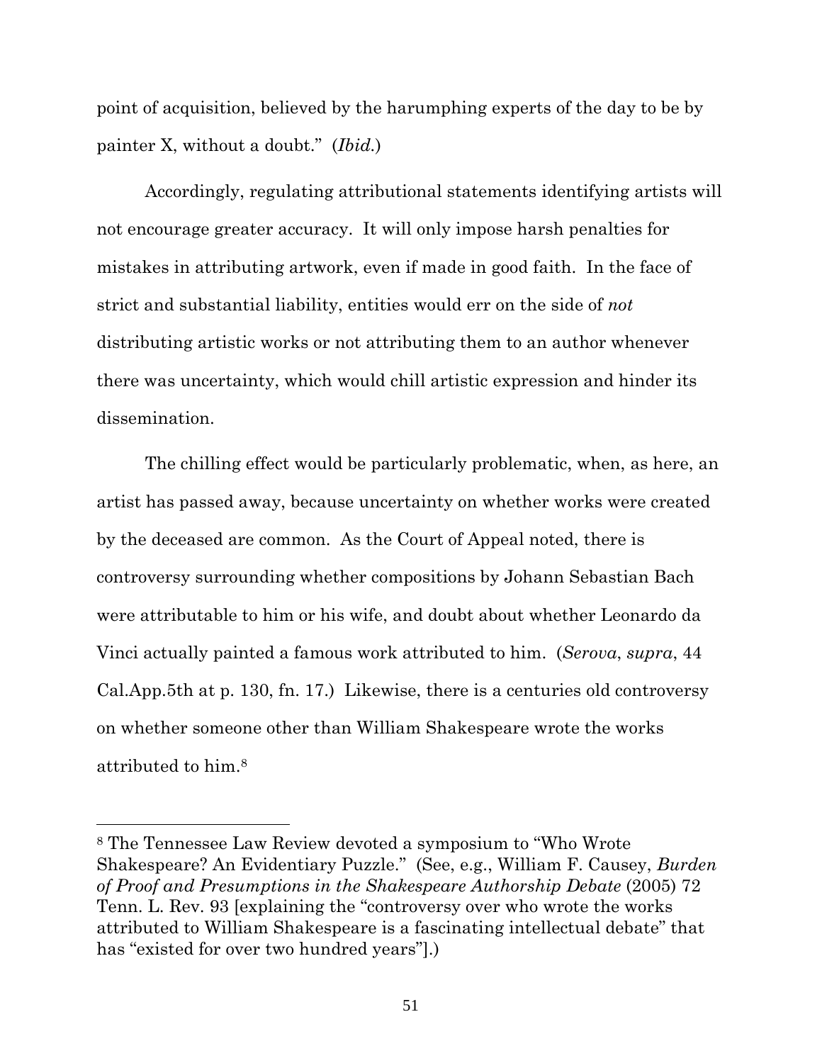point of acquisition, believed by the harumphing experts of the day to be by painter X, without a doubt." (*Ibid.*)

Accordingly, regulating attributional statements identifying artists will not encourage greater accuracy. It will only impose harsh penalties for mistakes in attributing artwork, even if made in good faith. In the face of strict and substantial liability, entities would err on the side of *not* distributing artistic works or not attributing them to an author whenever there was uncertainty, which would chill artistic expression and hinder its dissemination.

The chilling effect would be particularly problematic, when, as here, an artist has passed away, because uncertainty on whether works were created by the deceased are common. As the Court of Appeal noted, there is controversy surrounding whether compositions by Johann Sebastian Bach were attributable to him or his wife, and doubt about whether Leonardo da Vinci actually painted a famous work attributed to him. (*Serova*, *supra*, 44 Cal.App.5th at p. 130, fn. 17.) Likewise, there is a centuries old controversy on whether someone other than William Shakespeare wrote the works attributed to him.[8]

---

[8] The Tennessee Law Review devoted a symposium to "Who Wrote Shakespeare? An Evidentiary Puzzle." (See, e.g., William F. Causey, *Burden of Proof and Presumptions in the Shakespeare Authorship Debate* (2005) 72 Tenn. L. Rev. 93 [explaining the "controversy over who wrote the works attributed to William Shakespeare is a fascinating intellectual debate" that has "existed for over two hundred years"].)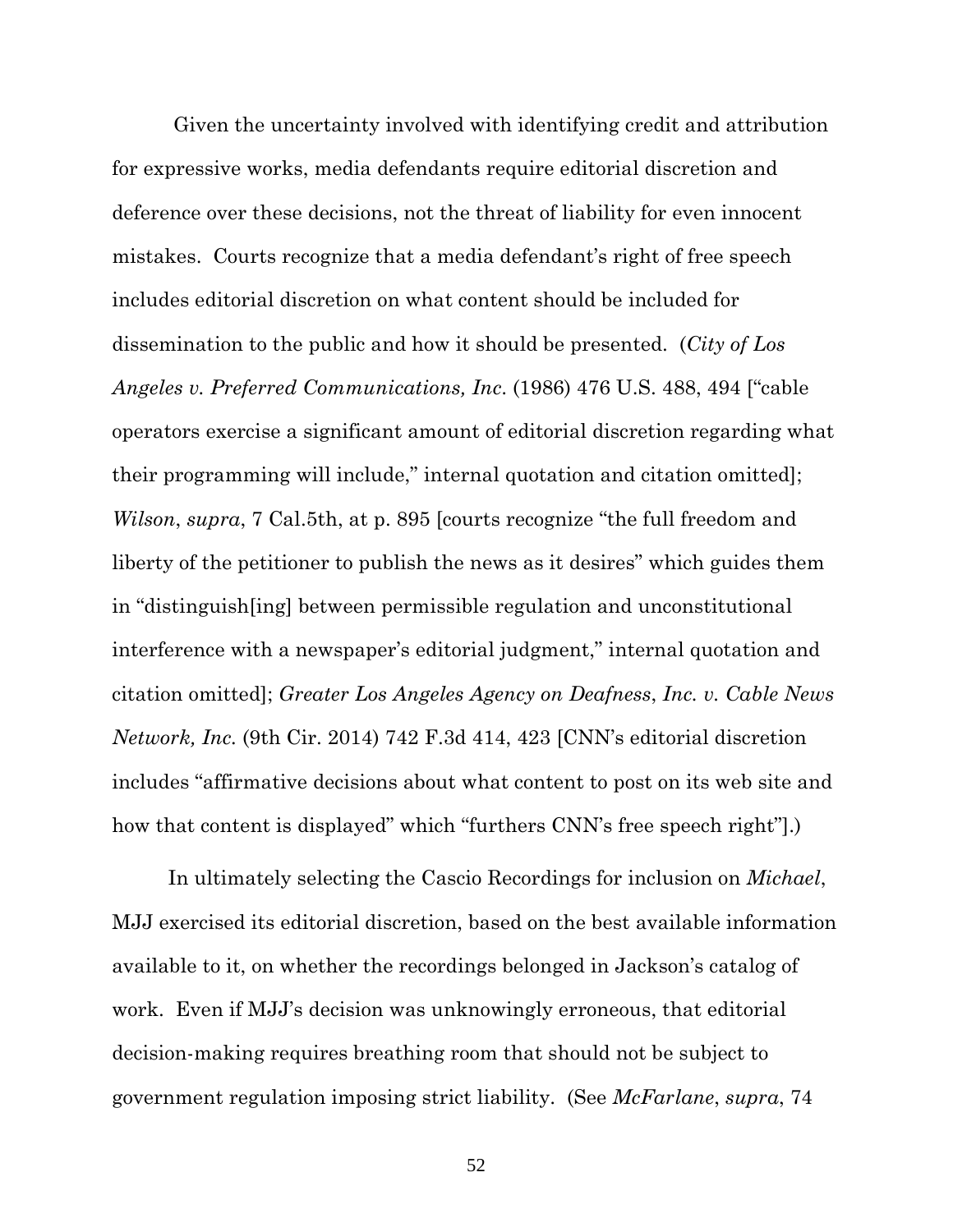Given the uncertainty involved with identifying credit and attribution for expressive works, media defendants require editorial discretion and deference over these decisions, not the threat of liability for even innocent mistakes. Courts recognize that a media defendant's right of free speech includes editorial discretion on what content should be included for dissemination to the public and how it should be presented. (*City of Los Angeles v. Preferred Communications, Inc.* (1986) 476 U.S. 488, 494 ["cable operators exercise a significant amount of editorial discretion regarding what their programming will include," internal quotation and citation omitted]; *Wilson*, *supra*, 7 Cal.5th, at p. 895 [courts recognize "the full freedom and liberty of the petitioner to publish the news as it desires" which guides them in "distinguish[ing] between permissible regulation and unconstitutional interference with a newspaper's editorial judgment," internal quotation and citation omitted]; *Greater Los Angeles Agency on Deafness*, *Inc. v. Cable News Network, Inc.* (9th Cir. 2014) 742 F.3d 414, 423 [CNN's editorial discretion includes "affirmative decisions about what content to post on its web site and how that content is displayed" which "furthers CNN's free speech right"].)

In ultimately selecting the Cascio Recordings for inclusion on *Michael*, MJJ exercised its editorial discretion, based on the best available information available to it, on whether the recordings belonged in Jackson's catalog of work. Even if MJJ's decision was unknowingly erroneous, that editorial decision-making requires breathing room that should not be subject to government regulation imposing strict liability. (See *McFarlane*, *supra*, 74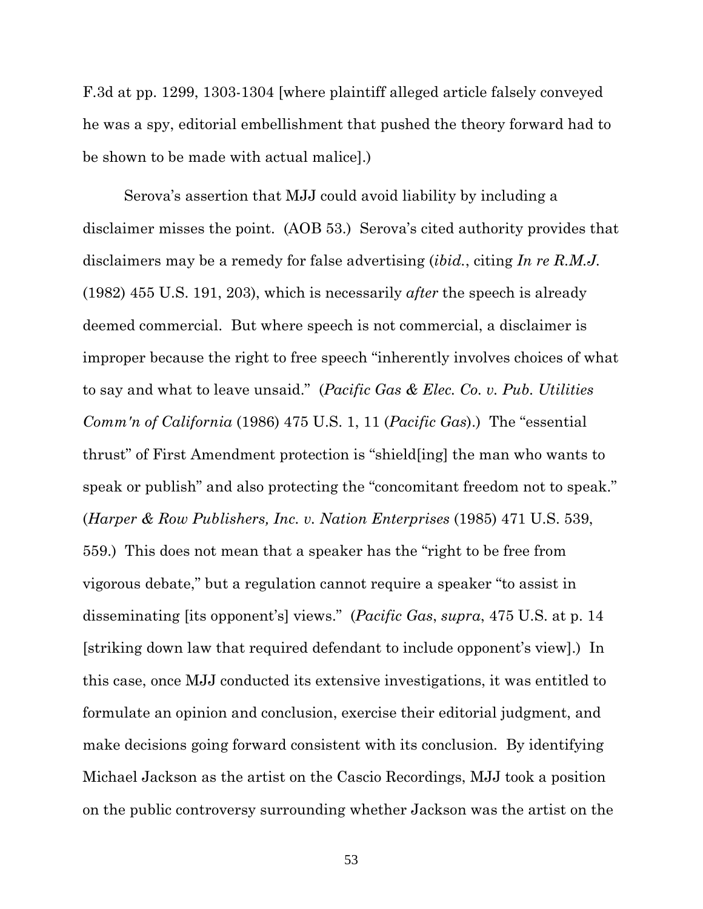F.3d at pp. 1299, 1303-1304 [where plaintiff alleged article falsely conveyed he was a spy, editorial embellishment that pushed the theory forward had to be shown to be made with actual malice].)

Serova's assertion that MJJ could avoid liability by including a disclaimer misses the point. (AOB 53.) Serova's cited authority provides that disclaimers may be a remedy for false advertising (*ibid.*, citing *In re R.M.J.* (1982) 455 U.S. 191, 203), which is necessarily *after* the speech is already deemed commercial. But where speech is not commercial, a disclaimer is improper because the right to free speech "inherently involves choices of what to say and what to leave unsaid." (*Pacific Gas & Elec. Co. v. Pub. Utilities Comm'n of California* (1986) 475 U.S. 1, 11 (*Pacific Gas*).) The "essential thrust" of First Amendment protection is "shield[ing] the man who wants to speak or publish" and also protecting the "concomitant freedom not to speak." (*Harper & Row Publishers, Inc. v. Nation Enterprises* (1985) 471 U.S. 539, 559.) This does not mean that a speaker has the "right to be free from vigorous debate," but a regulation cannot require a speaker "to assist in disseminating [its opponent's] views." (*Pacific Gas*, *supra*, 475 U.S. at p. 14 [striking down law that required defendant to include opponent's view].) In this case, once MJJ conducted its extensive investigations, it was entitled to formulate an opinion and conclusion, exercise their editorial judgment, and make decisions going forward consistent with its conclusion. By identifying Michael Jackson as the artist on the Cascio Recordings, MJJ took a position on the public controversy surrounding whether Jackson was the artist on the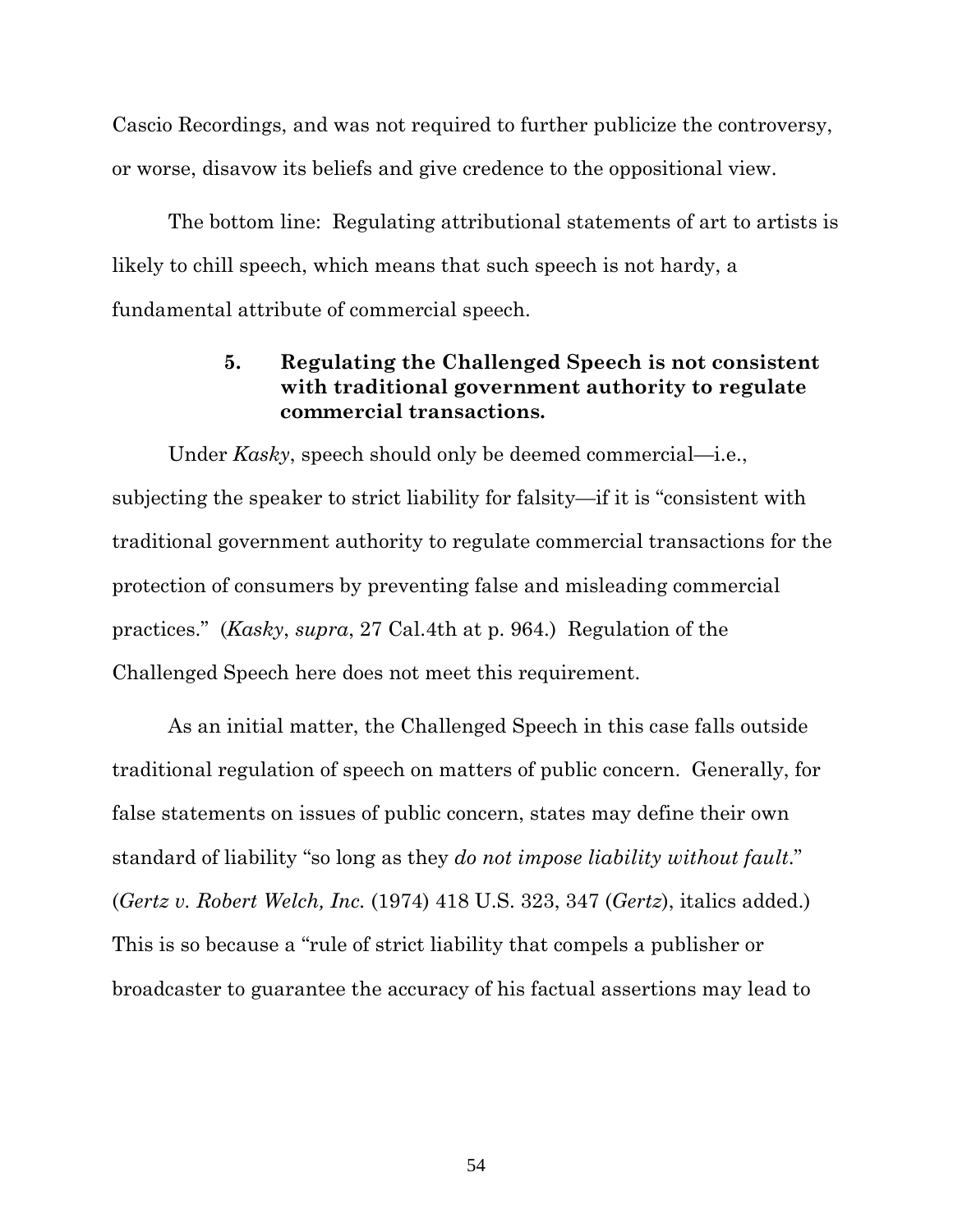Cascio Recordings, and was not required to further publicize the controversy, or worse, disavow its beliefs and give credence to the oppositional view.

The bottom line: Regulating attributional statements of art to artists is likely to chill speech, which means that such speech is not hardy, a fundamental attribute of commercial speech.

#### 5. Regulating the Challenged Speech is not consistent with traditional government authority to regulate commercial transactions.

Under *Kasky*, speech should only be deemed commercial—i.e., subjecting the speaker to strict liability for falsity—if it is "consistent with traditional government authority to regulate commercial transactions for the protection of consumers by preventing false and misleading commercial practices." (*Kasky*, *supra*, 27 Cal.4th at p. 964.) Regulation of the Challenged Speech here does not meet this requirement.

As an initial matter, the Challenged Speech in this case falls outside traditional regulation of speech on matters of public concern. Generally, for false statements on issues of public concern, states may define their own standard of liability "so long as they *do not impose liability without fault*." (*Gertz v. Robert Welch, Inc.* (1974) 418 U.S. 323, 347 (*Gertz*), italics added.) This is so because a "rule of strict liability that compels a publisher or broadcaster to guarantee the accuracy of his factual assertions may lead to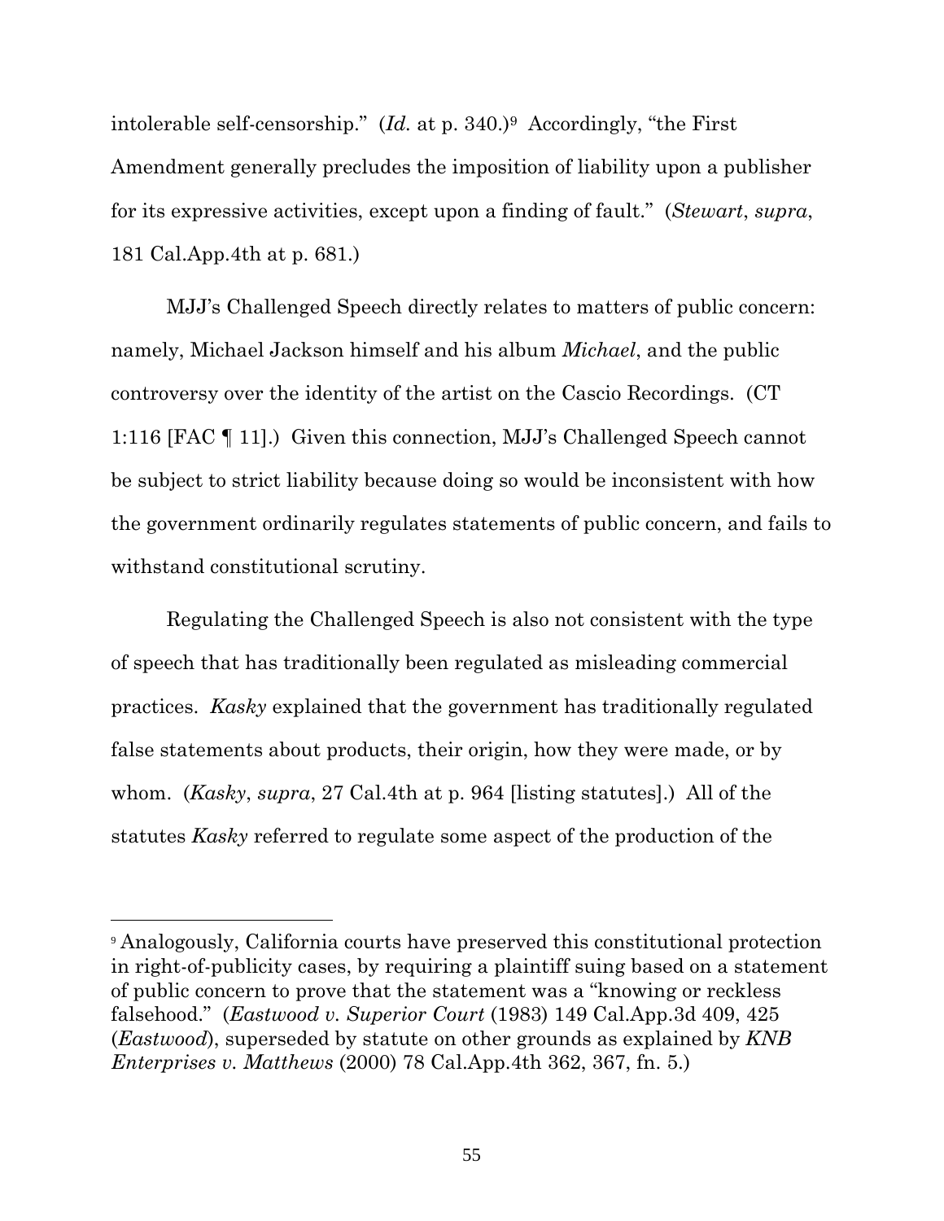intolerable self-censorship." (*Id.* at p. 340.)[9] Accordingly, "the First Amendment generally precludes the imposition of liability upon a publisher for its expressive activities, except upon a finding of fault." (*Stewart*, *supra*, 181 Cal.App.4th at p. 681.)

MJJ's Challenged Speech directly relates to matters of public concern: namely, Michael Jackson himself and his album *Michael*, and the public controversy over the identity of the artist on the Cascio Recordings. (CT 1:116 [FAC ¶ 11].) Given this connection, MJJ's Challenged Speech cannot be subject to strict liability because doing so would be inconsistent with how the government ordinarily regulates statements of public concern, and fails to withstand constitutional scrutiny.

Regulating the Challenged Speech is also not consistent with the type of speech that has traditionally been regulated as misleading commercial practices. *Kasky* explained that the government has traditionally regulated false statements about products, their origin, how they were made, or by whom. (*Kasky*, *supra*, 27 Cal.4th at p. 964 [listing statutes].) All of the statutes *Kasky* referred to regulate some aspect of the production of the

---

[9] Analogously, California courts have preserved this constitutional protection in right-of-publicity cases, by requiring a plaintiff suing based on a statement of public concern to prove that the statement was a "knowing or reckless falsehood." (*Eastwood v. Superior Court* (1983) 149 Cal.App.3d 409, 425 (*Eastwood*), superseded by statute on other grounds as explained by *KNB Enterprises v. Matthews* (2000) 78 Cal.App.4th 362, 367, fn. 5.)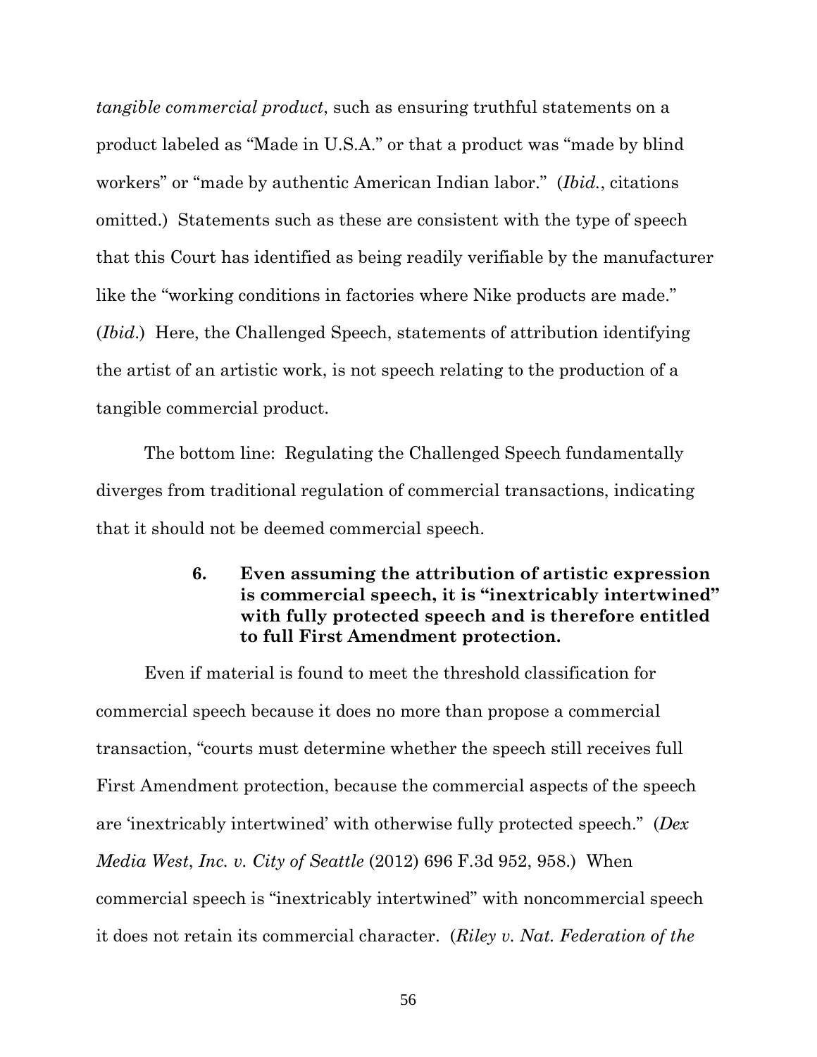*tangible commercial product*, such as ensuring truthful statements on a product labeled as "Made in U.S.A." or that a product was "made by blind workers" or "made by authentic American Indian labor." (*Ibid.*, citations omitted.) Statements such as these are consistent with the type of speech that this Court has identified as being readily verifiable by the manufacturer like the "working conditions in factories where Nike products are made." (*Ibid*.) Here, the Challenged Speech, statements of attribution identifying the artist of an artistic work, is not speech relating to the production of a tangible commercial product.

The bottom line: Regulating the Challenged Speech fundamentally diverges from traditional regulation of commercial transactions, indicating that it should not be deemed commercial speech.

#### 6. Even assuming the attribution of artistic expression is commercial speech, it is "inextricably intertwined" with fully protected speech and is therefore entitled to full First Amendment protection.

Even if material is found to meet the threshold classification for commercial speech because it does no more than propose a commercial transaction, "courts must determine whether the speech still receives full First Amendment protection, because the commercial aspects of the speech are 'inextricably intertwined' with otherwise fully protected speech." (*Dex Media West*, *Inc. v. City of Seattle* (2012) 696 F.3d 952, 958.) When commercial speech is "inextricably intertwined" with noncommercial speech it does not retain its commercial character. (*Riley v. Nat. Federation of the*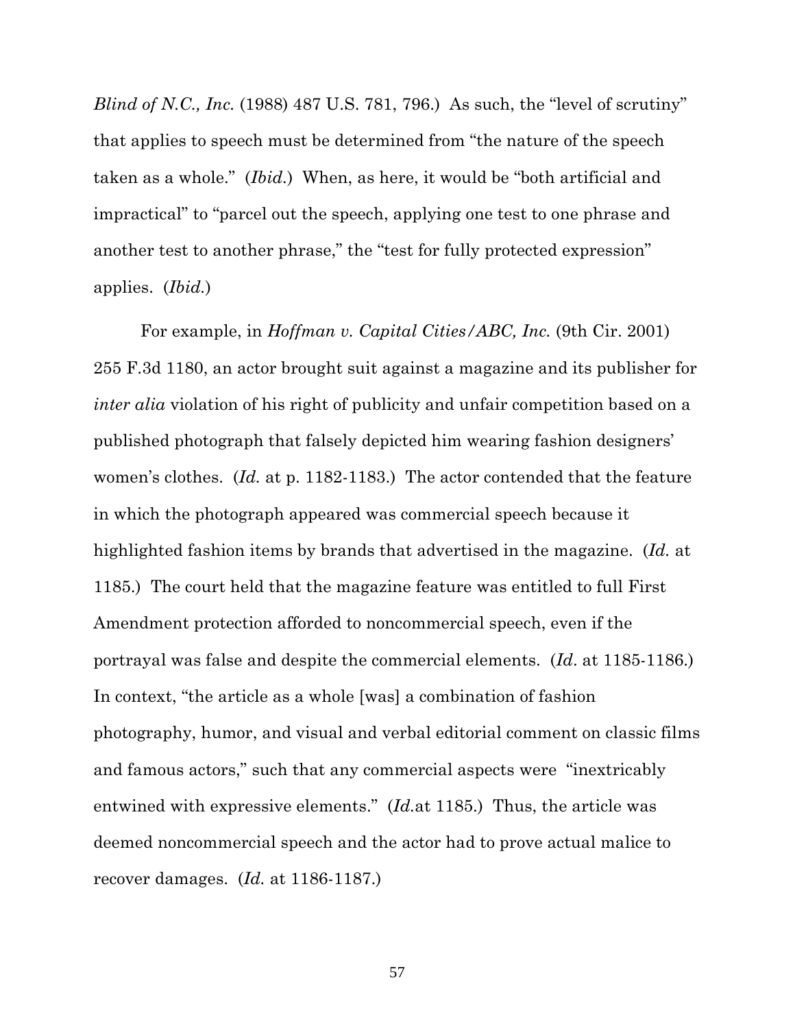*Blind of N.C., Inc.* (1988) 487 U.S. 781, 796.) As such, the "level of scrutiny" that applies to speech must be determined from "the nature of the speech taken as a whole." (*Ibid.*) When, as here, it would be "both artificial and impractical" to "parcel out the speech, applying one test to one phrase and another test to another phrase," the "test for fully protected expression" applies. (*Ibid.*)

For example, in *Hoffman v. Capital Cities/ABC, Inc.* (9th Cir. 2001) 255 F.3d 1180, an actor brought suit against a magazine and its publisher for *inter alia* violation of his right of publicity and unfair competition based on a published photograph that falsely depicted him wearing fashion designers' women's clothes. (*Id.* at p. 1182-1183.) The actor contended that the feature in which the photograph appeared was commercial speech because it highlighted fashion items by brands that advertised in the magazine. (*Id.* at 1185.) The court held that the magazine feature was entitled to full First Amendment protection afforded to noncommercial speech, even if the portrayal was false and despite the commercial elements. (*Id*. at 1185-1186.) In context, "the article as a whole [was] a combination of fashion photography, humor, and visual and verbal editorial comment on classic films and famous actors," such that any commercial aspects were "inextricably entwined with expressive elements." (*Id.*at 1185.) Thus, the article was deemed noncommercial speech and the actor had to prove actual malice to recover damages. (*Id.* at 1186-1187.)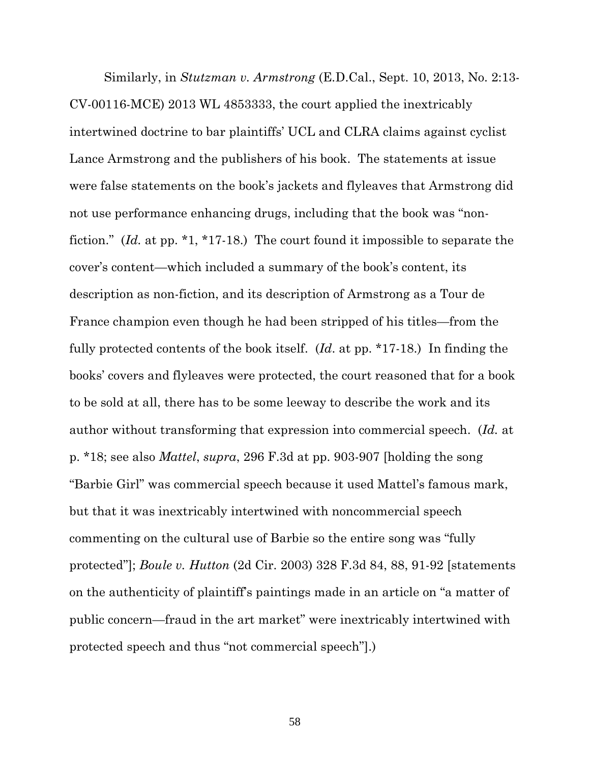Similarly, in *Stutzman v. Armstrong* (E.D.Cal., Sept. 10, 2013, No. 2:13-CV-00116-MCE) 2013 WL 4853333, the court applied the inextricably intertwined doctrine to bar plaintiffs' UCL and CLRA claims against cyclist Lance Armstrong and the publishers of his book. The statements at issue were false statements on the book's jackets and flyleaves that Armstrong did not use performance enhancing drugs, including that the book was "non-fiction." (*Id.* at pp. *1, *17-18.) The court found it impossible to separate the cover's content—which included a summary of the book's content, its description as non-fiction, and its description of Armstrong as a Tour de France champion even though he had been stripped of his titles—from the fully protected contents of the book itself. (*Id*. at pp. *17-18.) In finding the books' covers and flyleaves were protected, the court reasoned that for a book to be sold at all, there has to be some leeway to describe the work and its author without transforming that expression into commercial speech. (*Id.* at p. *18; see also *Mattel*, *supra*, 296 F.3d at pp. 903-907 [holding the song "Barbie Girl" was commercial speech because it used Mattel's famous mark, but that it was inextricably intertwined with noncommercial speech commenting on the cultural use of Barbie so the entire song was "fully protected"]; *Boule v. Hutton* (2d Cir. 2003) 328 F.3d 84, 88, 91-92 [statements on the authenticity of plaintiff's paintings made in an article on "a matter of public concern—fraud in the art market" were inextricably intertwined with protected speech and thus "not commercial speech"].)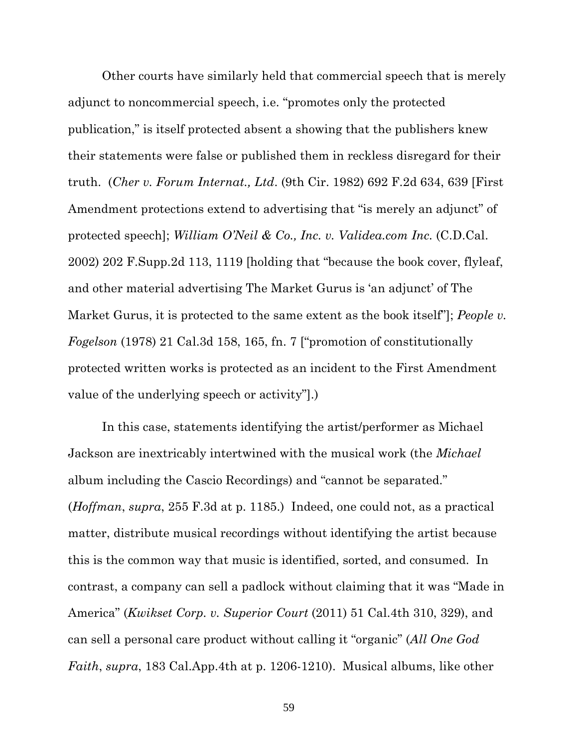Other courts have similarly held that commercial speech that is merely adjunct to noncommercial speech, i.e. "promotes only the protected publication," is itself protected absent a showing that the publishers knew their statements were false or published them in reckless disregard for their truth. (*Cher v. Forum Internat., Ltd*. (9th Cir. 1982) 692 F.2d 634, 639 [First Amendment protections extend to advertising that "is merely an adjunct" of protected speech]; *William O'Neil & Co., Inc. v. Validea.com Inc.* (C.D.Cal. 2002) 202 F.Supp.2d 113, 1119 [holding that "because the book cover, flyleaf, and other material advertising The Market Gurus is 'an adjunct' of The Market Gurus, it is protected to the same extent as the book itself"]; *People v. Fogelson* (1978) 21 Cal.3d 158, 165, fn. 7 ["promotion of constitutionally protected written works is protected as an incident to the First Amendment value of the underlying speech or activity"].)

In this case, statements identifying the artist/performer as Michael Jackson are inextricably intertwined with the musical work (the *Michael* album including the Cascio Recordings) and "cannot be separated." (*Hoffman*, *supra*, 255 F.3d at p. 1185.) Indeed, one could not, as a practical matter, distribute musical recordings without identifying the artist because this is the common way that music is identified, sorted, and consumed. In contrast, a company can sell a padlock without claiming that it was "Made in America" (*Kwikset Corp. v. Superior Court* (2011) 51 Cal.4th 310, 329), and can sell a personal care product without calling it "organic" (*All One God Faith*, *supra*, 183 Cal.App.4th at p. 1206-1210). Musical albums, like other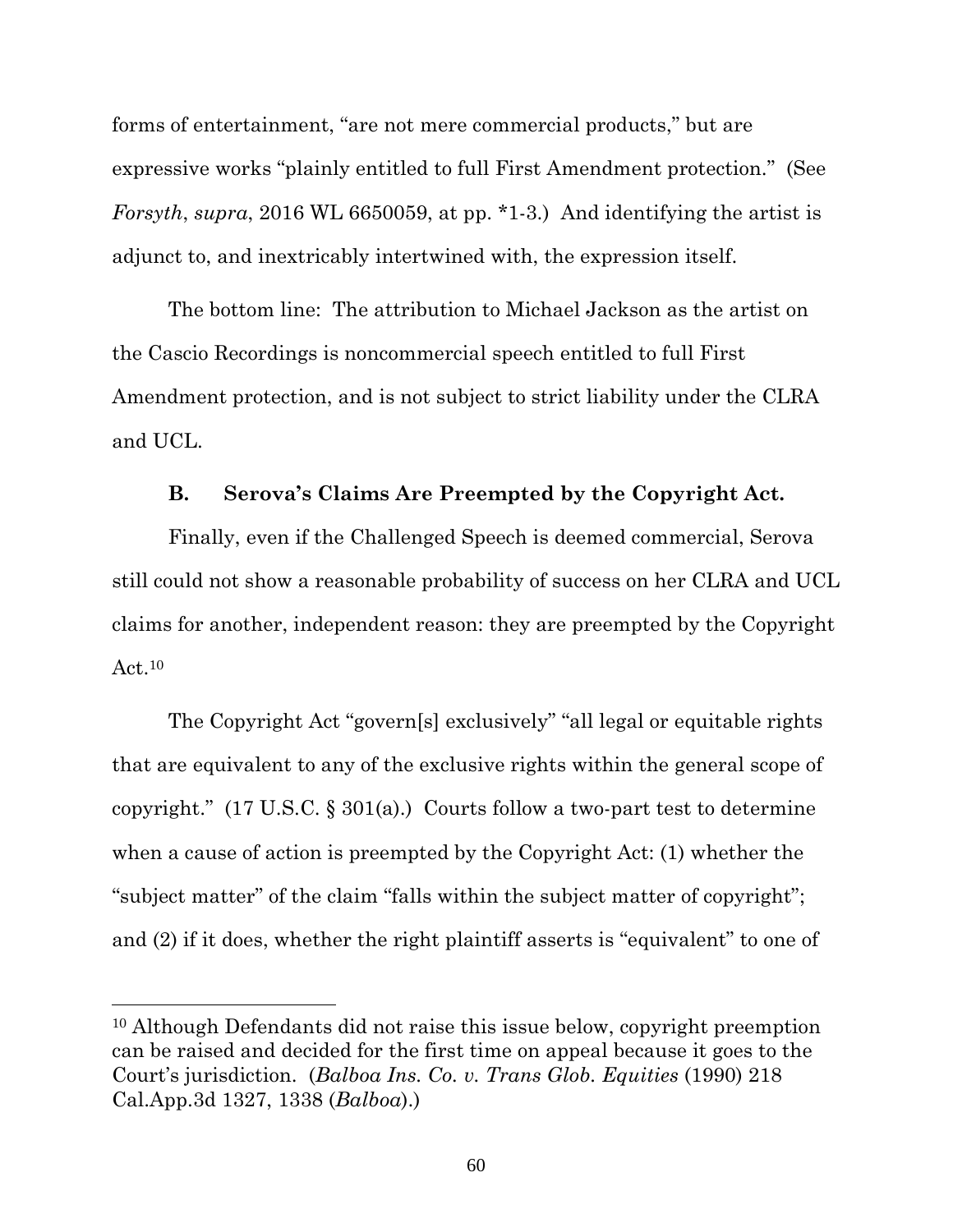forms of entertainment, "are not mere commercial products," but are expressive works "plainly entitled to full First Amendment protection." (See *Forsyth*, *supra*, 2016 WL 6650059, at pp. *1-3.) And identifying the artist is adjunct to, and inextricably intertwined with, the expression itself.

The bottom line: The attribution to Michael Jackson as the artist on the Cascio Recordings is noncommercial speech entitled to full First Amendment protection, and is not subject to strict liability under the CLRA and UCL.

### B. Serova's Claims Are Preempted by the Copyright Act.

Finally, even if the Challenged Speech is deemed commercial, Serova still could not show a reasonable probability of success on her CLRA and UCL claims for another, independent reason: they are preempted by the Copyright Act.[10]

The Copyright Act "govern[s] exclusively" "all legal or equitable rights that are equivalent to any of the exclusive rights within the general scope of copyright." (17 U.S.C. § 301(a).) Courts follow a two-part test to determine when a cause of action is preempted by the Copyright Act: (1) whether the "subject matter" of the claim "falls within the subject matter of copyright"; and (2) if it does, whether the right plaintiff asserts is "equivalent" to one of

---

[10] Although Defendants did not raise this issue below, copyright preemption can be raised and decided for the first time on appeal because it goes to the Court's jurisdiction. (*Balboa Ins. Co. v. Trans Glob. Equities* (1990) 218 Cal.App.3d 1327, 1338 (*Balboa*).)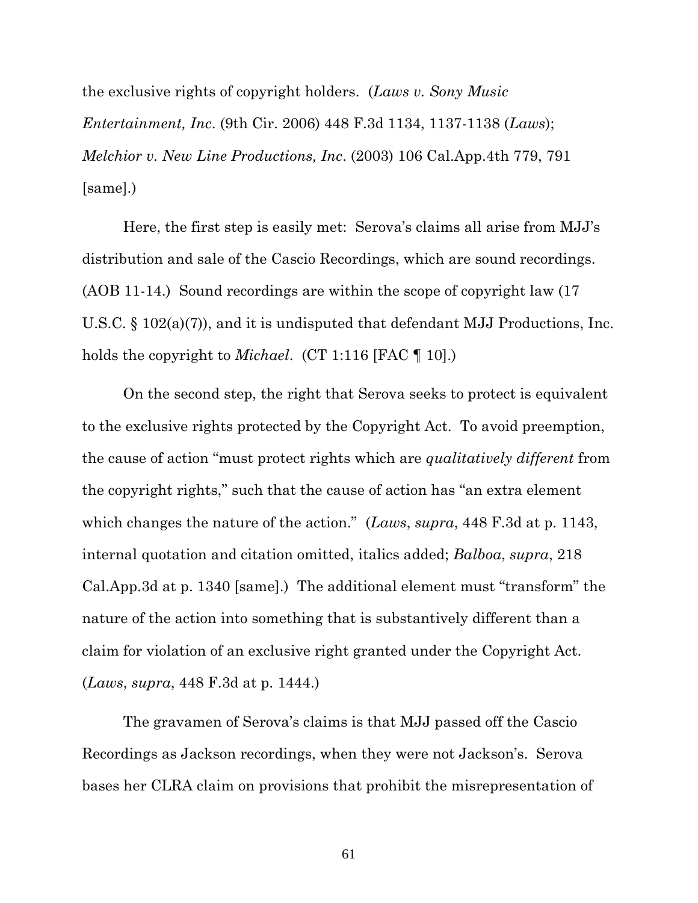the exclusive rights of copyright holders. (*Laws v. Sony Music Entertainment, Inc*. (9th Cir. 2006) 448 F.3d 1134, 1137-1138 (*Laws*); *Melchior v. New Line Productions, Inc*. (2003) 106 Cal.App.4th 779, 791 [same].)

Here, the first step is easily met: Serova's claims all arise from MJJ's distribution and sale of the Cascio Recordings, which are sound recordings. (AOB 11-14.) Sound recordings are within the scope of copyright law (17 U.S.C. § 102(a)(7)), and it is undisputed that defendant MJJ Productions, Inc. holds the copyright to *Michael*. (CT 1:116 [FAC ¶ 10].)

On the second step, the right that Serova seeks to protect is equivalent to the exclusive rights protected by the Copyright Act. To avoid preemption, the cause of action "must protect rights which are *qualitatively different* from the copyright rights," such that the cause of action has "an extra element which changes the nature of the action." (*Laws*, *supra*, 448 F.3d at p. 1143, internal quotation and citation omitted, italics added; *Balboa*, *supra*, 218 Cal.App.3d at p. 1340 [same].) The additional element must "transform" the nature of the action into something that is substantively different than a claim for violation of an exclusive right granted under the Copyright Act. (*Laws*, *supra*, 448 F.3d at p. 1444.)

The gravamen of Serova's claims is that MJJ passed off the Cascio Recordings as Jackson recordings, when they were not Jackson's. Serova bases her CLRA claim on provisions that prohibit the misrepresentation of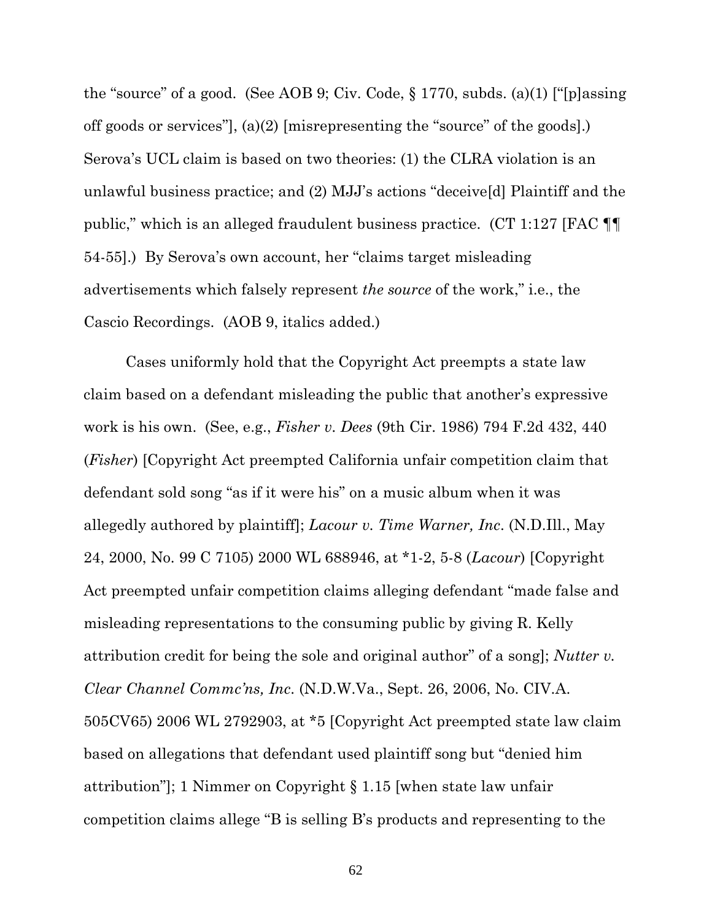the "source" of a good. (See AOB 9; Civ. Code, § 1770, subds. (a)(1) ["[p]assing off goods or services"], (a)(2) [misrepresenting the "source" of the goods].) Serova's UCL claim is based on two theories: (1) the CLRA violation is an unlawful business practice; and (2) MJJ's actions "deceive[d] Plaintiff and the public," which is an alleged fraudulent business practice. (CT 1:127 [FAC ¶¶ 54-55].) By Serova's own account, her "claims target misleading advertisements which falsely represent *the source* of the work," i.e., the Cascio Recordings. (AOB 9, italics added.)

Cases uniformly hold that the Copyright Act preempts a state law claim based on a defendant misleading the public that another's expressive work is his own. (See, e.g., *Fisher v. Dees* (9th Cir. 1986) 794 F.2d 432, 440 (*Fisher*) [Copyright Act preempted California unfair competition claim that defendant sold song "as if it were his" on a music album when it was allegedly authored by plaintiff]; *Lacour v. Time Warner, Inc.* (N.D.Ill., May 24, 2000, No. 99 C 7105) 2000 WL 688946, at *1-2, 5-8 (*Lacour*) [Copyright Act preempted unfair competition claims alleging defendant "made false and misleading representations to the consuming public by giving R. Kelly attribution credit for being the sole and original author" of a song]; *Nutter v. Clear Channel Commc'ns, Inc.* (N.D.W.Va., Sept. 26, 2006, No. CIV.A. 505CV65) 2006 WL 2792903, at *5 [Copyright Act preempted state law claim based on allegations that defendant used plaintiff song but "denied him attribution"]; 1 Nimmer on Copyright § 1.15 [when state law unfair competition claims allege "B is selling B's products and representing to the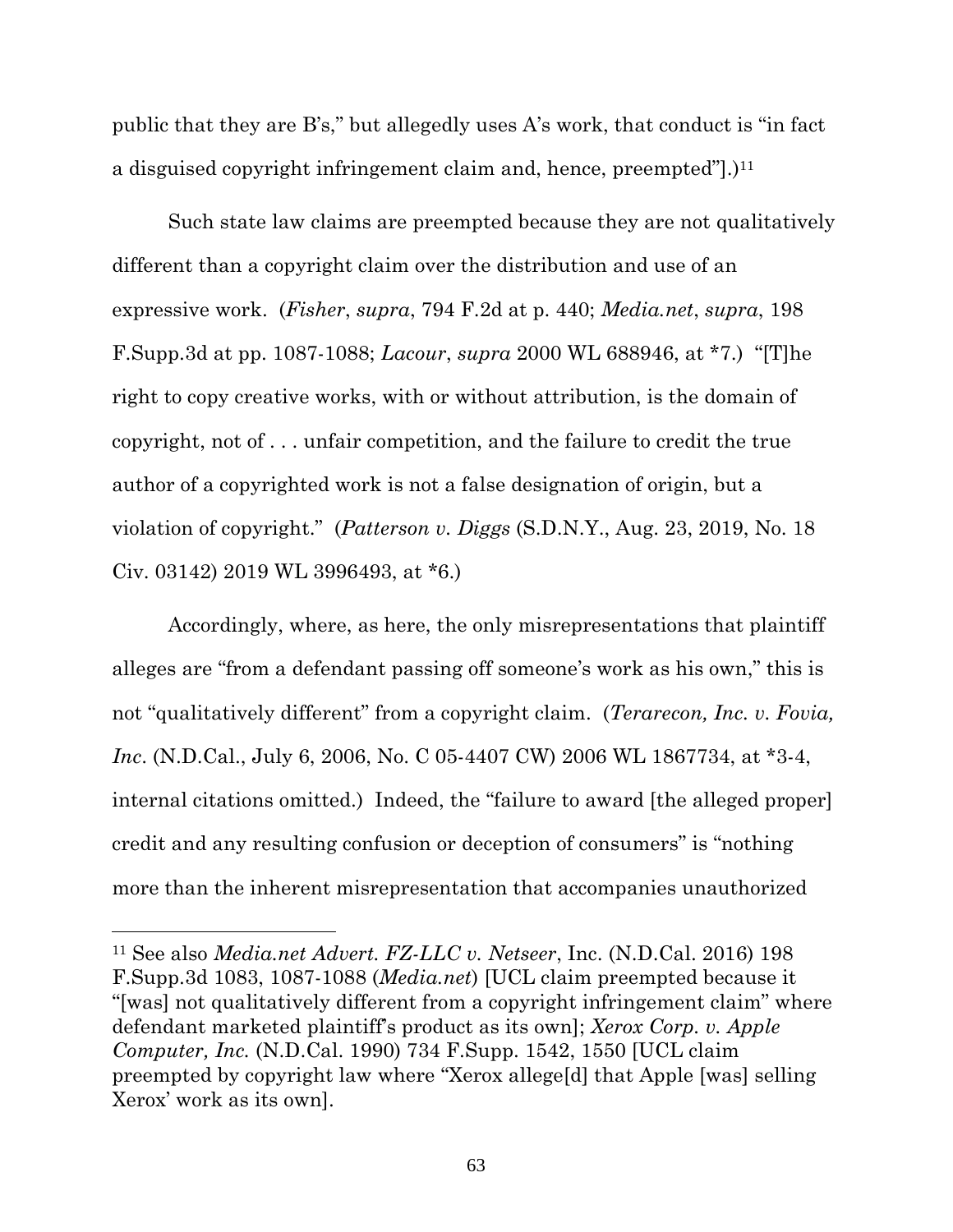public that they are B's," but allegedly uses A's work, that conduct is "in fact a disguised copyright infringement claim and, hence, preempted"].)[11]

Such state law claims are preempted because they are not qualitatively different than a copyright claim over the distribution and use of an expressive work. (*Fisher*, *supra*, 794 F.2d at p. 440; *Media.net*, *supra*, 198 F.Supp.3d at pp. 1087-1088; *Lacour*, *supra* 2000 WL 688946, at *7.) "[T]he right to copy creative works, with or without attribution, is the domain of copyright, not of . . . unfair competition, and the failure to credit the true author of a copyrighted work is not a false designation of origin, but a violation of copyright." (*Patterson v. Diggs* (S.D.N.Y., Aug. 23, 2019, No. 18 Civ. 03142) 2019 WL 3996493, at *6.)

Accordingly, where, as here, the only misrepresentations that plaintiff alleges are "from a defendant passing off someone's work as his own," this is not "qualitatively different" from a copyright claim. (*Terarecon, Inc. v. Fovia, Inc*. (N.D.Cal., July 6, 2006, No. C 05-4407 CW) 2006 WL 1867734, at *3-4, internal citations omitted.) Indeed, the "failure to award [the alleged proper] credit and any resulting confusion or deception of consumers" is "nothing more than the inherent misrepresentation that accompanies unauthorized

---

[11] See also *Media.net Advert. FZ-LLC v. Netseer*, Inc. (N.D.Cal. 2016) 198 F.Supp.3d 1083, 1087-1088 (*Media.net*) [UCL claim preempted because it "[was] not qualitatively different from a copyright infringement claim" where defendant marketed plaintiff's product as its own]; *Xerox Corp. v. Apple Computer, Inc.* (N.D.Cal. 1990) 734 F.Supp. 1542, 1550 [UCL claim preempted by copyright law where "Xerox allege[d] that Apple [was] selling Xerox' work as its own].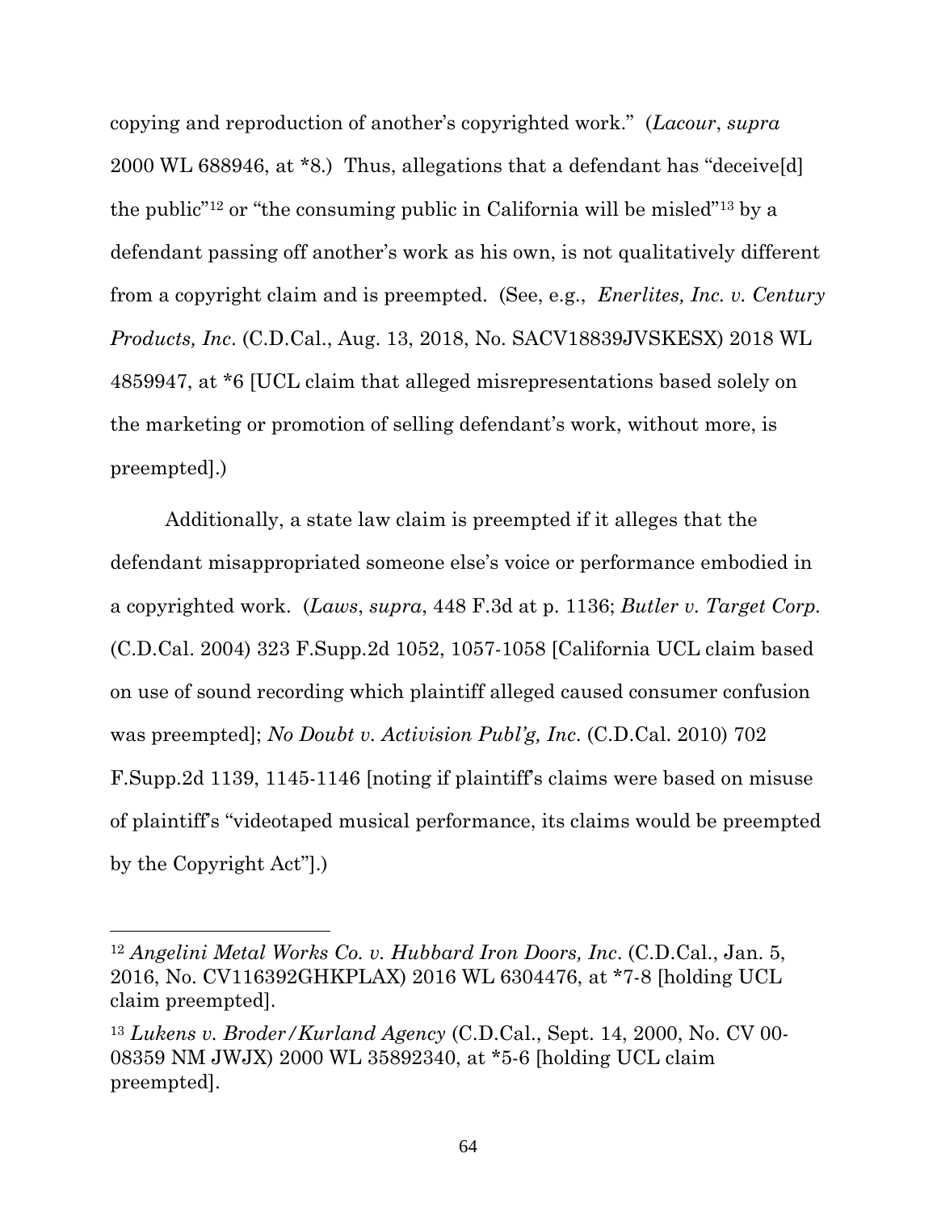copying and reproduction of another's copyrighted work." (*Lacour*, *supra* 2000 WL 688946, at *8.) Thus, allegations that a defendant has "deceive[d] the public"[12] or "the consuming public in California will be misled"[13] by a defendant passing off another's work as his own, is not qualitatively different from a copyright claim and is preempted. (See, e.g., *Enerlites, Inc. v. Century Products, Inc*. (C.D.Cal., Aug. 13, 2018, No. SACV18839JVSKESX) 2018 WL 4859947, at *6 [UCL claim that alleged misrepresentations based solely on the marketing or promotion of selling defendant's work, without more, is preempted].)

Additionally, a state law claim is preempted if it alleges that the defendant misappropriated someone else's voice or performance embodied in a copyrighted work. (*Laws*, *supra*, 448 F.3d at p. 1136; *Butler v. Target Corp.* (C.D.Cal. 2004) 323 F.Supp.2d 1052, 1057-1058 [California UCL claim based on use of sound recording which plaintiff alleged caused consumer confusion was preempted]; *No Doubt v. Activision Publ'g, Inc*. (C.D.Cal. 2010) 702 F.Supp.2d 1139, 1145-1146 [noting if plaintiff's claims were based on misuse of plaintiff's "videotaped musical performance, its claims would be preempted by the Copyright Act"].)

---

[12] *Angelini Metal Works Co. v. Hubbard Iron Doors, Inc*. (C.D.Cal., Jan. 5, 2016, No. CV116392GHKPLAX) 2016 WL 6304476, at *7-8 [holding UCL claim preempted].

[13] *Lukens v. Broder/Kurland Agency* (C.D.Cal., Sept. 14, 2000, No. CV 00-08359 NM JWJX) 2000 WL 35892340, at *5-6 [holding UCL claim preempted].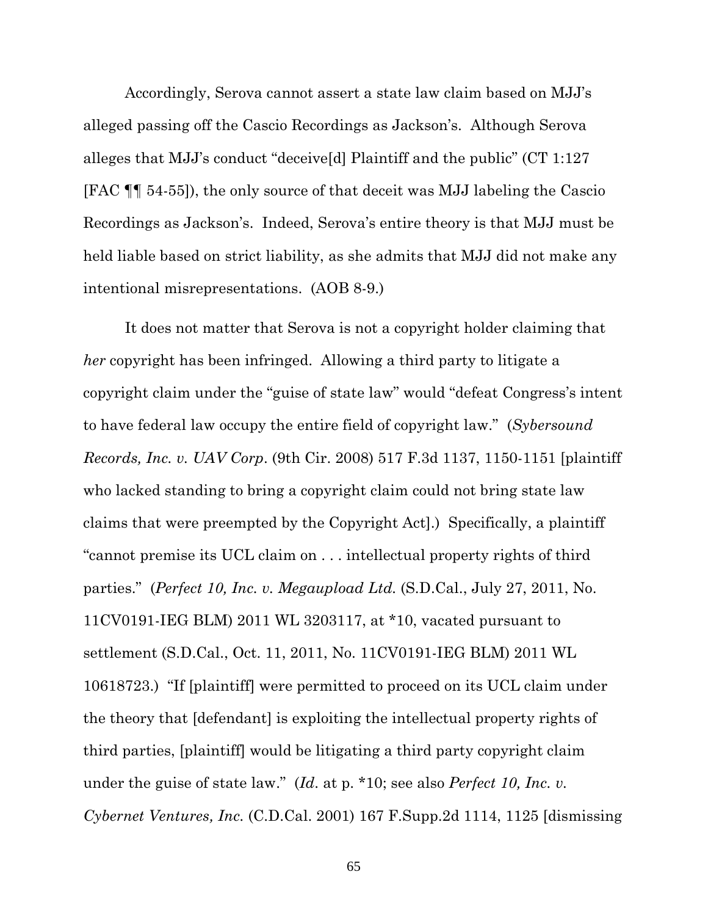Accordingly, Serova cannot assert a state law claim based on MJJ's alleged passing off the Cascio Recordings as Jackson's. Although Serova alleges that MJJ's conduct "deceive[d] Plaintiff and the public" (CT 1:127 [FAC ¶¶ 54-55]), the only source of that deceit was MJJ labeling the Cascio Recordings as Jackson's. Indeed, Serova's entire theory is that MJJ must be held liable based on strict liability, as she admits that MJJ did not make any intentional misrepresentations. (AOB 8-9.)

It does not matter that Serova is not a copyright holder claiming that *her* copyright has been infringed. Allowing a third party to litigate a copyright claim under the "guise of state law" would "defeat Congress's intent to have federal law occupy the entire field of copyright law." (*Sybersound Records, Inc. v. UAV Corp*. (9th Cir. 2008) 517 F.3d 1137, 1150-1151 [plaintiff who lacked standing to bring a copyright claim could not bring state law claims that were preempted by the Copyright Act].) Specifically, a plaintiff "cannot premise its UCL claim on . . . intellectual property rights of third parties." (*Perfect 10, Inc. v. Megaupload Ltd.* (S.D.Cal., July 27, 2011, No. 11CV0191-IEG BLM) 2011 WL 3203117, at *10, vacated pursuant to settlement (S.D.Cal., Oct. 11, 2011, No. 11CV0191-IEG BLM) 2011 WL 10618723.) "If [plaintiff] were permitted to proceed on its UCL claim under the theory that [defendant] is exploiting the intellectual property rights of third parties, [plaintiff] would be litigating a third party copyright claim under the guise of state law." (*Id*. at p. *10; see also *Perfect 10, Inc. v. Cybernet Ventures, Inc.* (C.D.Cal. 2001) 167 F.Supp.2d 1114, 1125 [dismissing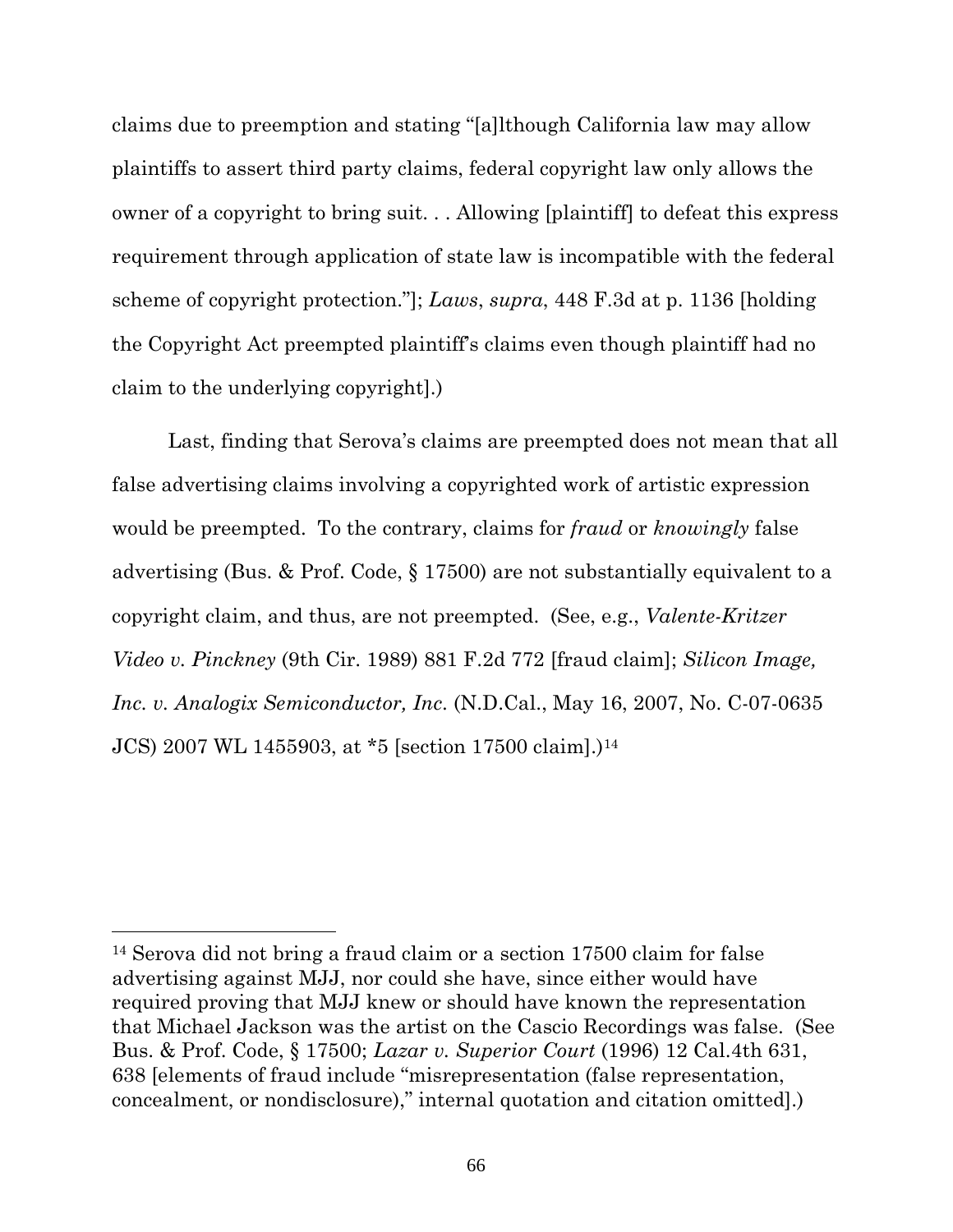claims due to preemption and stating "[a]lthough California law may allow plaintiffs to assert third party claims, federal copyright law only allows the owner of a copyright to bring suit. . . Allowing [plaintiff] to defeat this express requirement through application of state law is incompatible with the federal scheme of copyright protection."]; *Laws*, *supra*, 448 F.3d at p. 1136 [holding the Copyright Act preempted plaintiff's claims even though plaintiff had no claim to the underlying copyright].)

Last, finding that Serova's claims are preempted does not mean that all false advertising claims involving a copyrighted work of artistic expression would be preempted. To the contrary, claims for *fraud* or *knowingly* false advertising (Bus. & Prof. Code, § 17500) are not substantially equivalent to a copyright claim, and thus, are not preempted. (See, e.g., *Valente-Kritzer Video v. Pinckney* (9th Cir. 1989) 881 F.2d 772 [fraud claim]; *Silicon Image, Inc. v. Analogix Semiconductor, Inc.* (N.D.Cal., May 16, 2007, No. C-07-0635 JCS) 2007 WL 1455903, at *5 [section 17500 claim].)[14]

---

[14] Serova did not bring a fraud claim or a section 17500 claim for false advertising against MJJ, nor could she have, since either would have required proving that MJJ knew or should have known the representation that Michael Jackson was the artist on the Cascio Recordings was false. (See Bus. & Prof. Code, § 17500; *Lazar v. Superior Court* (1996) 12 Cal.4th 631, 638 [elements of fraud include "misrepresentation (false representation, concealment, or nondisclosure)," internal quotation and citation omitted].)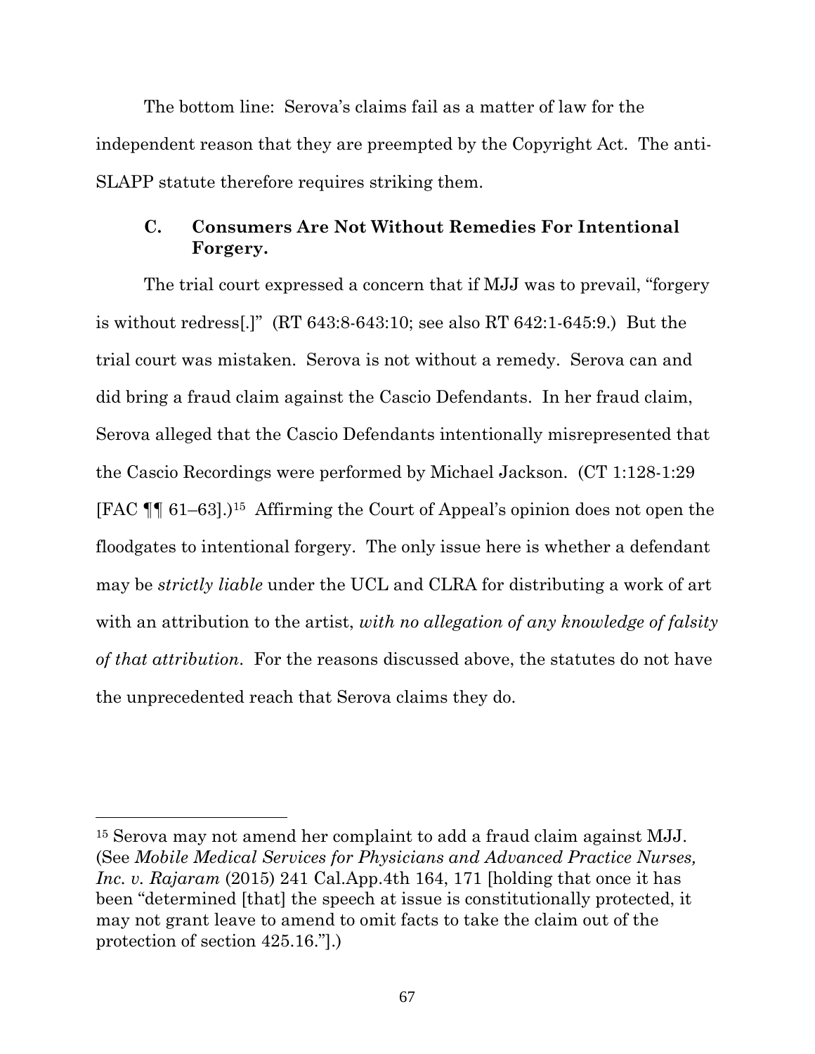The bottom line: Serova's claims fail as a matter of law for the independent reason that they are preempted by the Copyright Act. The anti-SLAPP statute therefore requires striking them.

### C. Consumers Are Not Without Remedies For Intentional Forgery.

The trial court expressed a concern that if MJJ was to prevail, "forgery is without redress[.]" (RT 643:8-643:10; see also RT 642:1-645:9.) But the trial court was mistaken. Serova is not without a remedy. Serova can and did bring a fraud claim against the Cascio Defendants. In her fraud claim, Serova alleged that the Cascio Defendants intentionally misrepresented that the Cascio Recordings were performed by Michael Jackson. (CT 1:128-1:29 [FAC ¶¶ 61–63].)[15] Affirming the Court of Appeal's opinion does not open the floodgates to intentional forgery. The only issue here is whether a defendant may be *strictly liable* under the UCL and CLRA for distributing a work of art with an attribution to the artist, *with no allegation of any knowledge of falsity of that attribution*. For the reasons discussed above, the statutes do not have the unprecedented reach that Serova claims they do.

---

[15] Serova may not amend her complaint to add a fraud claim against MJJ. (See *Mobile Medical Services for Physicians and Advanced Practice Nurses, Inc. v. Rajaram* (2015) 241 Cal.App.4th 164, 171 [holding that once it has been "determined [that] the speech at issue is constitutionally protected, it may not grant leave to amend to omit facts to take the claim out of the protection of section 425.16."].)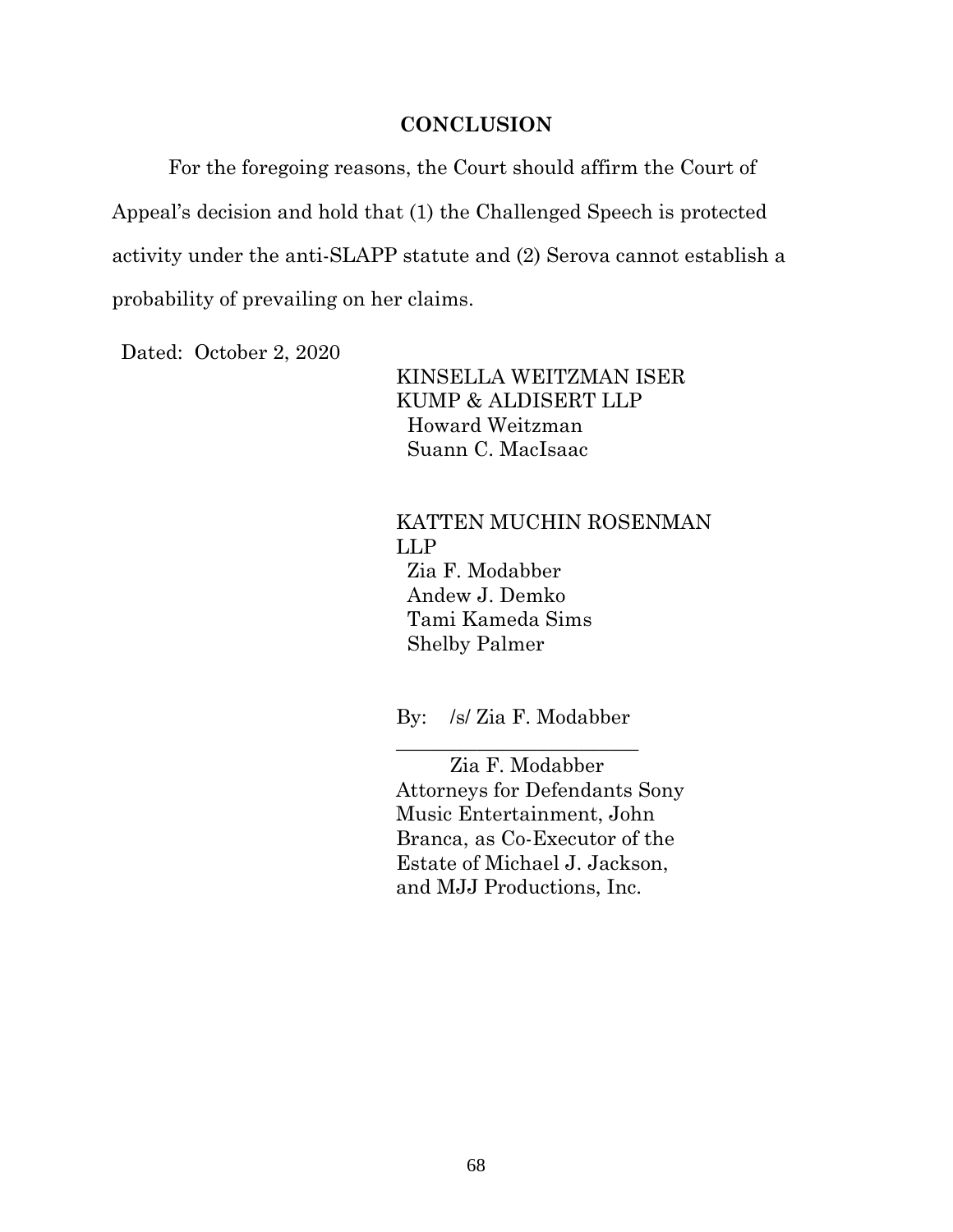## CONCLUSION

For the foregoing reasons, the Court should affirm the Court of Appeal's decision and hold that (1) the Challenged Speech is protected activity under the anti-SLAPP statute and (2) Serova cannot establish a probability of prevailing on her claims.

Dated: October 2, 2020

KINSELLA WEITZMAN ISER KUMP & ALDISERT LLP
Howard Weitzman
Suann C. MacIsaac

KATTEN MUCHIN ROSENMAN LLP
Zia F. Modabber
Andew J. Demko
Tami Kameda Sims
Shelby Palmer

By: /s/ Zia F. Modabber
\_\_\_\_\_\_\_\_\_\_\_\_\_\_\_\_\_\_\_\_\_\_\_\_
Zia F. Modabber
Attorneys for Defendants Sony Music Entertainment, John Branca, as Co-Executor of the Estate of Michael J. Jackson, and MJJ Productions, Inc.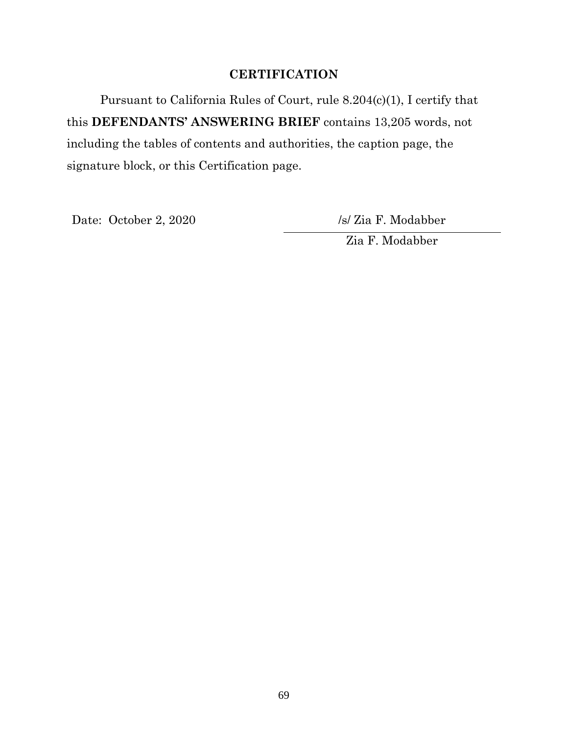## CERTIFICATION

Pursuant to California Rules of Court, rule 8.204(c)(1), I certify that this **DEFENDANTS' ANSWERING BRIEF** contains 13,205 words, not including the tables of contents and authorities, the caption page, the signature block, or this Certification page.

Date: October 2, 2020

/s/ Zia F. Modabber

Zia F. Modabber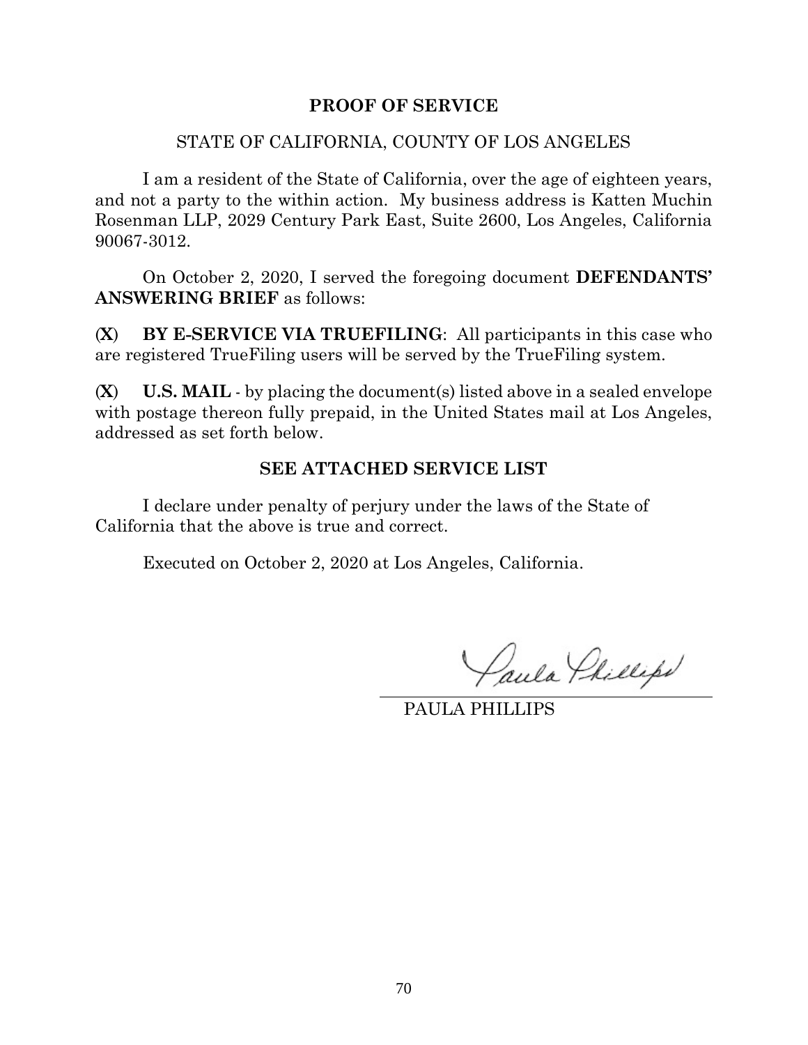## PROOF OF SERVICE

STATE OF CALIFORNIA, COUNTY OF LOS ANGELES

I am a resident of the State of California, over the age of eighteen years, and not a party to the within action. My business address is Katten Muchin Rosenman LLP, 2029 Century Park East, Suite 2600, Los Angeles, California 90067-3012.

On October 2, 2020, I served the foregoing document **DEFENDANTS' ANSWERING BRIEF** as follows:

**(X)** **BY E-SERVICE VIA TRUEFILING**: All participants in this case who are registered TrueFiling users will be served by the TrueFiling system.

**(X)** **U.S. MAIL** - by placing the document(s) listed above in a sealed envelope with postage thereon fully prepaid, in the United States mail at Los Angeles, addressed as set forth below.

**SEE ATTACHED SERVICE LIST**

I declare under penalty of perjury under the laws of the State of California that the above is true and correct.

Executed on October 2, 2020 at Los Angeles, California.

Paula Phillips

PAULA PHILLIPS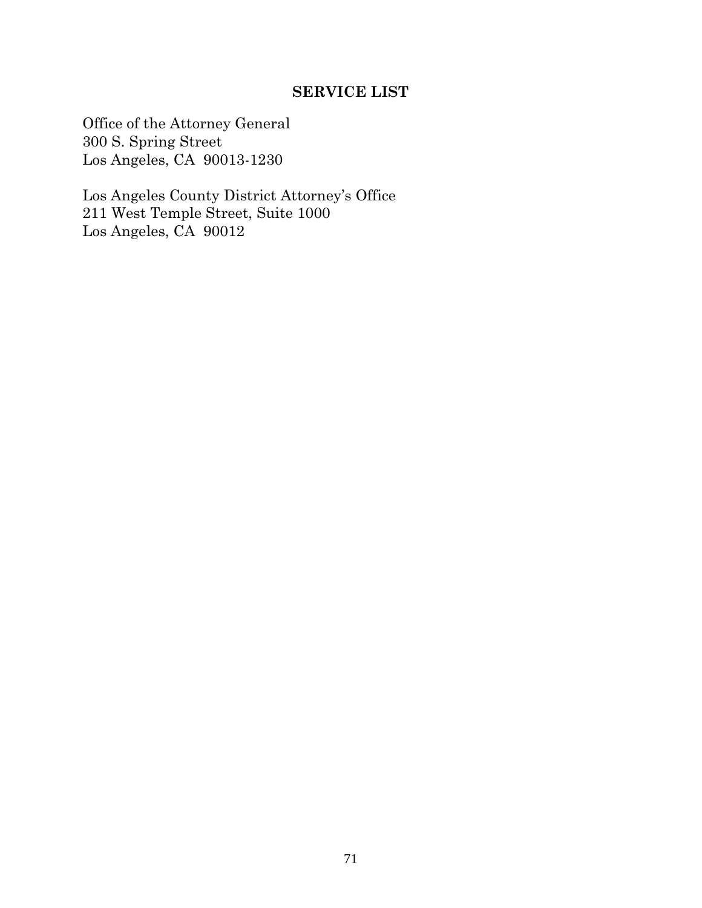## SERVICE LIST

Office of the Attorney General
300 S. Spring Street
Los Angeles, CA  90013-1230

Los Angeles County District Attorney's Office
211 West Temple Street, Suite 1000
Los Angeles, CA  90012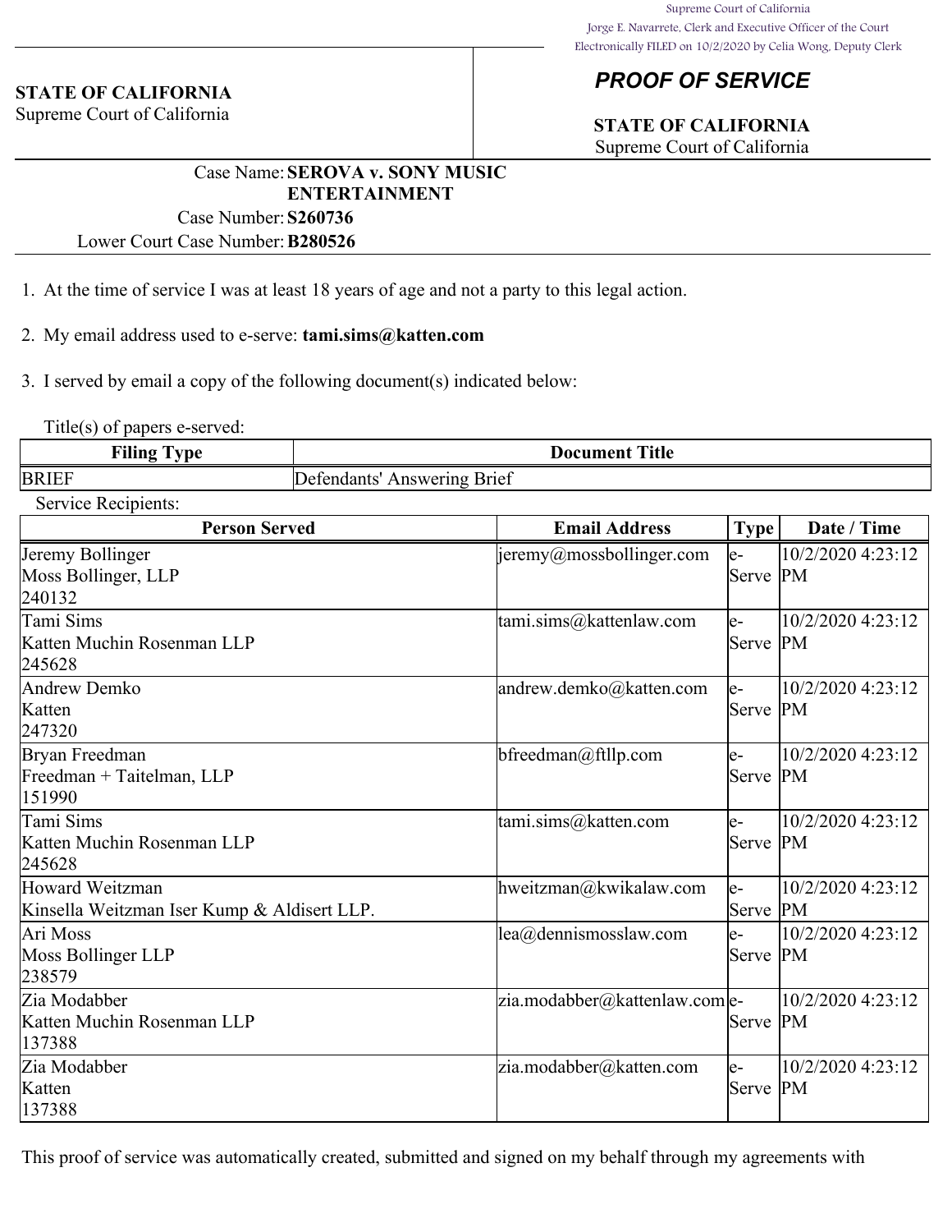Supreme Court of California
Jorge E. Navarrete, Clerk and Executive Officer of the Court
Electronically FILED on 10/2/2020 by Celia Wong, Deputy Clerk

**STATE OF CALIFORNIA**
Supreme Court of California

## *PROOF OF SERVICE*

**STATE OF CALIFORNIA**
Supreme Court of California

Case Name: **SEROVA v. SONY MUSIC ENTERTAINMENT**
Case Number: **S260736**
Lower Court Case Number: **B280526**

1. At the time of service I was at least 18 years of age and not a party to this legal action.

2. My email address used to e-serve: **tami.sims@katten.com**

3. I served by email a copy of the following document(s) indicated below:

Title(s) of papers e-served:

| Filing Type | Document Title |
|---|---|
| BRIEF | Defendants' Answering Brief |

Service Recipients:

| Person Served | Email Address | Type | Date / Time |
|---|---|---|---|
| Jeremy Bollinger<br>Moss Bollinger, LLP<br>240132 | jeremy@mossbollinger.com | e-Serve | 10/2/2020 4:23:12 PM |
| Tami Sims<br>Katten Muchin Rosenman LLP<br>245628 | tami.sims@kattenlaw.com | e-Serve | 10/2/2020 4:23:12 PM |
| Andrew Demko<br>Katten<br>247320 | andrew.demko@katten.com | e-Serve | 10/2/2020 4:23:12 PM |
| Bryan Freedman<br>Freedman + Taitelman, LLP<br>151990 | bfreedman@ftllp.com | e-Serve | 10/2/2020 4:23:12 PM |
| Tami Sims<br>Katten Muchin Rosenman LLP<br>245628 | tami.sims@katten.com | e-Serve | 10/2/2020 4:23:12 PM |
| Howard Weitzman<br>Kinsella Weitzman Iser Kump & Aldisert LLP. | hweitzman@kwikalaw.com | e-Serve | 10/2/2020 4:23:12 PM |
| Ari Moss<br>Moss Bollinger LLP<br>238579 | lea@dennismosslaw.com | e-Serve | 10/2/2020 4:23:12 PM |
| Zia Modabber<br>Katten Muchin Rosenman LLP<br>137388 | zia.modabber@kattenlaw.com | e-Serve | 10/2/2020 4:23:12 PM |
| Zia Modabber<br>Katten<br>137388 | zia.modabber@katten.com | e-Serve | 10/2/2020 4:23:12 PM |

This proof of service was automatically created, submitted and signed on my behalf through my agreements with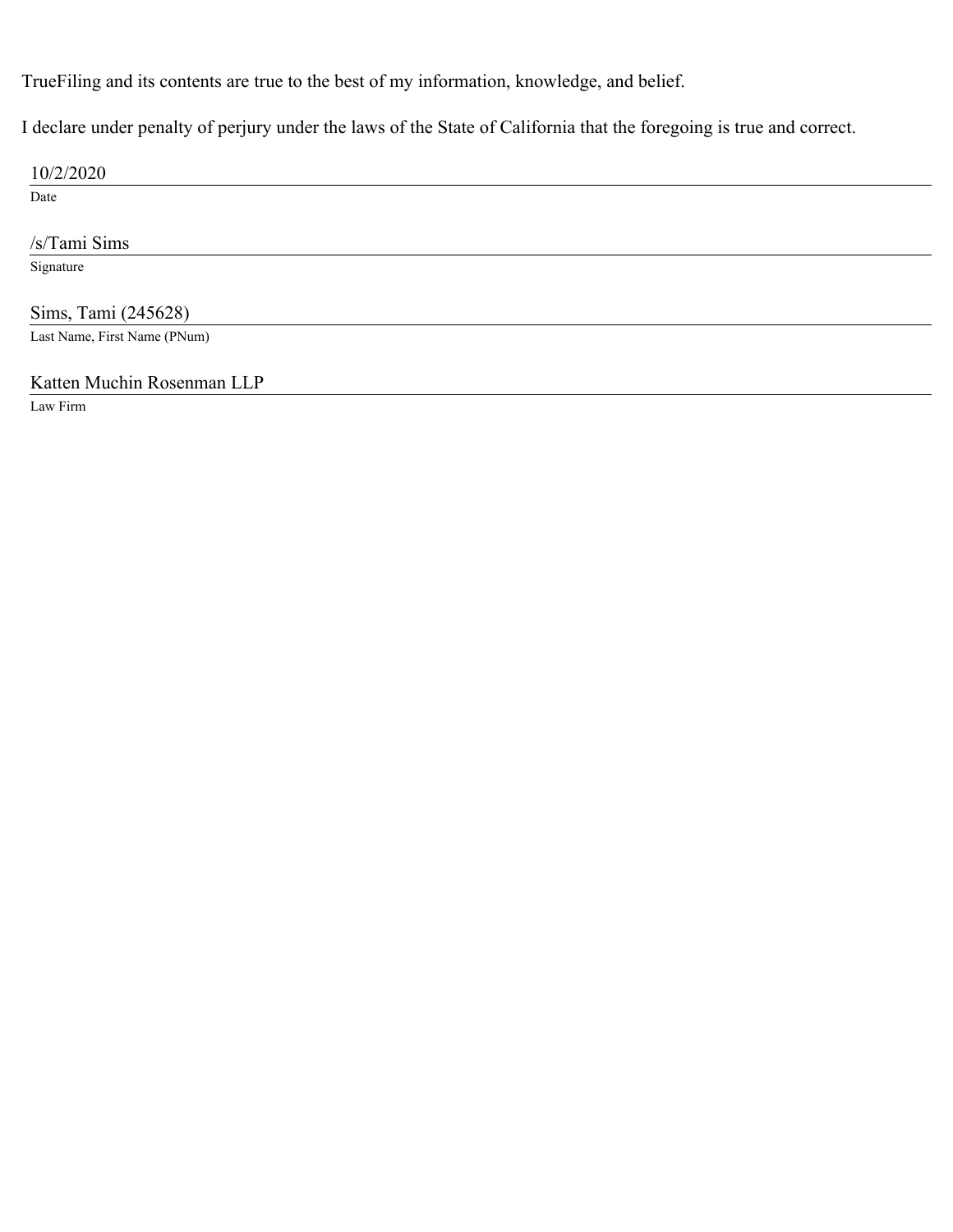TrueFiling and its contents are true to the best of my information, knowledge, and belief.

I declare under penalty of perjury under the laws of the State of California that the foregoing is true and correct.

10/2/2020

Date

/s/Tami Sims

Signature

Sims, Tami (245628)

Last Name, First Name (PNum)

Katten Muchin Rosenman LLP

Law Firm